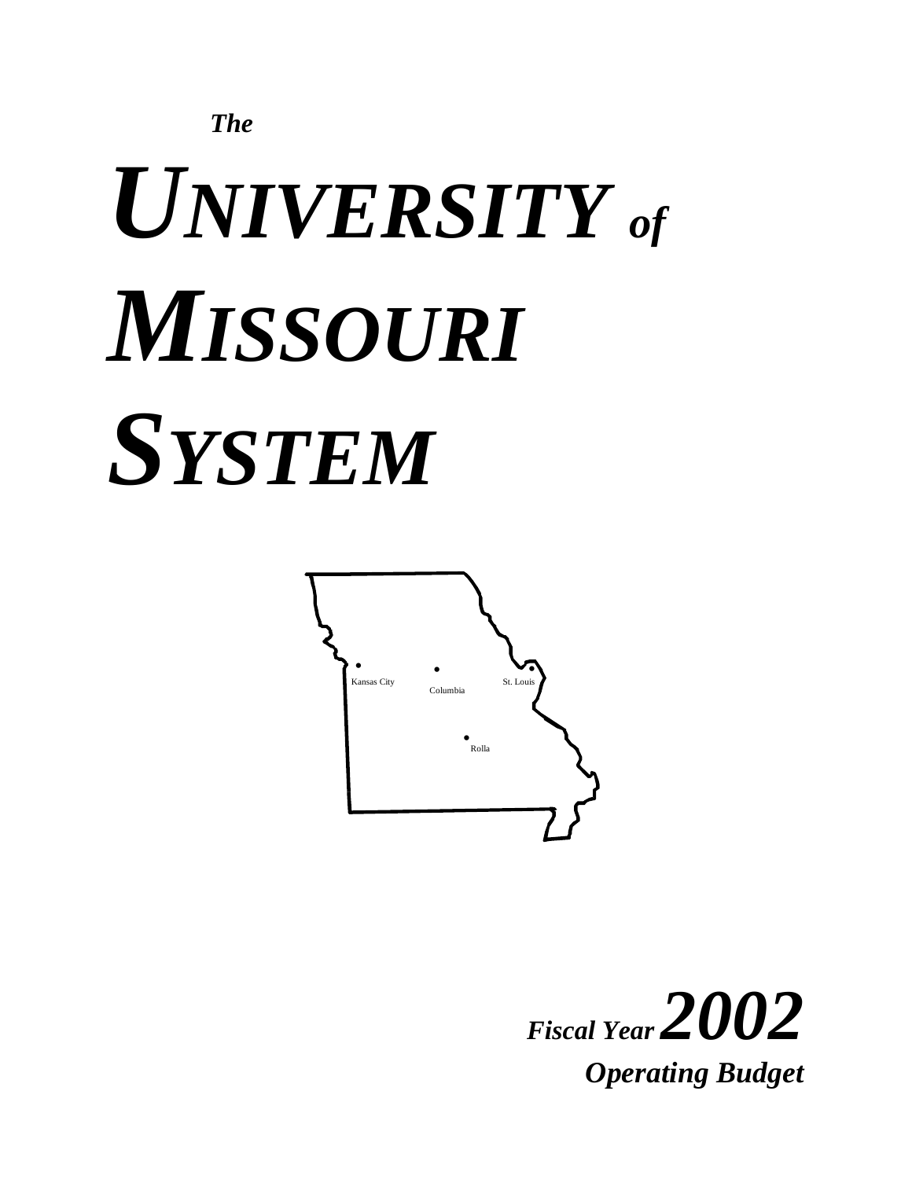*The*

# *UNIVERSITY of MISSOURI SYSTEM*

Kansas City

Columbia

St. Louis

Rolla

***Fiscal Year 2002***

***Operating Budget***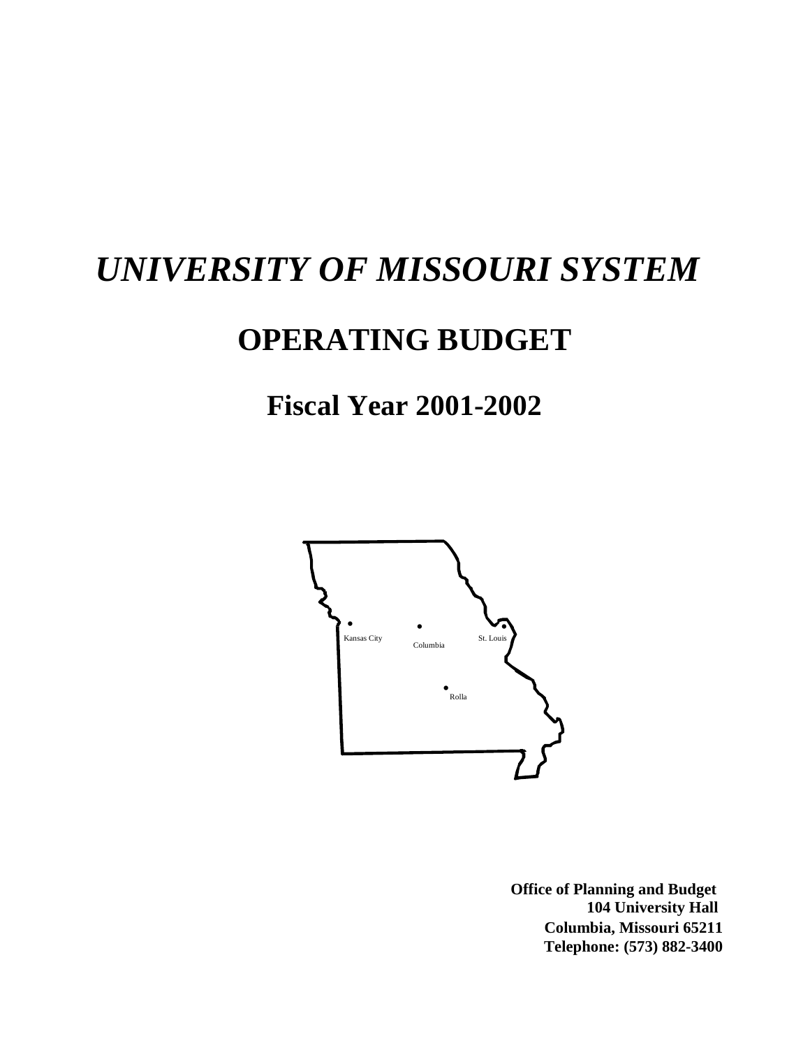# *UNIVERSITY OF MISSOURI SYSTEM*

## OPERATING BUDGET

## Fiscal Year 2001-2002

Kansas City

Columbia

St. Louis

Rolla

**Office of Planning and Budget**
**104 University Hall**
**Columbia, Missouri 65211**
**Telephone: (573) 882-3400**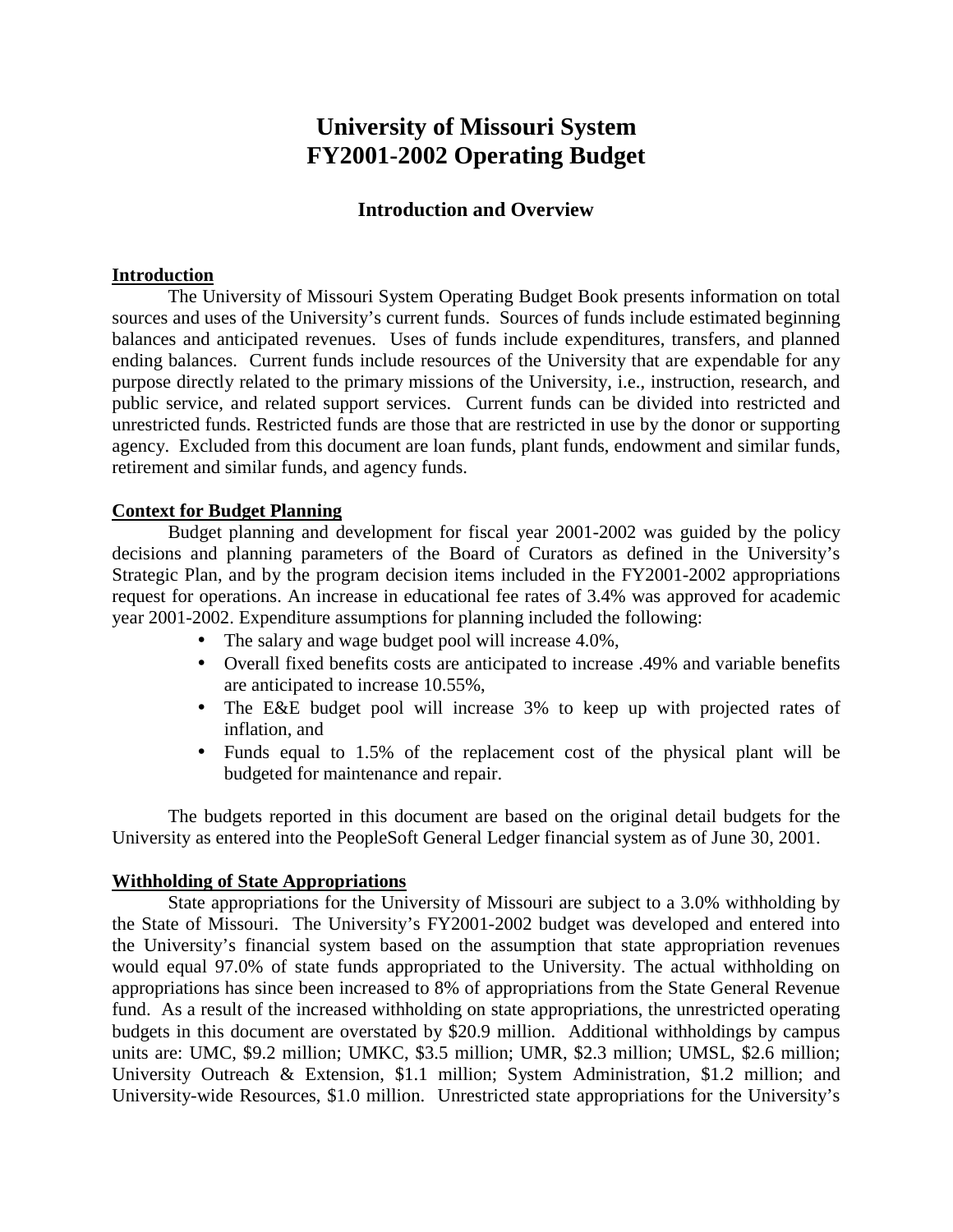# University of Missouri System
# FY2001-2002 Operating Budget

## Introduction and Overview

**Introduction**

The University of Missouri System Operating Budget Book presents information on total sources and uses of the University's current funds. Sources of funds include estimated beginning balances and anticipated revenues. Uses of funds include expenditures, transfers, and planned ending balances. Current funds include resources of the University that are expendable for any purpose directly related to the primary missions of the University, i.e., instruction, research, and public service, and related support services. Current funds can be divided into restricted and unrestricted funds. Restricted funds are those that are restricted in use by the donor or supporting agency. Excluded from this document are loan funds, plant funds, endowment and similar funds, retirement and similar funds, and agency funds.

**Context for Budget Planning**

Budget planning and development for fiscal year 2001-2002 was guided by the policy decisions and planning parameters of the Board of Curators as defined in the University's Strategic Plan, and by the program decision items included in the FY2001-2002 appropriations request for operations. An increase in educational fee rates of 3.4% was approved for academic year 2001-2002. Expenditure assumptions for planning included the following:

- The salary and wage budget pool will increase 4.0%,
- Overall fixed benefits costs are anticipated to increase .49% and variable benefits are anticipated to increase 10.55%,
- The E&E budget pool will increase 3% to keep up with projected rates of inflation, and
- Funds equal to 1.5% of the replacement cost of the physical plant will be budgeted for maintenance and repair.

The budgets reported in this document are based on the original detail budgets for the University as entered into the PeopleSoft General Ledger financial system as of June 30, 2001.

**Withholding of State Appropriations**

State appropriations for the University of Missouri are subject to a 3.0% withholding by the State of Missouri. The University's FY2001-2002 budget was developed and entered into the University's financial system based on the assumption that state appropriation revenues would equal 97.0% of state funds appropriated to the University. The actual withholding on appropriations has since been increased to 8% of appropriations from the State General Revenue fund. As a result of the increased withholding on state appropriations, the unrestricted operating budgets in this document are overstated by $20.9 million. Additional withholdings by campus units are: UMC, $9.2 million; UMKC, $3.5 million; UMR, $2.3 million; UMSL, $2.6 million; University Outreach & Extension, $1.1 million; System Administration, $1.2 million; and University-wide Resources, $1.0 million. Unrestricted state appropriations for the University's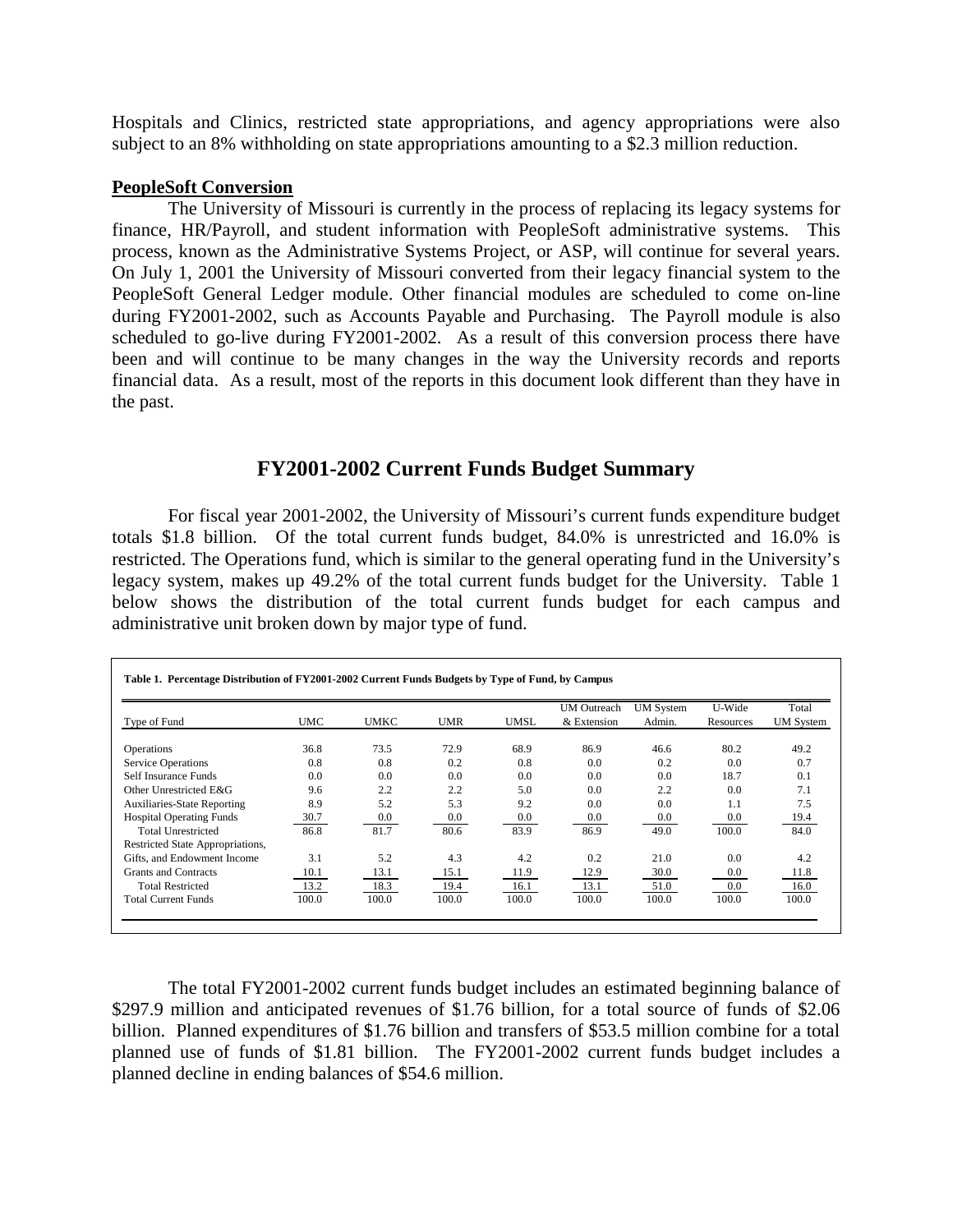Hospitals and Clinics, restricted state appropriations, and agency appropriations were also subject to an 8% withholding on state appropriations amounting to a $2.3 million reduction.

**PeopleSoft Conversion**

The University of Missouri is currently in the process of replacing its legacy systems for finance, HR/Payroll, and student information with PeopleSoft administrative systems. This process, known as the Administrative Systems Project, or ASP, will continue for several years. On July 1, 2001 the University of Missouri converted from their legacy financial system to the PeopleSoft General Ledger module. Other financial modules are scheduled to come on-line during FY2001-2002, such as Accounts Payable and Purchasing. The Payroll module is also scheduled to go-live during FY2001-2002. As a result of this conversion process there have been and will continue to be many changes in the way the University records and reports financial data. As a result, most of the reports in this document look different than they have in the past.

## FY2001-2002 Current Funds Budget Summary

For fiscal year 2001-2002, the University of Missouri's current funds expenditure budget totals $1.8 billion. Of the total current funds budget, 84.0% is unrestricted and 16.0% is restricted. The Operations fund, which is similar to the general operating fund in the University's legacy system, makes up 49.2% of the total current funds budget for the University. Table 1 below shows the distribution of the total current funds budget for each campus and administrative unit broken down by major type of fund.

**Table 1. Percentage Distribution of FY2001-2002 Current Funds Budgets by Type of Fund, by Campus**

| Type of Fund | UMC | UMKC | UMR | UMSL | UM Outreach & Extension | UM System Admin. | U-Wide Resources | Total UM System |
|---|---|---|---|---|---|---|---|---|
| Operations | 36.8 | 73.5 | 72.9 | 68.9 | 86.9 | 46.6 | 80.2 | 49.2 |
| Service Operations | 0.8 | 0.8 | 0.2 | 0.8 | 0.0 | 0.2 | 0.0 | 0.7 |
| Self Insurance Funds | 0.0 | 0.0 | 0.0 | 0.0 | 0.0 | 0.0 | 18.7 | 0.1 |
| Other Unrestricted E&G | 9.6 | 2.2 | 2.2 | 5.0 | 0.0 | 2.2 | 0.0 | 7.1 |
| Auxiliaries-State Reporting | 8.9 | 5.2 | 5.3 | 9.2 | 0.0 | 0.0 | 1.1 | 7.5 |
| Hospital Operating Funds | 30.7 | 0.0 | 0.0 | 0.0 | 0.0 | 0.0 | 0.0 | 19.4 |
| Total Unrestricted | 86.8 | 81.7 | 80.6 | 83.9 | 86.9 | 49.0 | 100.0 | 84.0 |
| Restricted State Appropriations, Gifts, and Endowment Income | 3.1 | 5.2 | 4.3 | 4.2 | 0.2 | 21.0 | 0.0 | 4.2 |
| Grants and Contracts | 10.1 | 13.1 | 15.1 | 11.9 | 12.9 | 30.0 | 0.0 | 11.8 |
| Total Restricted | 13.2 | 18.3 | 19.4 | 16.1 | 13.1 | 51.0 | 0.0 | 16.0 |
| Total Current Funds | 100.0 | 100.0 | 100.0 | 100.0 | 100.0 | 100.0 | 100.0 | 100.0 |

The total FY2001-2002 current funds budget includes an estimated beginning balance of $297.9 million and anticipated revenues of $1.76 billion, for a total source of funds of $2.06 billion. Planned expenditures of $1.76 billion and transfers of $53.5 million combine for a total planned use of funds of $1.81 billion. The FY2001-2002 current funds budget includes a planned decline in ending balances of $54.6 million.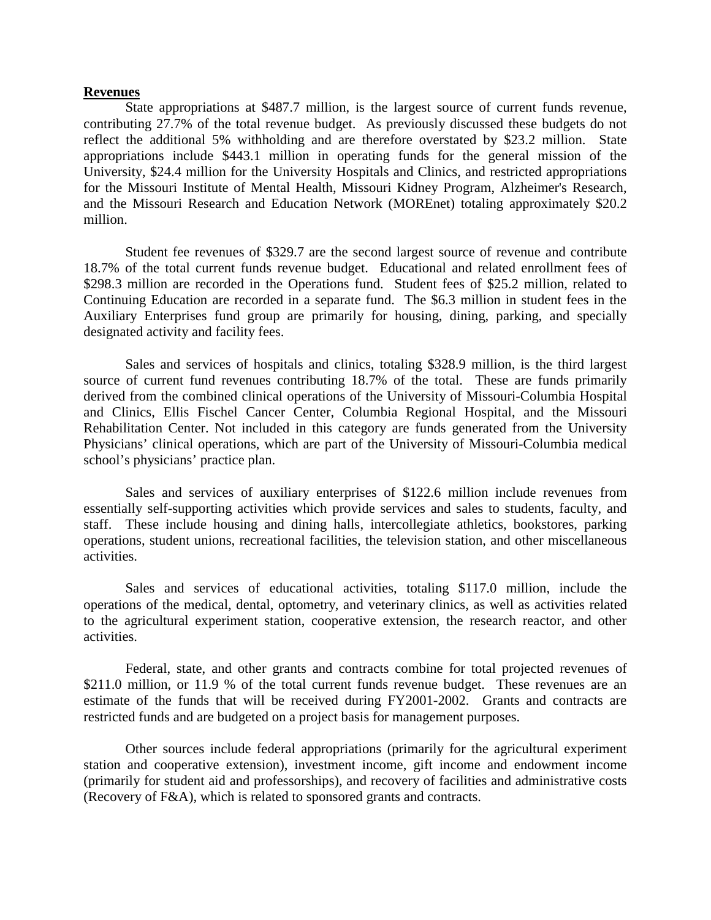**Revenues**

State appropriations at $487.7 million, is the largest source of current funds revenue, contributing 27.7% of the total revenue budget. As previously discussed these budgets do not reflect the additional 5% withholding and are therefore overstated by $23.2 million. State appropriations include $443.1 million in operating funds for the general mission of the University, $24.4 million for the University Hospitals and Clinics, and restricted appropriations for the Missouri Institute of Mental Health, Missouri Kidney Program, Alzheimer's Research, and the Missouri Research and Education Network (MOREnet) totaling approximately $20.2 million.

Student fee revenues of $329.7 are the second largest source of revenue and contribute 18.7% of the total current funds revenue budget. Educational and related enrollment fees of $298.3 million are recorded in the Operations fund. Student fees of $25.2 million, related to Continuing Education are recorded in a separate fund. The $6.3 million in student fees in the Auxiliary Enterprises fund group are primarily for housing, dining, parking, and specially designated activity and facility fees.

Sales and services of hospitals and clinics, totaling $328.9 million, is the third largest source of current fund revenues contributing 18.7% of the total. These are funds primarily derived from the combined clinical operations of the University of Missouri-Columbia Hospital and Clinics, Ellis Fischel Cancer Center, Columbia Regional Hospital, and the Missouri Rehabilitation Center. Not included in this category are funds generated from the University Physicians' clinical operations, which are part of the University of Missouri-Columbia medical school's physicians' practice plan.

Sales and services of auxiliary enterprises of $122.6 million include revenues from essentially self-supporting activities which provide services and sales to students, faculty, and staff. These include housing and dining halls, intercollegiate athletics, bookstores, parking operations, student unions, recreational facilities, the television station, and other miscellaneous activities.

Sales and services of educational activities, totaling $117.0 million, include the operations of the medical, dental, optometry, and veterinary clinics, as well as activities related to the agricultural experiment station, cooperative extension, the research reactor, and other activities.

Federal, state, and other grants and contracts combine for total projected revenues of $211.0 million, or 11.9 % of the total current funds revenue budget. These revenues are an estimate of the funds that will be received during FY2001-2002. Grants and contracts are restricted funds and are budgeted on a project basis for management purposes.

Other sources include federal appropriations (primarily for the agricultural experiment station and cooperative extension), investment income, gift income and endowment income (primarily for student aid and professorships), and recovery of facilities and administrative costs (Recovery of F&A), which is related to sponsored grants and contracts.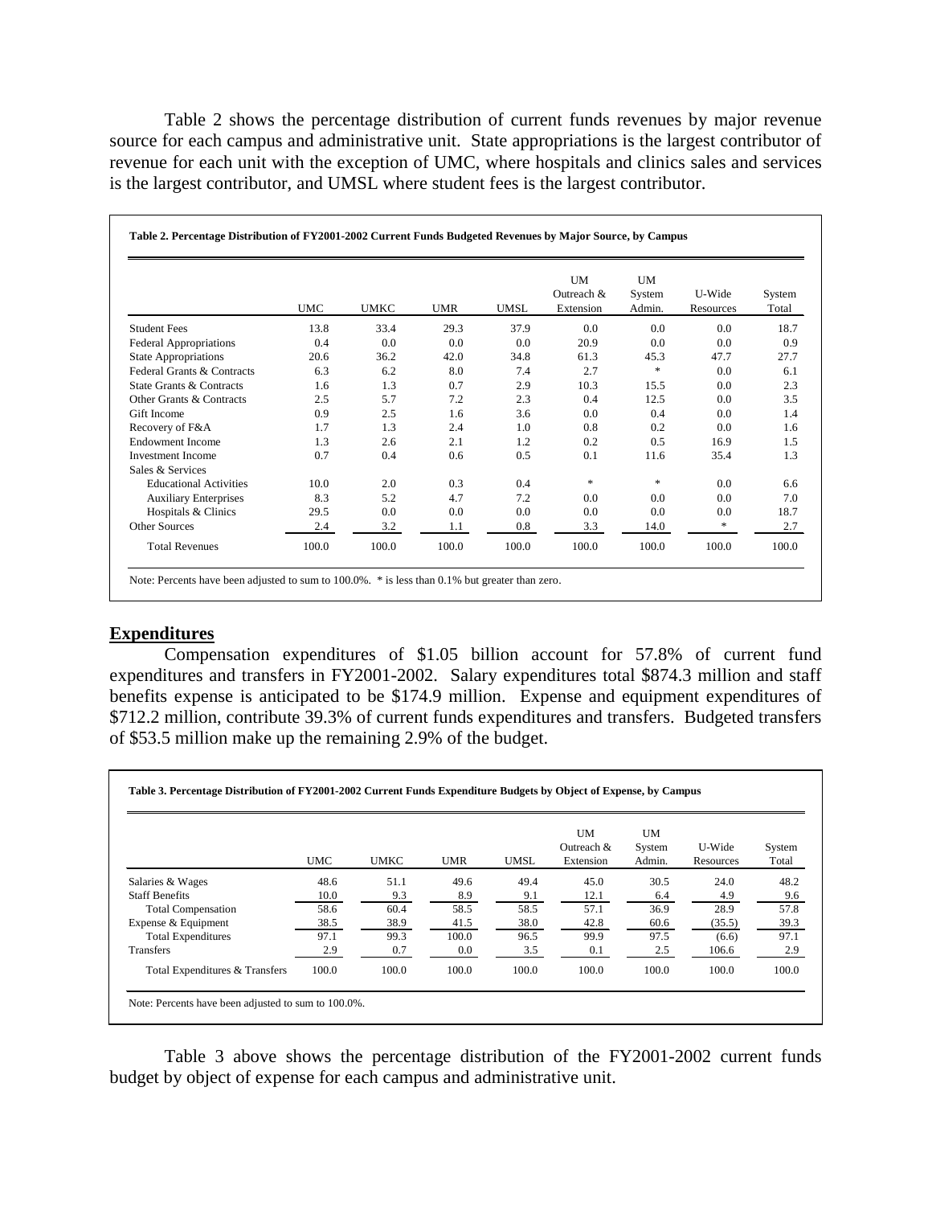Table 2 shows the percentage distribution of current funds revenues by major revenue source for each campus and administrative unit. State appropriations is the largest contributor of revenue for each unit with the exception of UMC, where hospitals and clinics sales and services is the largest contributor, and UMSL where student fees is the largest contributor.

**Table 2. Percentage Distribution of FY2001-2002 Current Funds Budgeted Revenues by Major Source, by Campus**

| | UMC | UMKC | UMR | UMSL | UM Outreach & Extension | UM System Admin. | U-Wide Resources | System Total |
|---|---|---|---|---|---|---|---|---|
| Student Fees | 13.8 | 33.4 | 29.3 | 37.9 | 0.0 | 0.0 | 0.0 | 18.7 |
| Federal Appropriations | 0.4 | 0.0 | 0.0 | 0.0 | 20.9 | 0.0 | 0.0 | 0.9 |
| State Appropriations | 20.6 | 36.2 | 42.0 | 34.8 | 61.3 | 45.3 | 47.7 | 27.7 |
| Federal Grants & Contracts | 6.3 | 6.2 | 8.0 | 7.4 | 2.7 | * | 0.0 | 6.1 |
| State Grants & Contracts | 1.6 | 1.3 | 0.7 | 2.9 | 10.3 | 15.5 | 0.0 | 2.3 |
| Other Grants & Contracts | 2.5 | 5.7 | 7.2 | 2.3 | 0.4 | 12.5 | 0.0 | 3.5 |
| Gift Income | 0.9 | 2.5 | 1.6 | 3.6 | 0.0 | 0.4 | 0.0 | 1.4 |
| Recovery of F&A | 1.7 | 1.3 | 2.4 | 1.0 | 0.8 | 0.2 | 0.0 | 1.6 |
| Endowment Income | 1.3 | 2.6 | 2.1 | 1.2 | 0.2 | 0.5 | 16.9 | 1.5 |
| Investment Income | 0.7 | 0.4 | 0.6 | 0.5 | 0.1 | 11.6 | 35.4 | 1.3 |
| Sales & Services | | | | | | | | |
| Educational Activities | 10.0 | 2.0 | 0.3 | 0.4 | * | * | 0.0 | 6.6 |
| Auxiliary Enterprises | 8.3 | 5.2 | 4.7 | 7.2 | 0.0 | 0.0 | 0.0 | 7.0 |
| Hospitals & Clinics | 29.5 | 0.0 | 0.0 | 0.0 | 0.0 | 0.0 | 0.0 | 18.7 |
| Other Sources | 2.4 | 3.2 | 1.1 | 0.8 | 3.3 | 14.0 | * | 2.7 |
| Total Revenues | 100.0 | 100.0 | 100.0 | 100.0 | 100.0 | 100.0 | 100.0 | 100.0 |

Note: Percents have been adjusted to sum to 100.0%. * is less than 0.1% but greater than zero.

## Expenditures

Compensation expenditures of $1.05 billion account for 57.8% of current fund expenditures and transfers in FY2001-2002. Salary expenditures total $874.3 million and staff benefits expense is anticipated to be $174.9 million. Expense and equipment expenditures of $712.2 million, contribute 39.3% of current funds expenditures and transfers. Budgeted transfers of $53.5 million make up the remaining 2.9% of the budget.

**Table 3. Percentage Distribution of FY2001-2002 Current Funds Expenditure Budgets by Object of Expense, by Campus**

| | UMC | UMKC | UMR | UMSL | UM Outreach & Extension | UM System Admin. | U-Wide Resources | System Total |
|---|---|---|---|---|---|---|---|---|
| Salaries & Wages | 48.6 | 51.1 | 49.6 | 49.4 | 45.0 | 30.5 | 24.0 | 48.2 |
| Staff Benefits | 10.0 | 9.3 | 8.9 | 9.1 | 12.1 | 6.4 | 4.9 | 9.6 |
| Total Compensation | 58.6 | 60.4 | 58.5 | 58.5 | 57.1 | 36.9 | 28.9 | 57.8 |
| Expense & Equipment | 38.5 | 38.9 | 41.5 | 38.0 | 42.8 | 60.6 | (35.5) | 39.3 |
| Total Expenditures | 97.1 | 99.3 | 100.0 | 96.5 | 99.9 | 97.5 | (6.6) | 97.1 |
| Transfers | 2.9 | 0.7 | 0.0 | 3.5 | 0.1 | 2.5 | 106.6 | 2.9 |
| Total Expenditures & Transfers | 100.0 | 100.0 | 100.0 | 100.0 | 100.0 | 100.0 | 100.0 | 100.0 |

Note: Percents have been adjusted to sum to 100.0%.

Table 3 above shows the percentage distribution of the FY2001-2002 current funds budget by object of expense for each campus and administrative unit.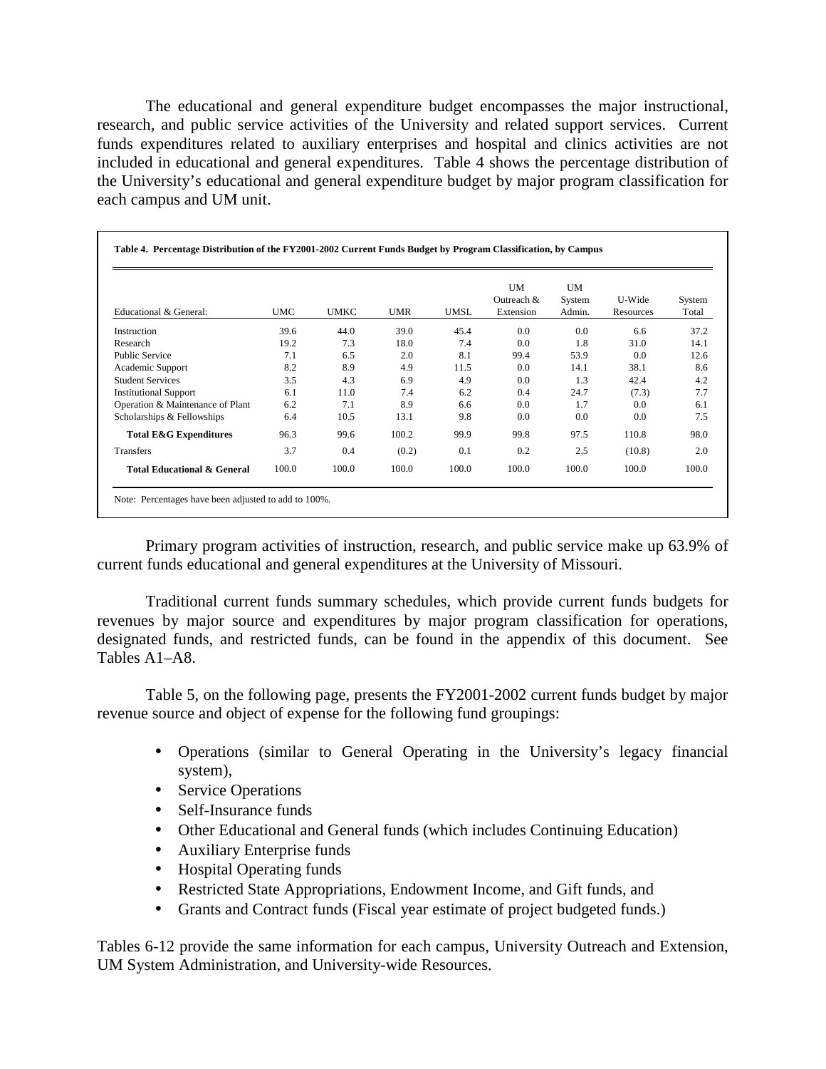The educational and general expenditure budget encompasses the major instructional, research, and public service activities of the University and related support services. Current funds expenditures related to auxiliary enterprises and hospital and clinics activities are not included in educational and general expenditures. Table 4 shows the percentage distribution of the University's educational and general expenditure budget by major program classification for each campus and UM unit.

**Table 4. Percentage Distribution of the FY2001-2002 Current Funds Budget by Program Classification, by Campus**

| Educational & General: | UMC | UMKC | UMR | UMSL | UM Outreach & Extension | UM System Admin. | U-Wide Resources | System Total |
|---|---|---|---|---|---|---|---|---|
| Instruction | 39.6 | 44.0 | 39.0 | 45.4 | 0.0 | 0.0 | 6.6 | 37.2 |
| Research | 19.2 | 7.3 | 18.0 | 7.4 | 0.0 | 1.8 | 31.0 | 14.1 |
| Public Service | 7.1 | 6.5 | 2.0 | 8.1 | 99.4 | 53.9 | 0.0 | 12.6 |
| Academic Support | 8.2 | 8.9 | 4.9 | 11.5 | 0.0 | 14.1 | 38.1 | 8.6 |
| Student Services | 3.5 | 4.3 | 6.9 | 4.9 | 0.0 | 1.3 | 42.4 | 4.2 |
| Institutional Support | 6.1 | 11.0 | 7.4 | 6.2 | 0.4 | 24.7 | (7.3) | 7.7 |
| Operation & Maintenance of Plant | 6.2 | 7.1 | 8.9 | 6.6 | 0.0 | 1.7 | 0.0 | 6.1 |
| Scholarships & Fellowships | 6.4 | 10.5 | 13.1 | 9.8 | 0.0 | 0.0 | 0.0 | 7.5 |
| **Total E&G Expenditures** | 96.3 | 99.6 | 100.2 | 99.9 | 99.8 | 97.5 | 110.8 | 98.0 |
| Transfers | 3.7 | 0.4 | (0.2) | 0.1 | 0.2 | 2.5 | (10.8) | 2.0 |
| **Total Educational & General** | 100.0 | 100.0 | 100.0 | 100.0 | 100.0 | 100.0 | 100.0 | 100.0 |

Note: Percentages have been adjusted to add to 100%.

Primary program activities of instruction, research, and public service make up 63.9% of current funds educational and general expenditures at the University of Missouri.

Traditional current funds summary schedules, which provide current funds budgets for revenues by major source and expenditures by major program classification for operations, designated funds, and restricted funds, can be found in the appendix of this document. See Tables A1–A8.

Table 5, on the following page, presents the FY2001-2002 current funds budget by major revenue source and object of expense for the following fund groupings:

- Operations (similar to General Operating in the University's legacy financial system),
- Service Operations
- Self-Insurance funds
- Other Educational and General funds (which includes Continuing Education)
- Auxiliary Enterprise funds
- Hospital Operating funds
- Restricted State Appropriations, Endowment Income, and Gift funds, and
- Grants and Contract funds (Fiscal year estimate of project budgeted funds.)

Tables 6-12 provide the same information for each campus, University Outreach and Extension, UM System Administration, and University-wide Resources.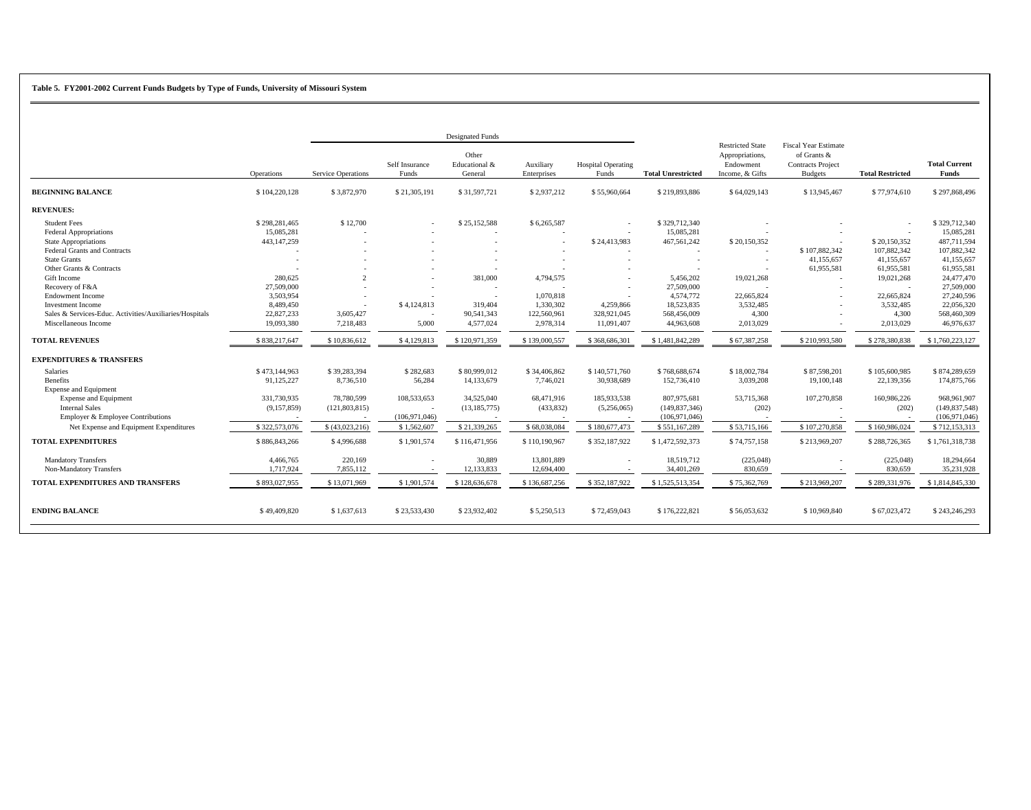**Table 5. FY2001-2002 Current Funds Budgets by Type of Funds, University of Missouri System**

| | Operations | Service Operations | Self Insurance Funds | Other Educational & General | Auxiliary Enterprises | Hospital Operating Funds | Total Unrestricted | Restricted State Appropriations, Endowment Income, & Gifts | Fiscal Year Estimate of Grants & Contracts Project Budgets | Total Restricted | Total Current Funds |
|---|---|---|---|---|---|---|---|---|---|---|---|
| | Designated Funds | | | | | | | | | | |
| **BEGINNING BALANCE** | $ 104,220,128 | $ 3,872,970 | $ 21,305,191 | $ 31,597,721 | $ 2,937,212 | $ 55,960,664 | $ 219,893,886 | $ 64,029,143 | $ 13,945,467 | $ 77,974,610 | $ 297,868,496 |
| **REVENUES:** | | | | | | | | | | | |
| Student Fees | $ 298,281,465 | $ 12,700 | - | $ 25,152,588 | $ 6,265,587 | - | $ 329,712,340 | - | - | - | $ 329,712,340 |
| Federal Appropriations | 15,085,281 | - | - | - | - | - | 15,085,281 | - | - | - | 15,085,281 |
| State Appropriations | 443,147,259 | - | - | - | - | $ 24,413,983 | 467,561,242 | $ 20,150,352 | - | $ 20,150,352 | 487,711,594 |
| Federal Grants and Contracts | - | - | - | - | - | - | - | - | $ 107,882,342 | 107,882,342 | 107,882,342 |
| State Grants | - | - | - | - | - | - | - | - | 41,155,657 | 41,155,657 | 41,155,657 |
| Other Grants & Contracts | - | - | - | - | - | - | - | - | 61,955,581 | 61,955,581 | 61,955,581 |
| Gift Income | 280,625 | 2 | - | 381,000 | 4,794,575 | - | 5,456,202 | 19,021,268 | - | 19,021,268 | 24,477,470 |
| Recovery of F&A | 27,509,000 | - | - | - | - | - | 27,509,000 | - | - | - | 27,509,000 |
| Endowment Income | 3,503,954 | - | - | - | 1,070,818 | - | 4,574,772 | 22,665,824 | - | 22,665,824 | 27,240,596 |
| Investment Income | 8,489,450 | - | $ 4,124,813 | 319,404 | 1,330,302 | 4,259,866 | 18,523,835 | 3,532,485 | - | 3,532,485 | 22,056,320 |
| Sales & Services-Educ. Activities/Auxiliaries/Hospitals | 22,827,233 | 3,605,427 | - | 90,541,343 | 122,560,961 | 328,921,045 | 568,456,009 | 4,300 | - | 4,300 | 568,460,309 |
| Miscellaneous Income | 19,093,380 | 7,218,483 | 5,000 | 4,577,024 | 2,978,314 | 11,091,407 | 44,963,608 | 2,013,029 | - | 2,013,029 | 46,976,637 |
| **TOTAL REVENUES** | $ 838,217,647 | $ 10,836,612 | $ 4,129,813 | $ 120,971,359 | $ 139,000,557 | $ 368,686,301 | $ 1,481,842,289 | $ 67,387,258 | $ 210,993,580 | $ 278,380,838 | $ 1,760,223,127 |
| **EXPENDITURES & TRANSFERS** | | | | | | | | | | | |
| Salaries | $ 473,144,963 | $ 39,283,394 | $ 282,683 | $ 80,999,012 | $ 34,406,862 | $ 140,571,760 | $ 768,688,674 | $ 18,002,784 | $ 87,598,201 | $ 105,600,985 | $ 874,289,659 |
| Benefits | 91,125,227 | 8,736,510 | 56,284 | 14,133,679 | 7,746,021 | 30,938,689 | 152,736,410 | 3,039,208 | 19,100,148 | 22,139,356 | 174,875,766 |
| Expense and Equipment | | | | | | | | | | | |
| Expense and Equipment | 331,730,935 | 78,780,599 | 108,533,653 | 34,525,040 | 68,471,916 | 185,933,538 | 807,975,681 | 53,715,368 | 107,270,858 | 160,986,226 | 968,961,907 |
| Internal Sales | (9,157,859) | (121,803,815) | - | (13,185,775) | (433,832) | (5,256,065) | (149,837,346) | (202) | - | (202) | (149,837,548) |
| Employer & Employee Contributions | - | - | (106,971,046) | - | - | - | (106,971,046) | - | - | - | (106,971,046) |
| Net Expense and Equipment Expenditures | $ 322,573,076 | $ (43,023,216) | $ 1,562,607 | $ 21,339,265 | $ 68,038,084 | $ 180,677,473 | $ 551,167,289 | $ 53,715,166 | $ 107,270,858 | $ 160,986,024 | $ 712,153,313 |
| **TOTAL EXPENDITURES** | $ 886,843,266 | $ 4,996,688 | $ 1,901,574 | $ 116,471,956 | $ 110,190,967 | $ 352,187,922 | $ 1,472,592,373 | $ 74,757,158 | $ 213,969,207 | $ 288,726,365 | $ 1,761,318,738 |
| Mandatory Transfers | 4,466,765 | 220,169 | - | 30,889 | 13,801,889 | - | 18,519,712 | (225,048) | - | (225,048) | 18,294,664 |
| Non-Mandatory Transfers | 1,717,924 | 7,855,112 | - | 12,133,833 | 12,694,400 | - | 34,401,269 | 830,659 | - | 830,659 | 35,231,928 |
| **TOTAL EXPENDITURES AND TRANSFERS** | $ 893,027,955 | $ 13,071,969 | $ 1,901,574 | $ 128,636,678 | $ 136,687,256 | $ 352,187,922 | $ 1,525,513,354 | $ 75,362,769 | $ 213,969,207 | $ 289,331,976 | $ 1,814,845,330 |
| **ENDING BALANCE** | $ 49,409,820 | $ 1,637,613 | $ 23,533,430 | $ 23,932,402 | $ 5,250,513 | $ 72,459,043 | $ 176,222,821 | $ 56,053,632 | $ 10,969,840 | $ 67,023,472 | $ 243,246,293 |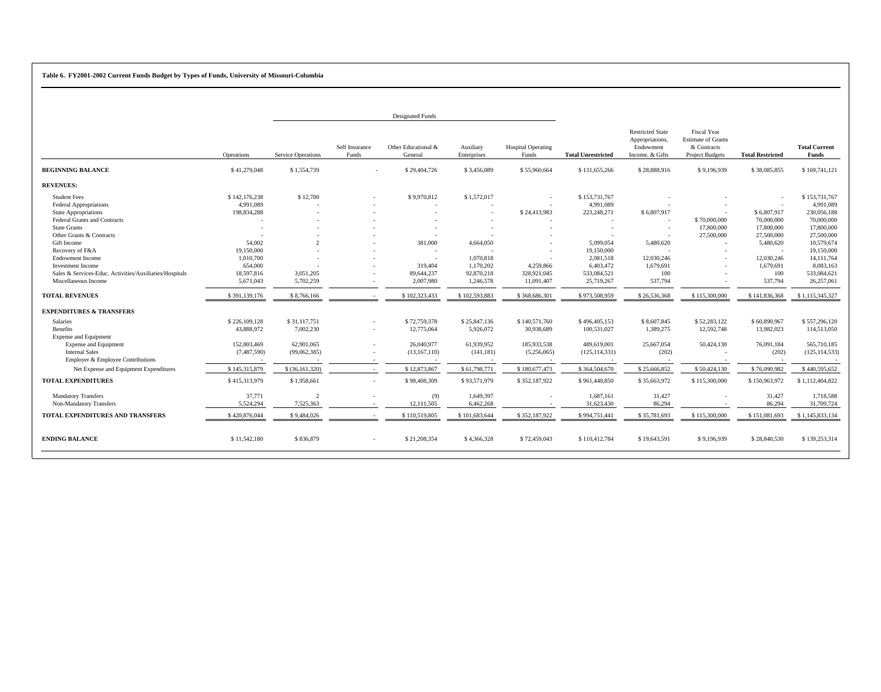**Table 6. FY2001-2002 Current Funds Budget by Types of Funds, University of Missouri-Columbia**

| | | Designated Funds | | | | | | | | | |
|---|---|---|---|---|---|---|---|---|---|---|---|
| | Operations | Service Operations | Self Insurance Funds | Other Educational & General | Auxiliary Enterprises | Hospital Operating Funds | Total Unrestricted | Restricted State Appropriations, Endowment Income, & Gifts | Fiscal Year Estimate of Grants & Contracts Project Budgets | Total Restricted | Total Current Funds |
| **BEGINNING BALANCE** | $ 41,279,048 | $ 1,554,739 | - | $ 29,404,726 | $ 3,456,089 | $ 55,960,664 | $ 131,655,266 | $ 28,888,916 | $ 9,196,939 | $ 38,085,855 | $ 169,741,121 |
| **REVENUES:** | | | | | | | | | | | |
| Student Fees | $ 142,176,238 | $ 12,700 | - | $ 9,970,812 | $ 1,572,017 | - | $ 153,731,767 | - | - | - | $ 153,731,767 |
| Federal Appropriations | 4,991,089 | - | - | - | - | - | 4,991,089 | - | - | - | 4,991,089 |
| State Appropriations | 198,834,288 | - | - | - | - | $ 24,413,983 | 223,248,271 | $ 6,807,917 | - | $ 6,807,917 | 230,056,188 |
| Federal Grants and Contracts | - | - | - | - | - | - | - | - | $ 70,000,000 | 70,000,000 | 70,000,000 |
| State Grants | - | - | - | - | - | - | - | - | 17,800,000 | 17,800,000 | 17,800,000 |
| Other Grants & Contracts | - | - | - | - | - | - | - | - | 27,500,000 | 27,500,000 | 27,500,000 |
| Gift Income | 54,002 | 2 | - | 381,000 | 4,664,050 | - | 5,099,054 | 5,480,620 | - | 5,480,620 | 10,579,674 |
| Recovery of F&A | 19,150,000 | - | - | - | - | - | 19,150,000 | - | - | - | 19,150,000 |
| Endowment Income | 1,010,700 | - | - | - | 1,070,818 | - | 2,081,518 | 12,030,246 | - | 12,030,246 | 14,111,764 |
| Investment Income | 654,000 | - | - | 319,404 | 1,170,202 | 4,259,866 | 6,403,472 | 1,679,691 | - | 1,679,691 | 8,083,163 |
| Sales & Services-Educ. Activities/Auxiliaries/Hospitals | 18,597,816 | 3,051,205 | - | 89,644,237 | 92,870,218 | 328,921,045 | 533,084,521 | 100 | - | 100 | 533,084,621 |
| Miscellaneous Income | 5,671,043 | 5,702,259 | - | 2,007,980 | 1,246,578 | 11,091,407 | 25,719,267 | 537,794 | - | 537,794 | 26,257,061 |
| **TOTAL REVENUES** | $ 391,139,176 | $ 8,766,166 | - | $ 102,323,433 | $ 102,593,883 | $ 368,686,301 | $ 973,508,959 | $ 26,536,368 | $ 115,300,000 | $ 141,836,368 | $ 1,115,345,327 |
| **EXPENDITURES & TRANSFERS** | | | | | | | | | | | |
| Salaries | $ 226,109,128 | $ 31,117,751 | - | $ 72,759,378 | $ 25,847,136 | $ 140,571,760 | $ 496,405,153 | $ 8,607,845 | $ 52,283,122 | $ 60,890,967 | $ 557,296,120 |
| Benefits | 43,888,972 | 7,002,230 | - | 12,775,064 | 5,926,072 | 30,938,689 | 100,531,027 | 1,389,275 | 12,592,748 | 13,982,023 | 114,513,050 |
| Expense and Equipment | | | | | | | | | | | |
| Expense and Equipment | 152,803,469 | 62,901,065 | - | 26,040,977 | 61,939,952 | 185,933,538 | 489,619,001 | 25,667,054 | 50,424,130 | 76,091,184 | 565,710,185 |
| Internal Sales | (7,487,590) | (99,062,385) | - | (13,167,110) | (141,181) | (5,256,065) | (125,114,331) | (202) | - | (202) | (125,114,533) |
| Employer & Employee Contributions | - | - | - | - | - | - | - | - | - | - | - |
| Net Expense and Equipment Expenditures | $ 145,315,879 | $ (36,161,320) | - | $ 12,873,867 | $ 61,798,771 | $ 180,677,473 | $ 364,504,670 | $ 25,666,852 | $ 50,424,130 | $ 76,090,982 | $ 440,595,652 |
| **TOTAL EXPENDITURES** | $ 415,313,979 | $ 1,958,661 | - | $ 98,408,309 | $ 93,571,979 | $ 352,187,922 | $ 961,440,850 | $ 35,663,972 | $ 115,300,000 | $ 150,963,972 | $ 1,112,404,822 |
| Mandatory Transfers | 37,771 | 2 | - | (9) | 1,649,397 | - | 1,687,161 | 31,427 | - | 31,427 | 1,718,588 |
| Non-Mandatory Transfers | 5,524,294 | 7,525,363 | - | 12,111,505 | 6,462,268 | - | 31,623,430 | 86,294 | - | 86,294 | 31,709,724 |
| **TOTAL EXPENDITURES AND TRANSFERS** | $ 420,876,044 | $ 9,484,026 | - | $ 110,519,805 | $ 101,683,644 | $ 352,187,922 | $ 994,751,441 | $ 35,781,693 | $ 115,300,000 | $ 151,081,693 | $ 1,145,833,134 |
| **ENDING BALANCE** | $ 11,542,180 | $ 836,879 | - | $ 21,208,354 | $ 4,366,328 | $ 72,459,043 | $ 110,412,784 | $ 19,643,591 | $ 9,196,939 | $ 28,840,530 | $ 139,253,314 |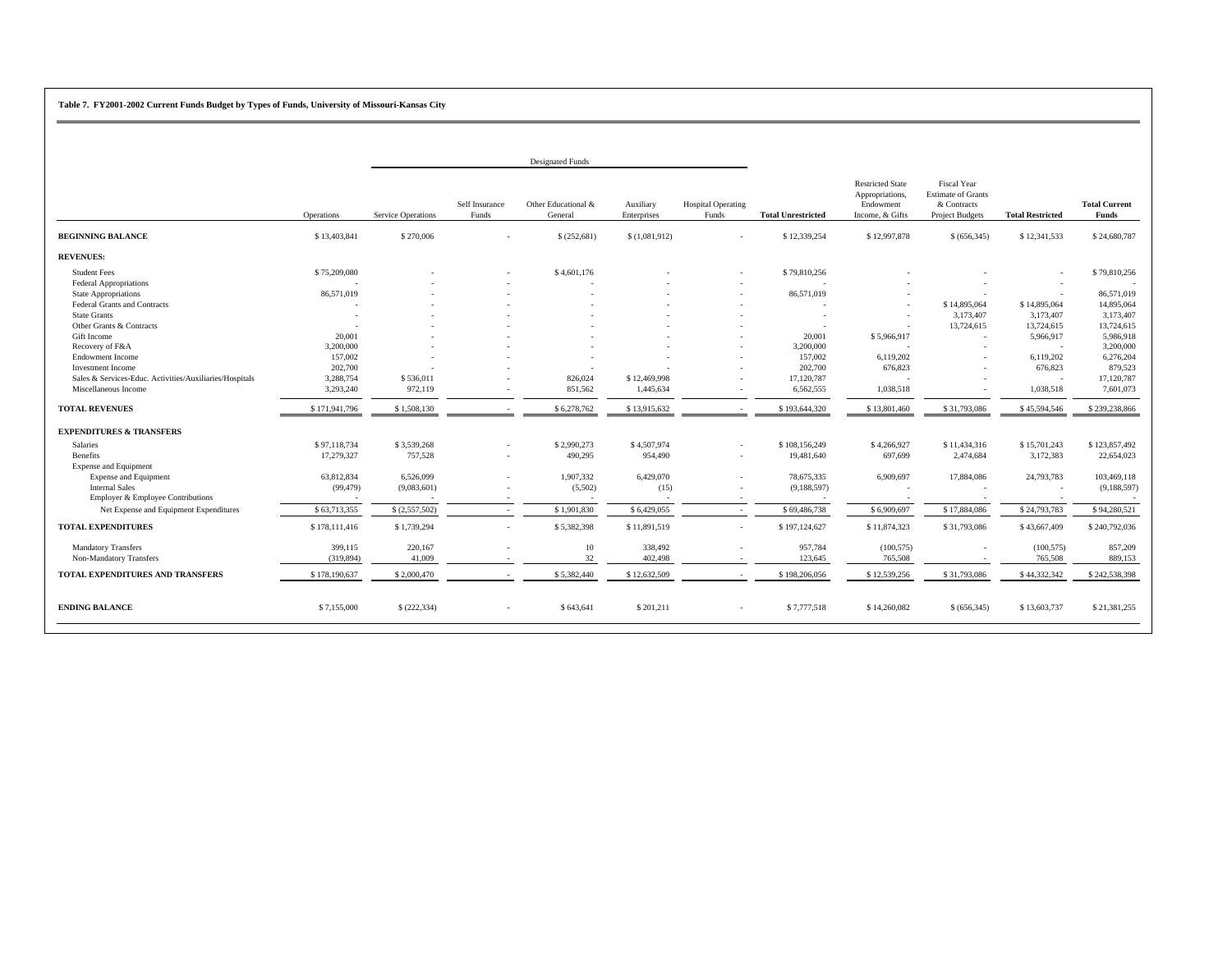**Table 7. FY2001-2002 Current Funds Budget by Types of Funds, University of Missouri-Kansas City**

| | Operations | Designated Funds | | | | | Total Unrestricted | Restricted State Appropriations, Endowment Income, & Gifts | Fiscal Year Estimate of Grants & Contracts Project Budgets | Total Restricted | Total Current Funds |
|---|---|---|---|---|---|---|---|---|---|---|---|
| | | Service Operations | Self Insurance Funds | Other Educational & General | Auxiliary Enterprises | Hospital Operating Funds | | | | | |
| **BEGINNING BALANCE** | $ 13,403,841 | $ 270,006 | - | $ (252,681) | $ (1,081,912) | - | $ 12,339,254 | $ 12,997,878 | $ (656,345) | $ 12,341,533 | $ 24,680,787 |
| **REVENUES:** | | | | | | | | | | | |
| Student Fees | $ 75,209,080 | - | - | $ 4,601,176 | - | - | $ 79,810,256 | - | - | - | $ 79,810,256 |
| Federal Appropriations | - | - | - | - | - | - | - | - | - | - | - |
| State Appropriations | 86,571,019 | - | - | - | - | - | 86,571,019 | - | - | - | 86,571,019 |
| Federal Grants and Contracts | - | - | - | - | - | - | - | - | $ 14,895,064 | $ 14,895,064 | 14,895,064 |
| State Grants | - | - | - | - | - | - | - | - | 3,173,407 | 3,173,407 | 3,173,407 |
| Other Grants & Contracts | - | - | - | - | - | - | - | - | 13,724,615 | 13,724,615 | 13,724,615 |
| Gift Income | 20,001 | - | - | - | - | - | 20,001 | $ 5,966,917 | - | 5,966,917 | 5,986,918 |
| Recovery of F&A | 3,200,000 | - | - | - | - | - | 3,200,000 | - | - | - | 3,200,000 |
| Endowment Income | 157,002 | - | - | - | - | - | 157,002 | 6,119,202 | - | 6,119,202 | 6,276,204 |
| Investment Income | 202,700 | - | - | - | - | - | 202,700 | 676,823 | - | 676,823 | 879,523 |
| Sales & Services-Educ. Activities/Auxiliaries/Hospitals | 3,288,754 | $ 536,011 | - | 826,024 | $ 12,469,998 | - | 17,120,787 | - | - | - | 17,120,787 |
| Miscellaneous Income | 3,293,240 | 972,119 | - | 851,562 | 1,445,634 | - | 6,562,555 | 1,038,518 | - | 1,038,518 | 7,601,073 |
| **TOTAL REVENUES** | $ 171,941,796 | $ 1,508,130 | - | $ 6,278,762 | $ 13,915,632 | - | $ 193,644,320 | $ 13,801,460 | $ 31,793,086 | $ 45,594,546 | $ 239,238,866 |
| **EXPENDITURES & TRANSFERS** | | | | | | | | | | | |
| Salaries | $ 97,118,734 | $ 3,539,268 | - | $ 2,990,273 | $ 4,507,974 | - | $ 108,156,249 | $ 4,266,927 | $ 11,434,316 | $ 15,701,243 | $ 123,857,492 |
| Benefits | 17,279,327 | 757,528 | - | 490,295 | 954,490 | - | 19,481,640 | 697,699 | 2,474,684 | 3,172,383 | 22,654,023 |
| Expense and Equipment | | | | | | | | | | | |
| Expense and Equipment | 63,812,834 | 6,526,099 | - | 1,907,332 | 6,429,070 | - | 78,675,335 | 6,909,697 | 17,884,086 | 24,793,783 | 103,469,118 |
| Internal Sales | (99,479) | (9,083,601) | - | (5,502) | (15) | - | (9,188,597) | - | - | - | (9,188,597) |
| Employer & Employee Contributions | - | - | - | - | - | - | - | - | - | - | - |
| Net Expense and Equipment Expenditures | $ 63,713,355 | $ (2,557,502) | - | $ 1,901,830 | $ 6,429,055 | - | $ 69,486,738 | $ 6,909,697 | $ 17,884,086 | $ 24,793,783 | $ 94,280,521 |
| **TOTAL EXPENDITURES** | $ 178,111,416 | $ 1,739,294 | - | $ 5,382,398 | $ 11,891,519 | - | $ 197,124,627 | $ 11,874,323 | $ 31,793,086 | $ 43,667,409 | $ 240,792,036 |
| Mandatory Transfers | 399,115 | 220,167 | - | 10 | 338,492 | - | 957,784 | (100,575) | - | (100,575) | 857,209 |
| Non-Mandatory Transfers | (319,894) | 41,009 | - | 32 | 402,498 | - | 123,645 | 765,508 | - | 765,508 | 889,153 |
| **TOTAL EXPENDITURES AND TRANSFERS** | $ 178,190,637 | $ 2,000,470 | - | $ 5,382,440 | $ 12,632,509 | - | $ 198,206,056 | $ 12,539,256 | $ 31,793,086 | $ 44,332,342 | $ 242,538,398 |
| **ENDING BALANCE** | $ 7,155,000 | $ (222,334) | - | $ 643,641 | $ 201,211 | - | $ 7,777,518 | $ 14,260,082 | $ (656,345) | $ 13,603,737 | $ 21,381,255 |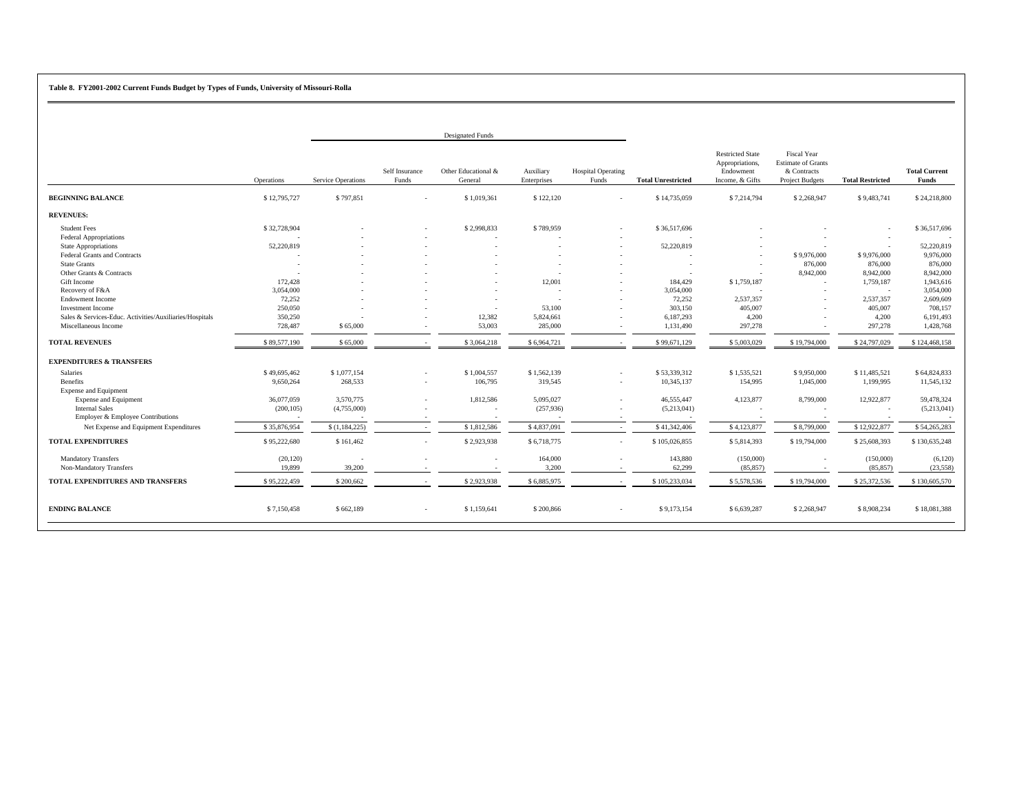**Table 8. FY2001-2002 Current Funds Budget by Types of Funds, University of Missouri-Rolla**

| | Operations | Designated Funds | | | | | Total Unrestricted | Restricted State Appropriations, Endowment Income, & Gifts | Fiscal Year Estimate of Grants & Contracts Project Budgets | Total Restricted | Total Current Funds |
|---|---|---|---|---|---|---|---|---|---|---|---|
| | | Service Operations | Self Insurance Funds | Other Educational & General | Auxiliary Enterprises | Hospital Operating Funds | | | | | |
| **BEGINNING BALANCE** | $ 12,795,727 | $ 797,851 | - | $ 1,019,361 | $ 122,120 | - | $ 14,735,059 | $ 7,214,794 | $ 2,268,947 | $ 9,483,741 | $ 24,218,800 |
| **REVENUES:** | | | | | | | | | | | |
| Student Fees | $ 32,728,904 | - | - | $ 2,998,833 | $ 789,959 | - | $ 36,517,696 | - | - | - | $ 36,517,696 |
| Federal Appropriations | - | - | - | - | - | - | - | - | - | - | - |
| State Appropriations | 52,220,819 | - | - | - | - | - | 52,220,819 | - | - | - | 52,220,819 |
| Federal Grants and Contracts | - | - | - | - | - | - | - | - | $ 9,976,000 | $ 9,976,000 | 9,976,000 |
| State Grants | - | - | - | - | - | - | - | - | 876,000 | 876,000 | 876,000 |
| Other Grants & Contracts | - | - | - | - | - | - | - | - | 8,942,000 | 8,942,000 | 8,942,000 |
| Gift Income | 172,428 | - | - | - | 12,001 | - | 184,429 | $ 1,759,187 | - | 1,759,187 | 1,943,616 |
| Recovery of F&A | 3,054,000 | - | - | - | - | - | 3,054,000 | - | - | - | 3,054,000 |
| Endowment Income | 72,252 | - | - | - | - | - | 72,252 | 2,537,357 | - | 2,537,357 | 2,609,609 |
| Investment Income | 250,050 | - | - | - | 53,100 | - | 303,150 | 405,007 | - | 405,007 | 708,157 |
| Sales & Services-Educ. Activities/Auxiliaries/Hospitals | 350,250 | - | - | 12,382 | 5,824,661 | - | 6,187,293 | 4,200 | - | 4,200 | 6,191,493 |
| Miscellaneous Income | 728,487 | $ 65,000 | - | 53,003 | 285,000 | - | 1,131,490 | 297,278 | - | 297,278 | 1,428,768 |
| **TOTAL REVENUES** | $ 89,577,190 | $ 65,000 | - | $ 3,064,218 | $ 6,964,721 | - | $ 99,671,129 | $ 5,003,029 | $ 19,794,000 | $ 24,797,029 | $ 124,468,158 |
| **EXPENDITURES & TRANSFERS** | | | | | | | | | | | |
| Salaries | $ 49,695,462 | $ 1,077,154 | - | $ 1,004,557 | $ 1,562,139 | - | $ 53,339,312 | $ 1,535,521 | $ 9,950,000 | $ 11,485,521 | $ 64,824,833 |
| Benefits | 9,650,264 | 268,533 | - | 106,795 | 319,545 | - | 10,345,137 | 154,995 | 1,045,000 | 1,199,995 | 11,545,132 |
| Expense and Equipment | | | | | | | | | | | |
| Expense and Equipment | 36,077,059 | 3,570,775 | - | 1,812,586 | 5,095,027 | - | 46,555,447 | 4,123,877 | 8,799,000 | 12,922,877 | 59,478,324 |
| Internal Sales | (200,105) | (4,755,000) | - | - | (257,936) | - | (5,213,041) | - | - | - | (5,213,041) |
| Employer & Employee Contributions | - | - | - | - | - | - | - | - | - | - | - |
| Net Expense and Equipment Expenditures | $ 35,876,954 | $ (1,184,225) | - | $ 1,812,586 | $ 4,837,091 | - | $ 41,342,406 | $ 4,123,877 | $ 8,799,000 | $ 12,922,877 | $ 54,265,283 |
| **TOTAL EXPENDITURES** | $ 95,222,680 | $ 161,462 | - | $ 2,923,938 | $ 6,718,775 | - | $ 105,026,855 | $ 5,814,393 | $ 19,794,000 | $ 25,608,393 | $ 130,635,248 |
| Mandatory Transfers | (20,120) | - | - | - | 164,000 | - | 143,880 | (150,000) | - | (150,000) | (6,120) |
| Non-Mandatory Transfers | 19,899 | 39,200 | - | - | 3,200 | - | 62,299 | (85,857) | - | (85,857) | (23,558) |
| **TOTAL EXPENDITURES AND TRANSFERS** | $ 95,222,459 | $ 200,662 | - | $ 2,923,938 | $ 6,885,975 | - | $ 105,233,034 | $ 5,578,536 | $ 19,794,000 | $ 25,372,536 | $ 130,605,570 |
| **ENDING BALANCE** | $ 7,150,458 | $ 662,189 | - | $ 1,159,641 | $ 200,866 | - | $ 9,173,154 | $ 6,639,287 | $ 2,268,947 | $ 8,908,234 | $ 18,081,388 |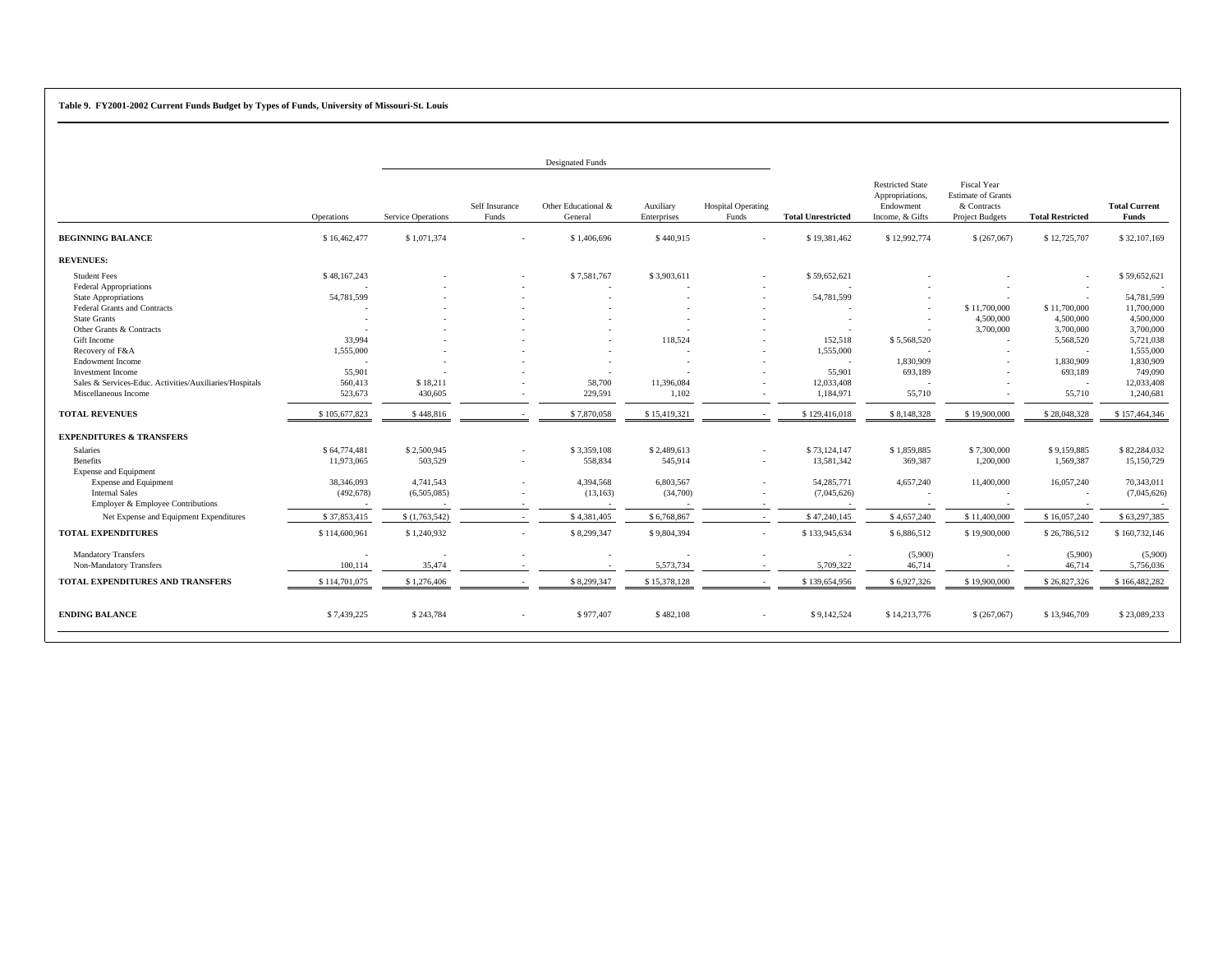**Table 9. FY2001-2002 Current Funds Budget by Types of Funds, University of Missouri-St. Louis**

| | Operations | Designated Funds: Service Operations | Designated Funds: Self Insurance Funds | Designated Funds: Other Educational & General | Designated Funds: Auxiliary Enterprises | Designated Funds: Hospital Operating Funds | Total Unrestricted | Restricted State Appropriations, Endowment Income, & Gifts | Fiscal Year Estimate of Grants & Contracts Project Budgets | Total Restricted | Total Current Funds |
|---|---|---|---|---|---|---|---|---|---|---|---|
| **BEGINNING BALANCE** | $ 16,462,477 | $ 1,071,374 | - | $ 1,406,696 | $ 440,915 | - | $ 19,381,462 | $ 12,992,774 | $ (267,067) | $ 12,725,707 | $ 32,107,169 |
| **REVENUES:** | | | | | | | | | | | |
| Student Fees | $ 48,167,243 | - | - | $ 7,581,767 | $ 3,903,611 | - | $ 59,652,621 | - | - | - | $ 59,652,621 |
| Federal Appropriations | - | - | - | - | - | - | - | - | - | - | - |
| State Appropriations | 54,781,599 | - | - | - | - | - | 54,781,599 | - | - | - | 54,781,599 |
| Federal Grants and Contracts | - | - | - | - | - | - | - | - | $ 11,700,000 | $ 11,700,000 | 11,700,000 |
| State Grants | - | - | - | - | - | - | - | - | 4,500,000 | 4,500,000 | 4,500,000 |
| Other Grants & Contracts | - | - | - | - | - | - | - | - | 3,700,000 | 3,700,000 | 3,700,000 |
| Gift Income | 33,994 | - | - | - | 118,524 | - | 152,518 | $ 5,568,520 | - | 5,568,520 | 5,721,038 |
| Recovery of F&A | 1,555,000 | - | - | - | - | - | 1,555,000 | - | - | - | 1,555,000 |
| Endowment Income | - | - | - | - | - | - | - | 1,830,909 | - | 1,830,909 | 1,830,909 |
| Investment Income | 55,901 | - | - | - | - | - | 55,901 | 693,189 | - | 693,189 | 749,090 |
| Sales & Services-Educ. Activities/Auxiliaries/Hospitals | 560,413 | $ 18,211 | - | 58,700 | 11,396,084 | - | 12,033,408 | - | - | - | 12,033,408 |
| Miscellaneous Income | 523,673 | 430,605 | - | 229,591 | 1,102 | - | 1,184,971 | 55,710 | - | 55,710 | 1,240,681 |
| **TOTAL REVENUES** | $ 105,677,823 | $ 448,816 | - | $ 7,870,058 | $ 15,419,321 | - | $ 129,416,018 | $ 8,148,328 | $ 19,900,000 | $ 28,048,328 | $ 157,464,346 |
| **EXPENDITURES & TRANSFERS** | | | | | | | | | | | |
| Salaries | $ 64,774,481 | $ 2,500,945 | - | $ 3,359,108 | $ 2,489,613 | - | $ 73,124,147 | $ 1,859,885 | $ 7,300,000 | $ 9,159,885 | $ 82,284,032 |
| Benefits | 11,973,065 | 503,529 | - | 558,834 | 545,914 | - | 13,581,342 | 369,387 | 1,200,000 | 1,569,387 | 15,150,729 |
| Expense and Equipment | | | | | | | | | | | |
| Expense and Equipment | 38,346,093 | 4,741,543 | - | 4,394,568 | 6,803,567 | - | 54,285,771 | 4,657,240 | 11,400,000 | 16,057,240 | 70,343,011 |
| Internal Sales | (492,678) | (6,505,085) | - | (13,163) | (34,700) | - | (7,045,626) | - | - | - | (7,045,626) |
| Employer & Employee Contributions | - | - | - | - | - | - | - | - | - | - | - |
| Net Expense and Equipment Expenditures | $ 37,853,415 | $ (1,763,542) | - | $ 4,381,405 | $ 6,768,867 | - | $ 47,240,145 | $ 4,657,240 | $ 11,400,000 | $ 16,057,240 | $ 63,297,385 |
| **TOTAL EXPENDITURES** | $ 114,600,961 | $ 1,240,932 | - | $ 8,299,347 | $ 9,804,394 | - | $ 133,945,634 | $ 6,886,512 | $ 19,900,000 | $ 26,786,512 | $ 160,732,146 |
| Mandatory Transfers | - | - | - | - | - | - | - | (5,900) | - | (5,900) | (5,900) |
| Non-Mandatory Transfers | 100,114 | 35,474 | - | - | 5,573,734 | - | 5,709,322 | 46,714 | - | 46,714 | 5,756,036 |
| **TOTAL EXPENDITURES AND TRANSFERS** | $ 114,701,075 | $ 1,276,406 | - | $ 8,299,347 | $ 15,378,128 | - | $ 139,654,956 | $ 6,927,326 | $ 19,900,000 | $ 26,827,326 | $ 166,482,282 |
| **ENDING BALANCE** | $ 7,439,225 | $ 243,784 | - | $ 977,407 | $ 482,108 | - | $ 9,142,524 | $ 14,213,776 | $ (267,067) | $ 13,946,709 | $ 23,089,233 |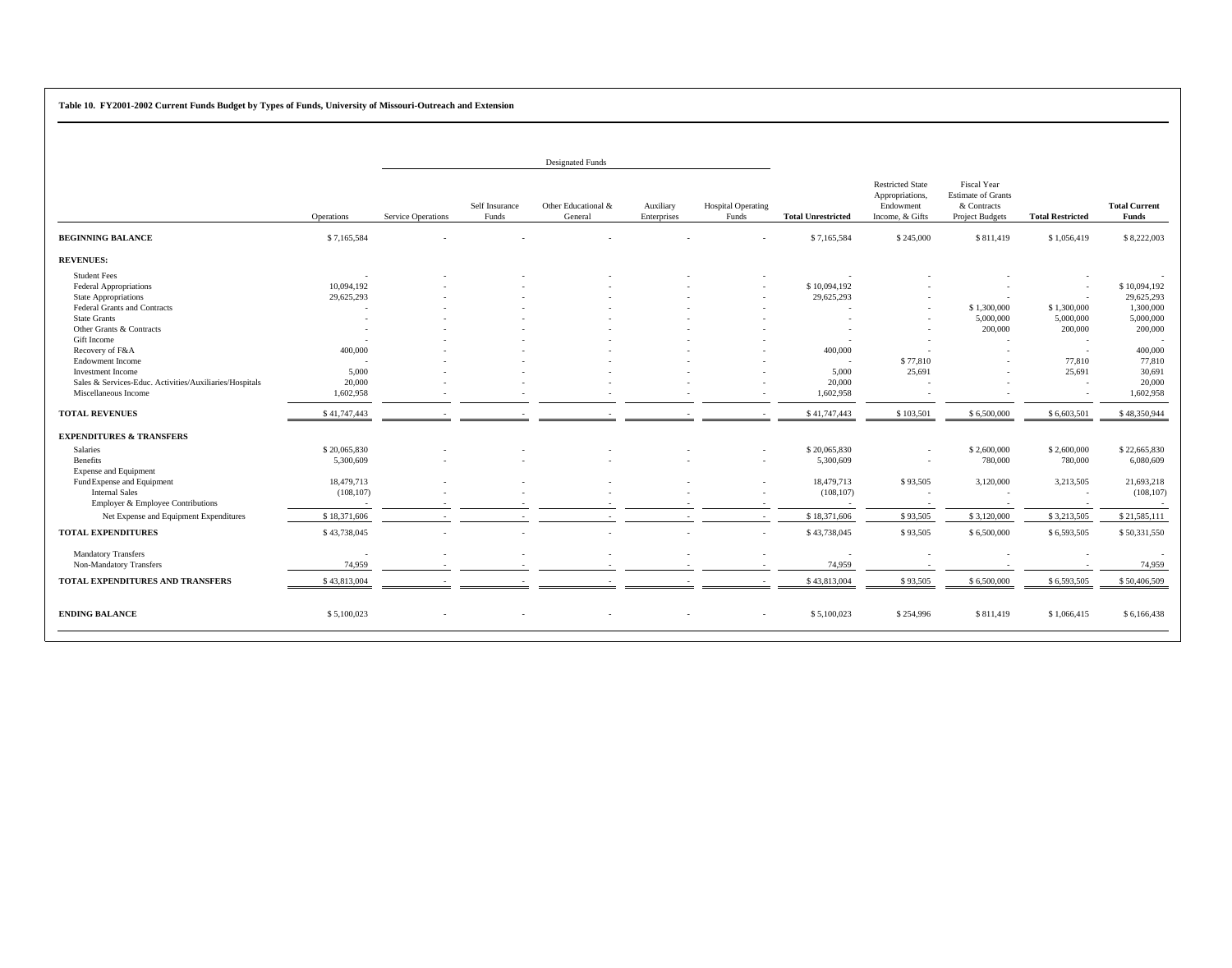**Table 10. FY2001-2002 Current Funds Budget by Types of Funds, University of Missouri-Outreach and Extension**

| | Operations | Designated Funds: Service Operations | Self Insurance Funds | Other Educational & General | Auxiliary Enterprises | Hospital Operating Funds | Total Unrestricted | Restricted State Appropriations, Endowment Income, & Gifts | Fiscal Year Estimate of Grants & Contracts Project Budgets | Total Restricted | Total Current Funds |
|---|---|---|---|---|---|---|---|---|---|---|---|
| **BEGINNING BALANCE** | $ 7,165,584 | - | - | - | - | - | $ 7,165,584 | $ 245,000 | $ 811,419 | $ 1,056,419 | $ 8,222,003 |
| **REVENUES:** | | | | | | | | | | | |
| Student Fees | - | - | - | - | - | - | - | - | - | - | - |
| Federal Appropriations | 10,094,192 | - | - | - | - | - | $ 10,094,192 | - | - | - | $ 10,094,192 |
| State Appropriations | 29,625,293 | - | - | - | - | - | 29,625,293 | - | - | - | 29,625,293 |
| Federal Grants and Contracts | - | - | - | - | - | - | - | - | $ 1,300,000 | $ 1,300,000 | 1,300,000 |
| State Grants | - | - | - | - | - | - | - | - | 5,000,000 | 5,000,000 | 5,000,000 |
| Other Grants & Contracts | - | - | - | - | - | - | - | - | 200,000 | 200,000 | 200,000 |
| Gift Income | - | - | - | - | - | - | - | - | - | - | - |
| Recovery of F&A | 400,000 | - | - | - | - | - | 400,000 | - | - | - | 400,000 |
| Endowment Income | - | - | - | - | - | - | - | $ 77,810 | - | 77,810 | 77,810 |
| Investment Income | 5,000 | - | - | - | - | - | 5,000 | 25,691 | - | 25,691 | 30,691 |
| Sales & Services-Educ. Activities/Auxiliaries/Hospitals | 20,000 | - | - | - | - | - | 20,000 | - | - | - | 20,000 |
| Miscellaneous Income | 1,602,958 | - | - | - | - | - | 1,602,958 | - | - | - | 1,602,958 |
| **TOTAL REVENUES** | $ 41,747,443 | - | - | - | - | - | $ 41,747,443 | $ 103,501 | $ 6,500,000 | $ 6,603,501 | $ 48,350,944 |
| **EXPENDITURES & TRANSFERS** | | | | | | | | | | | |
| Salaries | $ 20,065,830 | - | - | - | - | - | $ 20,065,830 | - | $ 2,600,000 | $ 2,600,000 | $ 22,665,830 |
| Benefits | 5,300,609 | - | - | - | - | - | 5,300,609 | - | 780,000 | 780,000 | 6,080,609 |
| Expense and Equipment | | | | | | | | | | | |
| FundExpense and Equipment | 18,479,713 | - | - | - | - | - | 18,479,713 | $ 93,505 | 3,120,000 | 3,213,505 | 21,693,218 |
| Internal Sales | (108,107) | - | - | - | - | - | (108,107) | - | - | - | (108,107) |
| Employer & Employee Contributions | - | - | - | - | - | - | - | - | - | - | - |
| Net Expense and Equipment Expenditures | $ 18,371,606 | - | - | - | - | - | $ 18,371,606 | $ 93,505 | $ 3,120,000 | $ 3,213,505 | $ 21,585,111 |
| **TOTAL EXPENDITURES** | $ 43,738,045 | - | - | - | - | - | $ 43,738,045 | $ 93,505 | $ 6,500,000 | $ 6,593,505 | $ 50,331,550 |
| Mandatory Transfers | - | - | - | - | - | - | - | - | - | - | - |
| Non-Mandatory Transfers | 74,959 | - | - | - | - | - | 74,959 | - | - | - | 74,959 |
| **TOTAL EXPENDITURES AND TRANSFERS** | $ 43,813,004 | - | - | - | - | - | $ 43,813,004 | $ 93,505 | $ 6,500,000 | $ 6,593,505 | $ 50,406,509 |
| **ENDING BALANCE** | $ 5,100,023 | - | - | - | - | - | $ 5,100,023 | $ 254,996 | $ 811,419 | $ 1,066,415 | $ 6,166,438 |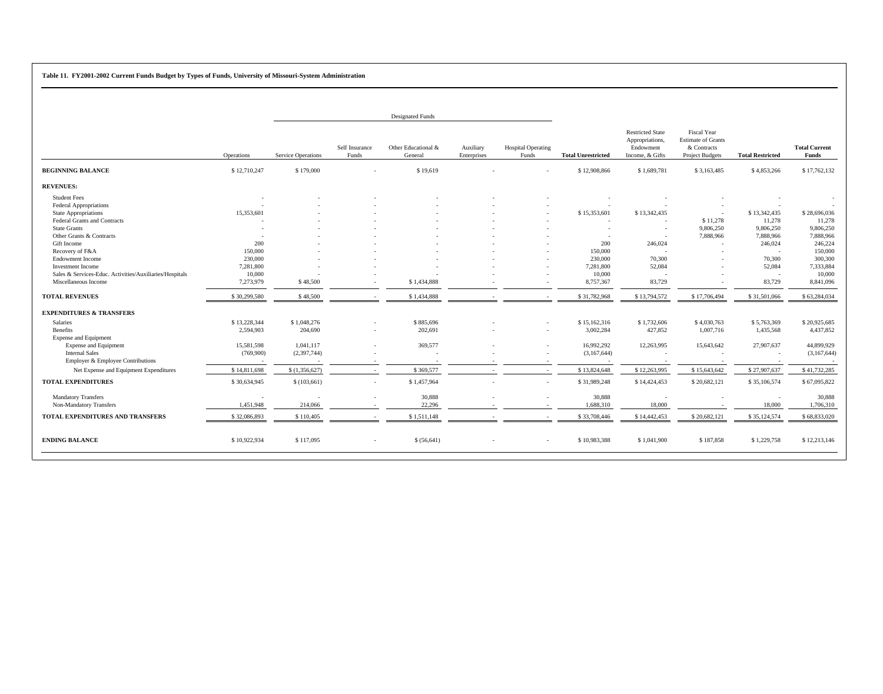**Table 11. FY2001-2002 Current Funds Budget by Types of Funds, University of Missouri-System Administration**

| | | Designated Funds | | | | | | | | | |
|---|---|---|---|---|---|---|---|---|---|---|---|
| | Operations | Service Operations | Self Insurance Funds | Other Educational & General | Auxiliary Enterprises | Hospital Operating Funds | **Total Unrestricted** | Restricted State Appropriations, Endowment Income, & Gifts | Fiscal Year Estimate of Grants & Contracts Project Budgets | **Total Restricted** | **Total Current Funds** |
| **BEGINNING BALANCE** | $ 12,710,247 | $ 179,000 | - | $ 19,619 | - | - | $ 12,908,866 | $ 1,689,781 | $ 3,163,485 | $ 4,853,266 | $ 17,762,132 |
| **REVENUES:** | | | | | | | | | | | |
| Student Fees | - | - | - | - | - | - | - | - | - | - | - |
| Federal Appropriations | - | - | - | - | - | - | - | - | - | - | - |
| State Appropriations | 15,353,601 | - | - | - | - | - | $ 15,353,601 | $ 13,342,435 | - | $ 13,342,435 | $ 28,696,036 |
| Federal Grants and Contracts | - | - | - | - | - | - | - | - | $ 11,278 | 11,278 | 11,278 |
| State Grants | - | - | - | - | - | - | - | - | 9,806,250 | 9,806,250 | 9,806,250 |
| Other Grants & Contracts | - | - | - | - | - | - | - | - | 7,888,966 | 7,888,966 | 7,888,966 |
| Gift Income | 200 | - | - | - | - | - | 200 | 246,024 | - | 246,024 | 246,224 |
| Recovery of F&A | 150,000 | - | - | - | - | - | 150,000 | - | - | - | 150,000 |
| Endowment Income | 230,000 | - | - | - | - | - | 230,000 | 70,300 | - | 70,300 | 300,300 |
| Investment Income | 7,281,800 | - | - | - | - | - | 7,281,800 | 52,084 | - | 52,084 | 7,333,884 |
| Sales & Services-Educ. Activities/Auxiliaries/Hospitals | 10,000 | - | - | - | - | - | 10,000 | - | - | - | 10,000 |
| Miscellaneous Income | 7,273,979 | $ 48,500 | - | $ 1,434,888 | - | - | 8,757,367 | 83,729 | - | 83,729 | 8,841,096 |
| **TOTAL REVENUES** | $ 30,299,580 | $ 48,500 | - | $ 1,434,888 | - | - | $ 31,782,968 | $ 13,794,572 | $ 17,706,494 | $ 31,501,066 | $ 63,284,034 |
| **EXPENDITURES & TRANSFERS** | | | | | | | | | | | |
| Salaries | $ 13,228,344 | $ 1,048,276 | - | $ 885,696 | - | - | $ 15,162,316 | $ 1,732,606 | $ 4,030,763 | $ 5,763,369 | $ 20,925,685 |
| Benefits | 2,594,903 | 204,690 | - | 202,691 | - | - | 3,002,284 | 427,852 | 1,007,716 | 1,435,568 | 4,437,852 |
| Expense and Equipment | | | | | | | | | | | |
| Expense and Equipment | 15,581,598 | 1,041,117 | - | 369,577 | - | - | 16,992,292 | 12,263,995 | 15,643,642 | 27,907,637 | 44,899,929 |
| Internal Sales | (769,900) | (2,397,744) | - | - | - | - | (3,167,644) | - | - | - | (3,167,644) |
| Employer & Employee Contributions | - | - | - | - | - | - | - | - | - | - | - |
| Net Expense and Equipment Expenditures | $ 14,811,698 | $ (1,356,627) | - | $ 369,577 | - | - | $ 13,824,648 | $ 12,263,995 | $ 15,643,642 | $ 27,907,637 | $ 41,732,285 |
| **TOTAL EXPENDITURES** | $ 30,634,945 | $ (103,661) | - | $ 1,457,964 | - | - | $ 31,989,248 | $ 14,424,453 | $ 20,682,121 | $ 35,106,574 | $ 67,095,822 |
| Mandatory Transfers | - | - | - | 30,888 | - | - | 30,888 | - | - | - | 30,888 |
| Non-Mandatory Transfers | 1,451,948 | 214,066 | - | 22,296 | - | - | 1,688,310 | 18,000 | - | 18,000 | 1,706,310 |
| **TOTAL EXPENDITURES AND TRANSFERS** | $ 32,086,893 | $ 110,405 | - | $ 1,511,148 | - | - | $ 33,708,446 | $ 14,442,453 | $ 20,682,121 | $ 35,124,574 | $ 68,833,020 |
| **ENDING BALANCE** | $ 10,922,934 | $ 117,095 | - | $ (56,641) | - | - | $ 10,983,388 | $ 1,041,900 | $ 187,858 | $ 1,229,758 | $ 12,213,146 |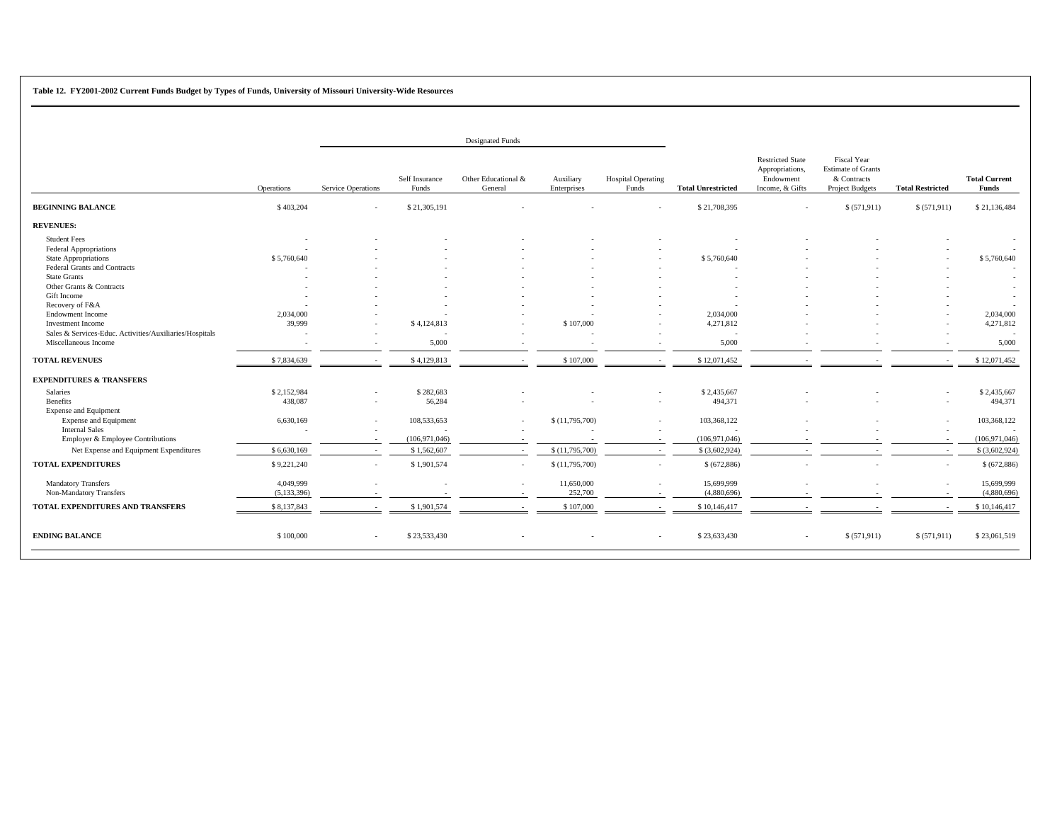**Table 12. FY2001-2002 Current Funds Budget by Types of Funds, University of Missouri University-Wide Resources**

| | Operations | Designated Funds: Service Operations | Self Insurance Funds | Other Educational & General | Auxiliary Enterprises | Hospital Operating Funds | Total Unrestricted | Restricted State Appropriations, Endowment Income, & Gifts | Fiscal Year Estimate of Grants & Contracts Project Budgets | Total Restricted | Total Current Funds |
|---|---|---|---|---|---|---|---|---|---|---|---|
| **BEGINNING BALANCE** | $ 403,204 | - | $ 21,305,191 | - | - | - | $ 21,708,395 | - | $ (571,911) | $ (571,911) | $ 21,136,484 |
| **REVENUES:** | | | | | | | | | | | |
| Student Fees | - | - | - | - | - | - | - | - | - | - | - |
| Federal Appropriations | - | - | - | - | - | - | - | - | - | - | - |
| State Appropriations | $ 5,760,640 | - | - | - | - | - | $ 5,760,640 | - | - | - | $ 5,760,640 |
| Federal Grants and Contracts | - | - | - | - | - | - | - | - | - | - | - |
| State Grants | - | - | - | - | - | - | - | - | - | - | - |
| Other Grants & Contracts | - | - | - | - | - | - | - | - | - | - | - |
| Gift Income | - | - | - | - | - | - | - | - | - | - | - |
| Recovery of F&A | - | - | - | - | - | - | - | - | - | - | - |
| Endowment Income | 2,034,000 | - | - | - | - | - | 2,034,000 | - | - | - | 2,034,000 |
| Investment Income | 39,999 | - | $ 4,124,813 | - | $ 107,000 | - | 4,271,812 | - | - | - | 4,271,812 |
| Sales & Services-Educ. Activities/Auxiliaries/Hospitals | - | - | - | - | - | - | - | - | - | - | - |
| Miscellaneous Income | - | - | 5,000 | - | - | - | 5,000 | - | - | - | 5,000 |
| **TOTAL REVENUES** | $ 7,834,639 | - | $ 4,129,813 | - | $ 107,000 | - | $ 12,071,452 | - | - | - | $ 12,071,452 |
| **EXPENDITURES & TRANSFERS** | | | | | | | | | | | |
| Salaries | $ 2,152,984 | - | $ 282,683 | - | - | - | $ 2,435,667 | - | - | - | $ 2,435,667 |
| Benefits | 438,087 | - | 56,284 | - | - | - | 494,371 | - | - | - | 494,371 |
| Expense and Equipment | | | | | | | | | | | |
| Expense and Equipment | 6,630,169 | - | 108,533,653 | - | $ (11,795,700) | - | 103,368,122 | - | - | - | 103,368,122 |
| Internal Sales | - | - | - | - | - | - | - | - | - | - | - |
| Employer & Employee Contributions | - | - | (106,971,046) | - | - | - | (106,971,046) | - | - | - | (106,971,046) |
| Net Expense and Equipment Expenditures | $ 6,630,169 | - | $ 1,562,607 | - | $ (11,795,700) | - | $ (3,602,924) | - | - | - | $ (3,602,924) |
| **TOTAL EXPENDITURES** | $ 9,221,240 | - | $ 1,901,574 | - | $ (11,795,700) | - | $ (672,886) | - | - | - | $ (672,886) |
| Mandatory Transfers | 4,049,999 | - | - | - | 11,650,000 | - | 15,699,999 | - | - | - | 15,699,999 |
| Non-Mandatory Transfers | (5,133,396) | - | - | - | 252,700 | - | (4,880,696) | - | - | - | (4,880,696) |
| **TOTAL EXPENDITURES AND TRANSFERS** | $ 8,137,843 | - | $ 1,901,574 | - | $ 107,000 | - | $ 10,146,417 | - | - | - | $ 10,146,417 |
| **ENDING BALANCE** | $ 100,000 | - | $ 23,533,430 | - | - | - | $ 23,633,430 | - | $ (571,911) | $ (571,911) | $ 23,061,519 |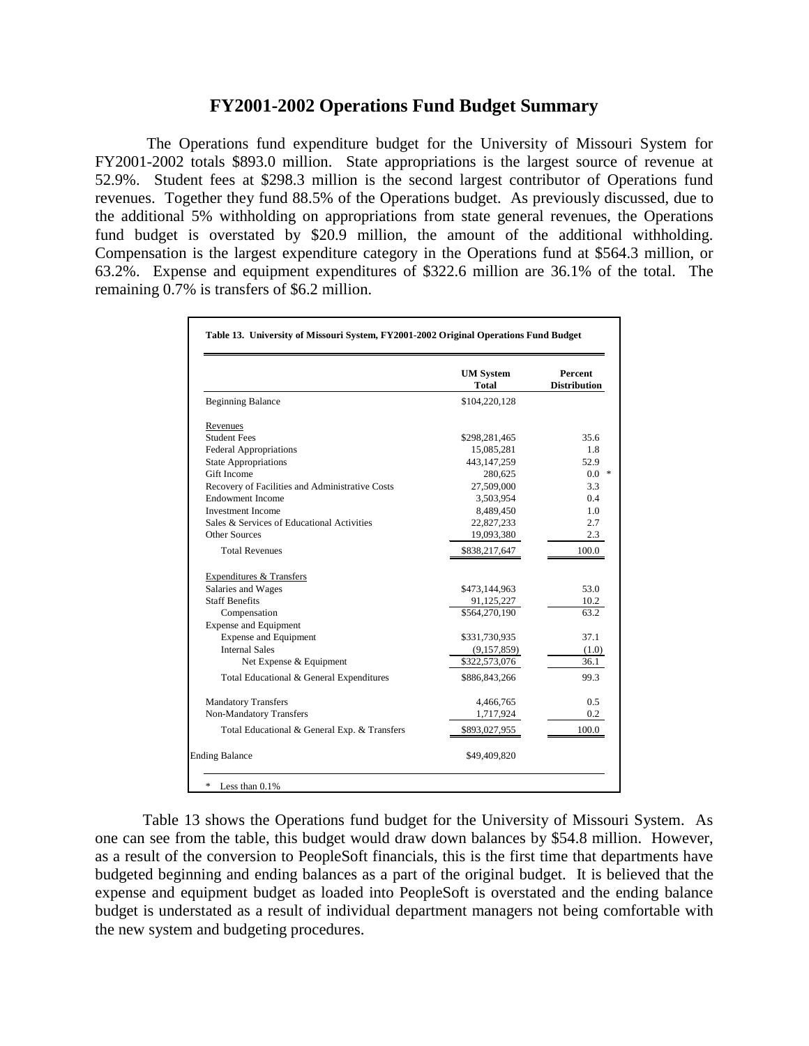# FY2001-2002 Operations Fund Budget Summary

The Operations fund expenditure budget for the University of Missouri System for FY2001-2002 totals $893.0 million. State appropriations is the largest source of revenue at 52.9%. Student fees at $298.3 million is the second largest contributor of Operations fund revenues. Together they fund 88.5% of the Operations budget. As previously discussed, due to the additional 5% withholding on appropriations from state general revenues, the Operations fund budget is overstated by $20.9 million, the amount of the additional withholding. Compensation is the largest expenditure category in the Operations fund at $564.3 million, or 63.2%. Expense and equipment expenditures of $322.6 million are 36.1% of the total. The remaining 0.7% is transfers of $6.2 million.

**Table 13. University of Missouri System, FY2001-2002 Original Operations Fund Budget**

| | UM System Total | Percent Distribution |
|---|---|---|
| Beginning Balance | $104,220,128 | |
| Revenues | | |
| Student Fees | $298,281,465 | 35.6 |
| Federal Appropriations | 15,085,281 | 1.8 |
| State Appropriations | 443,147,259 | 52.9 |
| Gift Income | 280,625 | 0.0 * |
| Recovery of Facilities and Administrative Costs | 27,509,000 | 3.3 |
| Endowment Income | 3,503,954 | 0.4 |
| Investment Income | 8,489,450 | 1.0 |
| Sales & Services of Educational Activities | 22,827,233 | 2.7 |
| Other Sources | 19,093,380 | 2.3 |
| Total Revenues | $838,217,647 | 100.0 |
| Expenditures & Transfers | | |
| Salaries and Wages | $473,144,963 | 53.0 |
| Staff Benefits | 91,125,227 | 10.2 |
| Compensation | $564,270,190 | 63.2 |
| Expense and Equipment | | |
| Expense and Equipment | $331,730,935 | 37.1 |
| Internal Sales | (9,157,859) | (1.0) |
| Net Expense & Equipment | $322,573,076 | 36.1 |
| Total Educational & General Expenditures | $886,843,266 | 99.3 |
| Mandatory Transfers | 4,466,765 | 0.5 |
| Non-Mandatory Transfers | 1,717,924 | 0.2 |
| Total Educational & General Exp. & Transfers | $893,027,955 | 100.0 |
| Ending Balance | $49,409,820 | |

\* Less than 0.1%

Table 13 shows the Operations fund budget for the University of Missouri System. As one can see from the table, this budget would draw down balances by $54.8 million. However, as a result of the conversion to PeopleSoft financials, this is the first time that departments have budgeted beginning and ending balances as a part of the original budget. It is believed that the expense and equipment budget as loaded into PeopleSoft is overstated and the ending balance budget is understated as a result of individual department managers not being comfortable with the new system and budgeting procedures.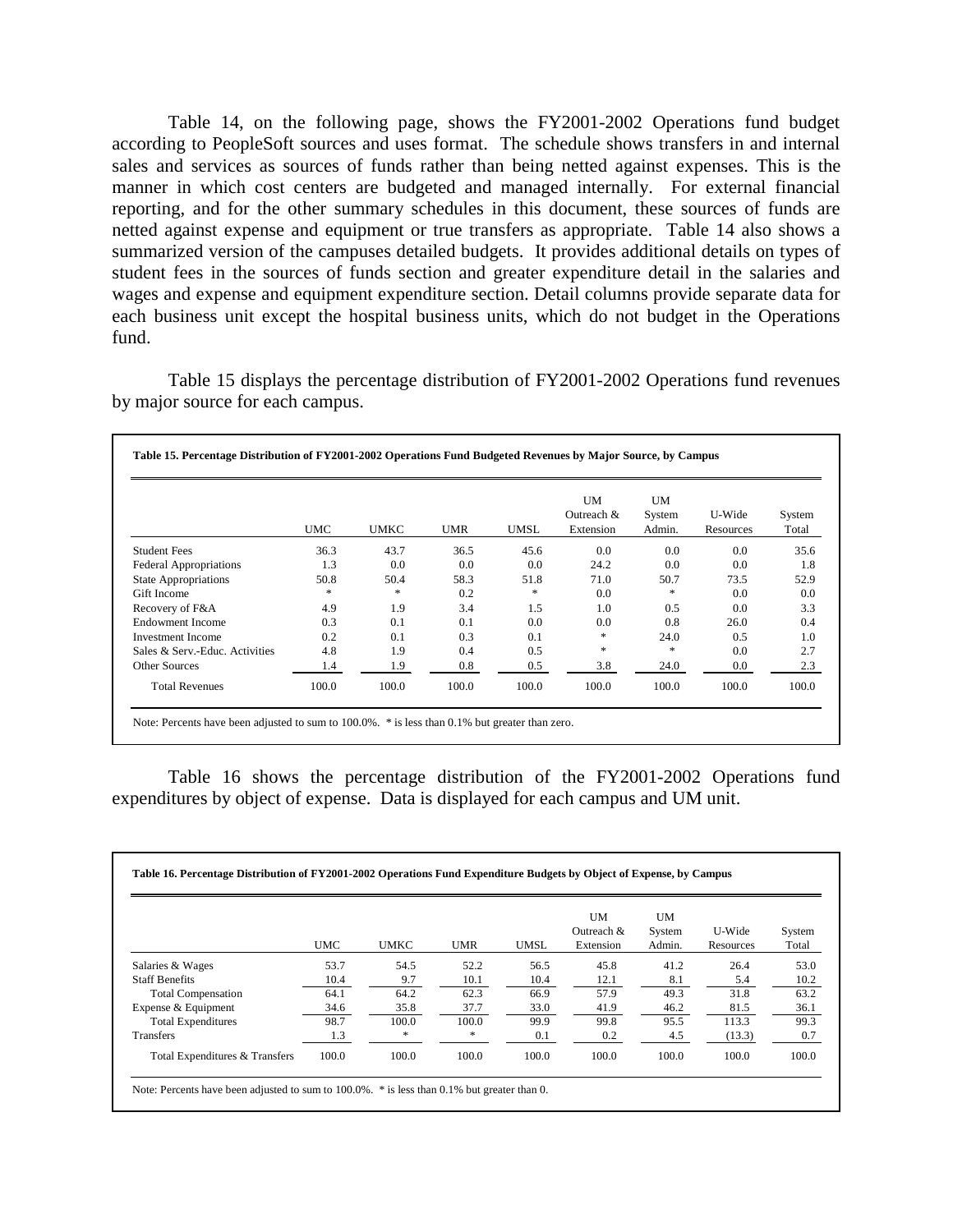Table 14, on the following page, shows the FY2001-2002 Operations fund budget according to PeopleSoft sources and uses format. The schedule shows transfers in and internal sales and services as sources of funds rather than being netted against expenses. This is the manner in which cost centers are budgeted and managed internally. For external financial reporting, and for the other summary schedules in this document, these sources of funds are netted against expense and equipment or true transfers as appropriate. Table 14 also shows a summarized version of the campuses detailed budgets. It provides additional details on types of student fees in the sources of funds section and greater expenditure detail in the salaries and wages and expense and equipment expenditure section. Detail columns provide separate data for each business unit except the hospital business units, which do not budget in the Operations fund.

Table 15 displays the percentage distribution of FY2001-2002 Operations fund revenues by major source for each campus.

**Table 15. Percentage Distribution of FY2001-2002 Operations Fund Budgeted Revenues by Major Source, by Campus**

| | UMC | UMKC | UMR | UMSL | UM Outreach & Extension | UM System Admin. | U-Wide Resources | System Total |
|---|---|---|---|---|---|---|---|---|
| Student Fees | 36.3 | 43.7 | 36.5 | 45.6 | 0.0 | 0.0 | 0.0 | 35.6 |
| Federal Appropriations | 1.3 | 0.0 | 0.0 | 0.0 | 24.2 | 0.0 | 0.0 | 1.8 |
| State Appropriations | 50.8 | 50.4 | 58.3 | 51.8 | 71.0 | 50.7 | 73.5 | 52.9 |
| Gift Income | * | * | 0.2 | * | 0.0 | * | 0.0 | 0.0 |
| Recovery of F&A | 4.9 | 1.9 | 3.4 | 1.5 | 1.0 | 0.5 | 0.0 | 3.3 |
| Endowment Income | 0.3 | 0.1 | 0.1 | 0.0 | 0.0 | 0.8 | 26.0 | 0.4 |
| Investment Income | 0.2 | 0.1 | 0.3 | 0.1 | * | 24.0 | 0.5 | 1.0 |
| Sales & Serv.-Educ. Activities | 4.8 | 1.9 | 0.4 | 0.5 | * | * | 0.0 | 2.7 |
| Other Sources | 1.4 | 1.9 | 0.8 | 0.5 | 3.8 | 24.0 | 0.0 | 2.3 |
| Total Revenues | 100.0 | 100.0 | 100.0 | 100.0 | 100.0 | 100.0 | 100.0 | 100.0 |

Note: Percents have been adjusted to sum to 100.0%. * is less than 0.1% but greater than zero.

Table 16 shows the percentage distribution of the FY2001-2002 Operations fund expenditures by object of expense. Data is displayed for each campus and UM unit.

**Table 16. Percentage Distribution of FY2001-2002 Operations Fund Expenditure Budgets by Object of Expense, by Campus**

| | UMC | UMKC | UMR | UMSL | UM Outreach & Extension | UM System Admin. | U-Wide Resources | System Total |
|---|---|---|---|---|---|---|---|---|
| Salaries & Wages | 53.7 | 54.5 | 52.2 | 56.5 | 45.8 | 41.2 | 26.4 | 53.0 |
| Staff Benefits | 10.4 | 9.7 | 10.1 | 10.4 | 12.1 | 8.1 | 5.4 | 10.2 |
| Total Compensation | 64.1 | 64.2 | 62.3 | 66.9 | 57.9 | 49.3 | 31.8 | 63.2 |
| Expense & Equipment | 34.6 | 35.8 | 37.7 | 33.0 | 41.9 | 46.2 | 81.5 | 36.1 |
| Total Expenditures | 98.7 | 100.0 | 100.0 | 99.9 | 99.8 | 95.5 | 113.3 | 99.3 |
| Transfers | 1.3 | * | * | 0.1 | 0.2 | 4.5 | (13.3) | 0.7 |
| Total Expenditures & Transfers | 100.0 | 100.0 | 100.0 | 100.0 | 100.0 | 100.0 | 100.0 | 100.0 |

Note: Percents have been adjusted to sum to 100.0%. * is less than 0.1% but greater than 0.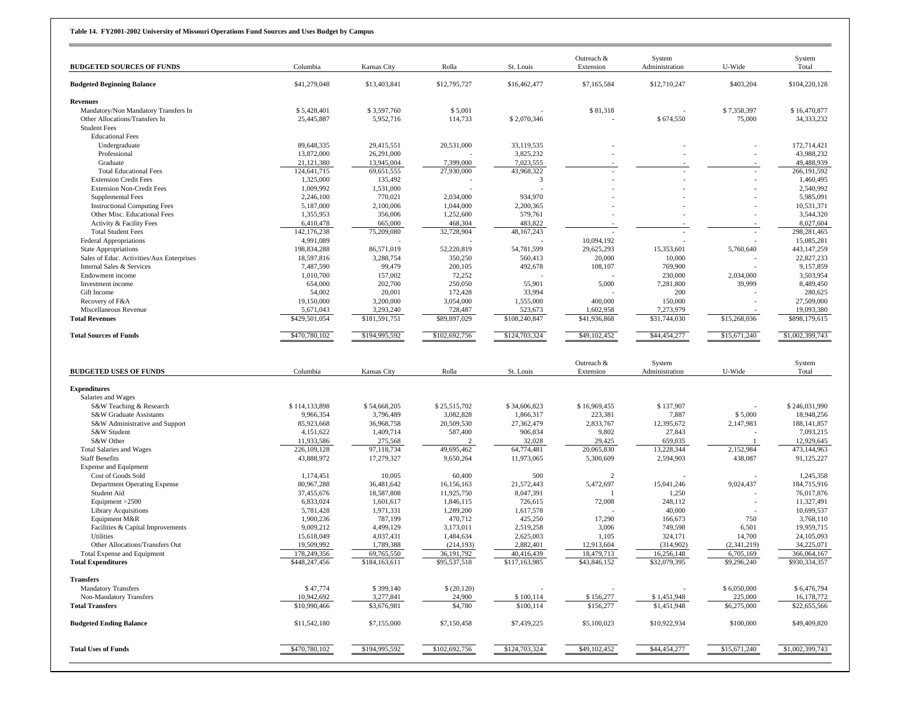**Table 14. FY2001-2002 University of Missouri Operations Fund Sources and Uses Budget by Campus**

| BUDGETED SOURCES OF FUNDS | Columbia | Kansas City | Rolla | St. Louis | Outreach & Extension | System Administration | U-Wide | System Total |
|---|---|---|---|---|---|---|---|---|
| **Budgeted Beginning Balance** | $41,279,048 | $13,403,841 | $12,795,727 | $16,462,477 | $7,165,584 | $12,710,247 | $403,204 | $104,220,128 |
| **Revenues** | | | | | | | | |
| Mandatory/Non Mandatory Transfers In | $ 5,428,401 | $ 3,597,760 | $ 5,001 | - | $ 81,318 | - | $ 7,358,397 | $ 16,470,877 |
| Other Allocations/Transfers In | 25,445,887 | 5,952,716 | 114,733 | $ 2,070,346 | - | $ 674,550 | 75,000 | 34,333,232 |
| Student Fees | | | | | | | | |
| Educational Fees | | | | | | | | |
| Undergraduate | 89,648,335 | 29,415,551 | 20,531,000 | 33,119,535 | - | - | - | 172,714,421 |
| Professional | 13,872,000 | 26,291,000 | - | 3,825,232 | - | - | - | 43,988,232 |
| Graduate | 21,121,380 | 13,945,004 | 7,399,000 | 7,023,555 | - | - | - | 49,488,939 |
| Total Educational Fees | 124,641,715 | 69,651,555 | 27,930,000 | 43,968,322 | - | - | - | 266,191,592 |
| Extension Credit Fees | 1,325,000 | 135,492 | - | 3 | - | - | - | 1,460,495 |
| Extension Non-Credit Fees | 1,009,992 | 1,531,000 | - | - | - | - | - | 2,540,992 |
| Supplemental Fees | 2,246,100 | 770,021 | 2,034,000 | 934,970 | - | - | - | 5,985,091 |
| Instructional Computing Fees | 5,187,000 | 2,100,006 | 1,044,000 | 2,200,365 | - | - | - | 10,531,371 |
| Other Misc. Educational Fees | 1,355,953 | 356,006 | 1,252,600 | 579,761 | - | - | - | 3,544,320 |
| Activity & Facility Fees | 6,410,478 | 665,000 | 468,304 | 483,822 | - | - | - | 8,027,604 |
| Total Student Fees | 142,176,238 | 75,209,080 | 32,728,904 | 48,167,243 | - | - | - | 298,281,465 |
| Federal Appropriations | 4,991,089 | - | - | - | 10,094,192 | - | - | 15,085,281 |
| State Appropriations | 198,834,288 | 86,571,019 | 52,220,819 | 54,781,599 | 29,625,293 | 15,353,601 | 5,760,640 | 443,147,259 |
| Sales of Educ. Activities/Aux Enterprises | 18,597,816 | 3,288,754 | 350,250 | 560,413 | 20,000 | 10,000 | - | 22,827,233 |
| Internal Sales & Services | 7,487,590 | 99,479 | 200,105 | 492,678 | 108,107 | 769,900 | - | 9,157,859 |
| Endowment income | 1,010,700 | 157,002 | 72,252 | - | - | 230,000 | 2,034,000 | 3,503,954 |
| Investment income | 654,000 | 202,700 | 250,050 | 55,901 | 5,000 | 7,281,800 | 39,999 | 8,489,450 |
| Gift Income | 54,002 | 20,001 | 172,428 | 33,994 | - | 200 | - | 280,625 |
| Recovery of F&A | 19,150,000 | 3,200,000 | 3,054,000 | 1,555,000 | 400,000 | 150,000 | - | 27,509,000 |
| Miscellaneous Revenue | 5,671,043 | 3,293,240 | 728,487 | 523,673 | 1,602,958 | 7,273,979 | - | 19,093,380 |
| **Total Revenues** | $429,501,054 | $181,591,751 | $89,897,029 | $108,240,847 | $41,936,868 | $31,744,030 | $15,268,036 | $898,179,615 |
| **Total Sources of Funds** | $470,780,102 | $194,995,592 | $102,692,756 | $124,703,324 | $49,102,452 | $44,454,277 | $15,671,240 | $1,002,399,743 |

| BUDGETED USES OF FUNDS | Columbia | Kansas City | Rolla | St. Louis | Outreach & Extension | System Administration | U-Wide | System Total |
|---|---|---|---|---|---|---|---|---|
| **Expenditures** | | | | | | | | |
| Salaries and Wages | | | | | | | | |
| S&W Teaching & Research | $ 114,133,898 | $ 54,668,205 | $ 25,515,702 | $ 34,606,823 | $ 16,969,455 | $ 137,907 | - | $ 246,031,990 |
| S&W Graduate Assistants | 9,966,354 | 3,796,489 | 3,082,828 | 1,866,317 | 223,381 | 7,887 | $ 5,000 | 18,948,256 |
| S&W Administrative and Support | 85,923,668 | 36,968,758 | 20,509,530 | 27,362,479 | 2,833,767 | 12,395,672 | 2,147,983 | 188,141,857 |
| S&W Student | 4,151,622 | 1,409,714 | 587,400 | 906,834 | 9,802 | 27,843 | - | 7,093,215 |
| S&W Other | 11,933,586 | 275,568 | 2 | 32,028 | 29,425 | 659,035 | 1 | 12,929,645 |
| Total Salaries and Wages | 226,109,128 | 97,118,734 | 49,695,462 | 64,774,481 | 20,065,830 | 13,228,344 | 2,152,984 | 473,144,963 |
| Staff Benefits | 43,888,972 | 17,279,327 | 9,650,264 | 11,973,065 | 5,300,609 | 2,594,903 | 438,087 | 91,125,227 |
| Expense and Equipment | | | | | | | | |
| Cost of Goods Sold | 1,174,451 | 10,005 | 60,400 | 500 | 2 | - | - | 1,245,358 |
| Department Operating Expense | 80,967,288 | 36,481,642 | 16,156,163 | 21,572,443 | 5,472,697 | 15,041,246 | 9,024,437 | 184,715,916 |
| Student Aid | 37,455,676 | 18,587,808 | 11,925,750 | 8,047,391 | 1 | 1,250 | - | 76,017,876 |
| Equipment >2500 | 6,833,024 | 1,601,617 | 1,846,115 | 726,615 | 72,008 | 248,112 | - | 11,327,491 |
| Library Acquisitions | 5,781,428 | 1,971,331 | 1,289,200 | 1,617,578 | - | 40,000 | - | 10,699,537 |
| Equipment M&R | 1,900,236 | 787,199 | 470,712 | 425,250 | 17,290 | 166,673 | 750 | 3,768,110 |
| Facilities & Capital Improvements | 9,009,212 | 4,499,129 | 3,173,011 | 2,519,258 | 3,006 | 749,598 | 6,501 | 19,959,715 |
| Utilities | 15,618,049 | 4,037,431 | 1,484,634 | 2,625,003 | 1,105 | 324,171 | 14,700 | 24,105,093 |
| Other Allocations/Transfers Out | 19,509,992 | 1,789,388 | (214,193) | 2,882,401 | 12,913,604 | (314,902) | (2,341,219) | 34,225,071 |
| Total Expense and Equipment | 178,249,356 | 69,765,550 | 36,191,792 | 40,416,439 | 18,479,713 | 16,256,148 | 6,705,169 | 366,064,167 |
| **Total Expenditures** | $448,247,456 | $184,163,611 | $95,537,518 | $117,163,985 | $43,846,152 | $32,079,395 | $9,296,240 | $930,334,357 |
| **Transfers** | | | | | | | | |
| Mandatory Transfers | $ 47,774 | $ 399,140 | $ (20,120) | - | - | - | $ 6,050,000 | $ 6,476,794 |
| Non-Mandatory Transfers | 10,942,692 | 3,277,841 | 24,900 | $ 100,114 | $ 156,277 | $ 1,451,948 | 225,000 | 16,178,772 |
| **Total Transfers** | $10,990,466 | $3,676,981 | $4,780 | $100,114 | $156,277 | $1,451,948 | $6,275,000 | $22,655,566 |
| **Budgeted Ending Balance** | $11,542,180 | $7,155,000 | $7,150,458 | $7,439,225 | $5,100,023 | $10,922,934 | $100,000 | $49,409,820 |
| **Total Uses of Funds** | $470,780,102 | $194,995,592 | $102,692,756 | $124,703,324 | $49,102,452 | $44,454,277 | $15,671,240 | $1,002,399,743 |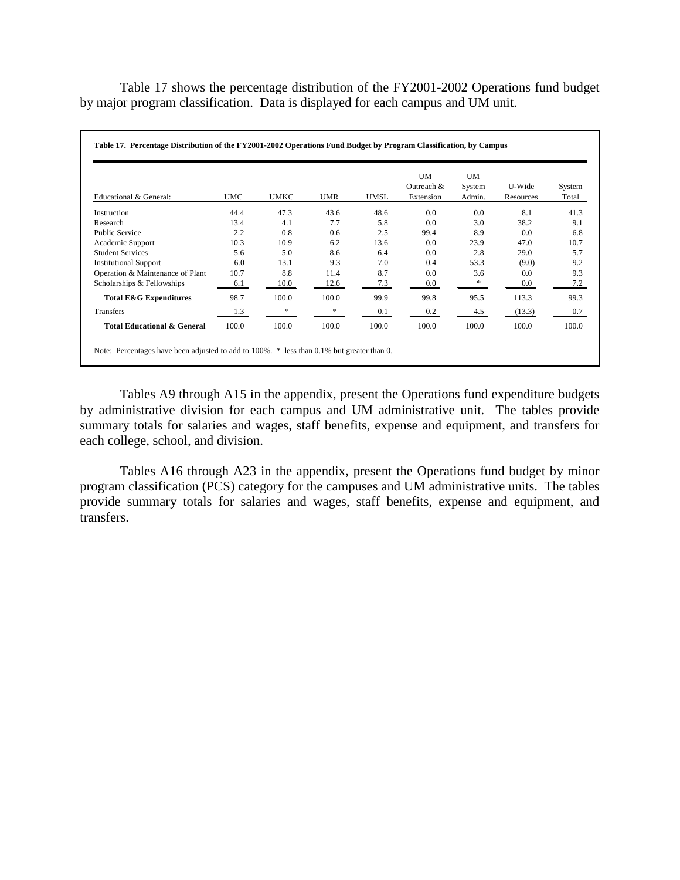Table 17 shows the percentage distribution of the FY2001-2002 Operations fund budget by major program classification. Data is displayed for each campus and UM unit.

**Table 17. Percentage Distribution of the FY2001-2002 Operations Fund Budget by Program Classification, by Campus**

| Educational & General: | UMC | UMKC | UMR | UMSL | UM Outreach & Extension | UM System Admin. | U-Wide Resources | System Total |
|---|---|---|---|---|---|---|---|---|
| Instruction | 44.4 | 47.3 | 43.6 | 48.6 | 0.0 | 0.0 | 8.1 | 41.3 |
| Research | 13.4 | 4.1 | 7.7 | 5.8 | 0.0 | 3.0 | 38.2 | 9.1 |
| Public Service | 2.2 | 0.8 | 0.6 | 2.5 | 99.4 | 8.9 | 0.0 | 6.8 |
| Academic Support | 10.3 | 10.9 | 6.2 | 13.6 | 0.0 | 23.9 | 47.0 | 10.7 |
| Student Services | 5.6 | 5.0 | 8.6 | 6.4 | 0.0 | 2.8 | 29.0 | 5.7 |
| Institutional Support | 6.0 | 13.1 | 9.3 | 7.0 | 0.4 | 53.3 | (9.0) | 9.2 |
| Operation & Maintenance of Plant | 10.7 | 8.8 | 11.4 | 8.7 | 0.0 | 3.6 | 0.0 | 9.3 |
| Scholarships & Fellowships | 6.1 | 10.0 | 12.6 | 7.3 | 0.0 | * | 0.0 | 7.2 |
| **Total E&G Expenditures** | 98.7 | 100.0 | 100.0 | 99.9 | 99.8 | 95.5 | 113.3 | 99.3 |
| Transfers | 1.3 | * | * | 0.1 | 0.2 | 4.5 | (13.3) | 0.7 |
| **Total Educational & General** | 100.0 | 100.0 | 100.0 | 100.0 | 100.0 | 100.0 | 100.0 | 100.0 |

Note: Percentages have been adjusted to add to 100%. * less than 0.1% but greater than 0.

Tables A9 through A15 in the appendix, present the Operations fund expenditure budgets by administrative division for each campus and UM administrative unit. The tables provide summary totals for salaries and wages, staff benefits, expense and equipment, and transfers for each college, school, and division.

Tables A16 through A23 in the appendix, present the Operations fund budget by minor program classification (PCS) category for the campuses and UM administrative units. The tables provide summary totals for salaries and wages, staff benefits, expense and equipment, and transfers.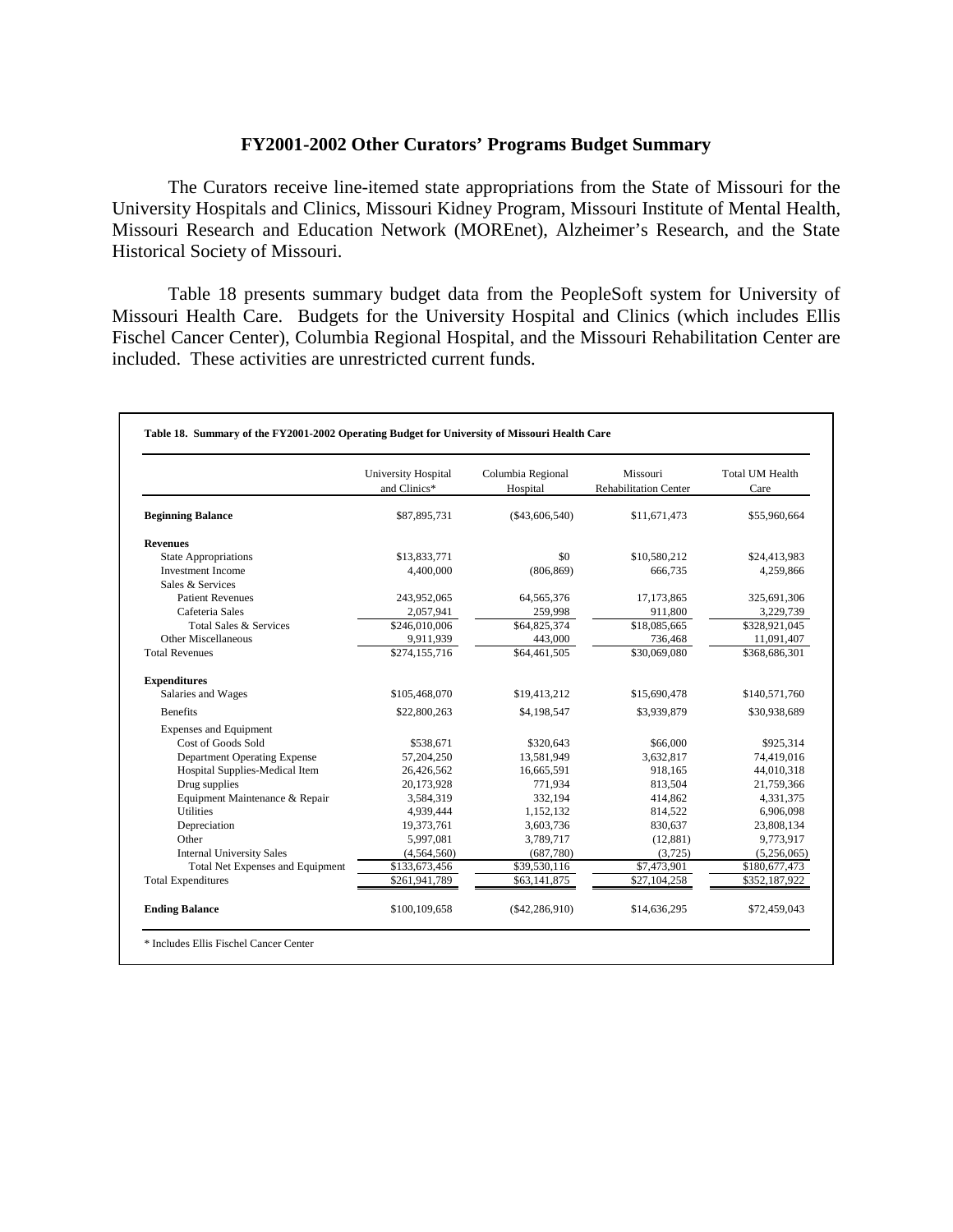## FY2001-2002 Other Curators' Programs Budget Summary

The Curators receive line-itemed state appropriations from the State of Missouri for the University Hospitals and Clinics, Missouri Kidney Program, Missouri Institute of Mental Health, Missouri Research and Education Network (MOREnet), Alzheimer's Research, and the State Historical Society of Missouri.

Table 18 presents summary budget data from the PeopleSoft system for University of Missouri Health Care. Budgets for the University Hospital and Clinics (which includes Ellis Fischel Cancer Center), Columbia Regional Hospital, and the Missouri Rehabilitation Center are included. These activities are unrestricted current funds.

**Table 18. Summary of the FY2001-2002 Operating Budget for University of Missouri Health Care**

| | University Hospital and Clinics* | Columbia Regional Hospital | Missouri Rehabilitation Center | Total UM Health Care |
|---|---|---|---|---|
| **Beginning Balance** | $87,895,731 | ($43,606,540) | $11,671,473 | $55,960,664 |
| **Revenues** | | | | |
| State Appropriations | $13,833,771 | $0 | $10,580,212 | $24,413,983 |
| Investment Income | 4,400,000 | (806,869) | 666,735 | 4,259,866 |
| Sales & Services | | | | |
| Patient Revenues | 243,952,065 | 64,565,376 | 17,173,865 | 325,691,306 |
| Cafeteria Sales | 2,057,941 | 259,998 | 911,800 | 3,229,739 |
| Total Sales & Services | $246,010,006 | $64,825,374 | $18,085,665 | $328,921,045 |
| Other Miscellaneous | 9,911,939 | 443,000 | 736,468 | 11,091,407 |
| Total Revenues | $274,155,716 | $64,461,505 | $30,069,080 | $368,686,301 |
| **Expenditures** | | | | |
| Salaries and Wages | $105,468,070 | $19,413,212 | $15,690,478 | $140,571,760 |
| Benefits | $22,800,263 | $4,198,547 | $3,939,879 | $30,938,689 |
| Expenses and Equipment | | | | |
| Cost of Goods Sold | $538,671 | $320,643 | $66,000 | $925,314 |
| Department Operating Expense | 57,204,250 | 13,581,949 | 3,632,817 | 74,419,016 |
| Hospital Supplies-Medical Item | 26,426,562 | 16,665,591 | 918,165 | 44,010,318 |
| Drug supplies | 20,173,928 | 771,934 | 813,504 | 21,759,366 |
| Equipment Maintenance & Repair | 3,584,319 | 332,194 | 414,862 | 4,331,375 |
| Utilities | 4,939,444 | 1,152,132 | 814,522 | 6,906,098 |
| Depreciation | 19,373,761 | 3,603,736 | 830,637 | 23,808,134 |
| Other | 5,997,081 | 3,789,717 | (12,881) | 9,773,917 |
| Internal University Sales | (4,564,560) | (687,780) | (3,725) | (5,256,065) |
| Total Net Expenses and Equipment | $133,673,456 | $39,530,116 | $7,473,901 | $180,677,473 |
| Total Expenditures | $261,941,789 | $63,141,875 | $27,104,258 | $352,187,922 |
| **Ending Balance** | $100,109,658 | ($42,286,910) | $14,636,295 | $72,459,043 |

\* Includes Ellis Fischel Cancer Center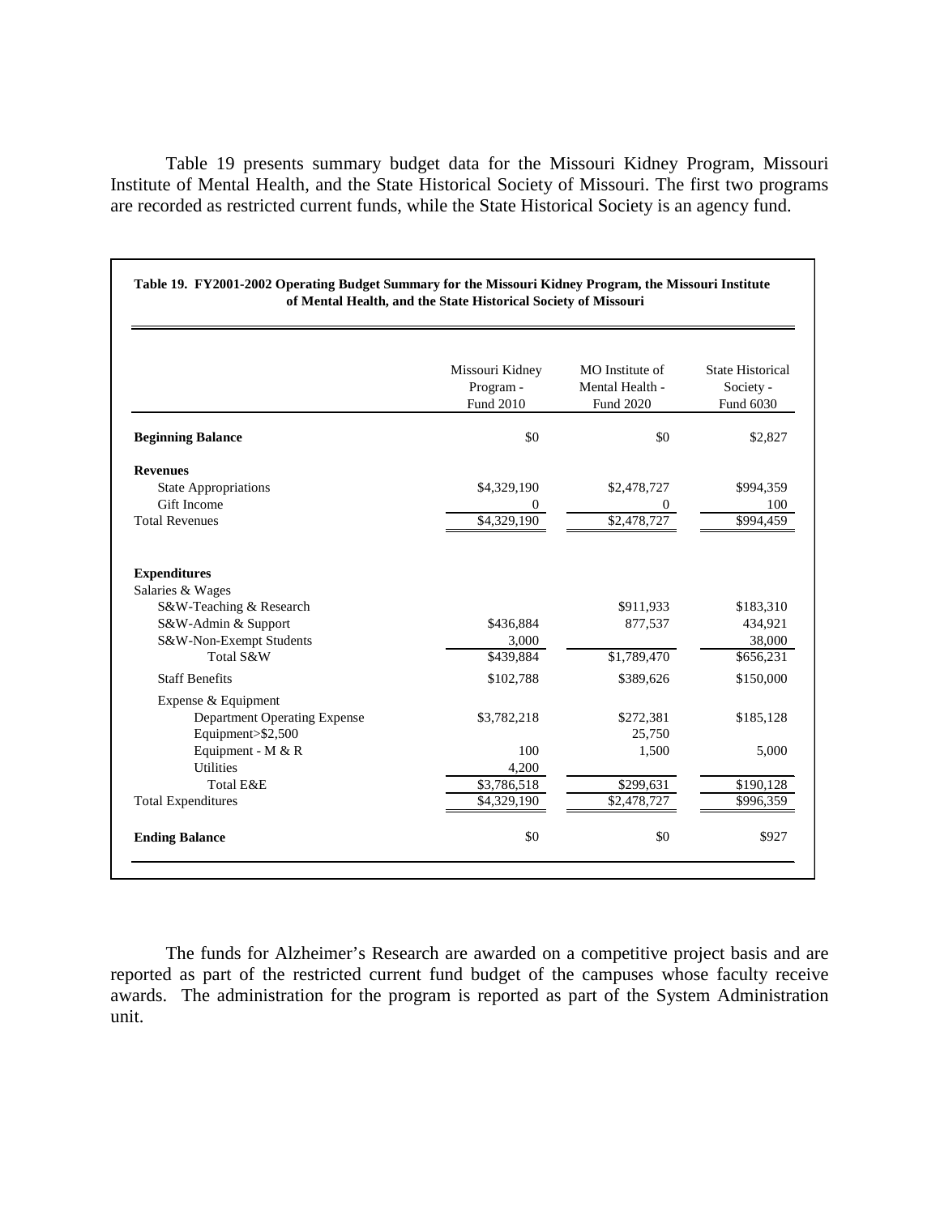Table 19 presents summary budget data for the Missouri Kidney Program, Missouri Institute of Mental Health, and the State Historical Society of Missouri. The first two programs are recorded as restricted current funds, while the State Historical Society is an agency fund.

**Table 19. FY2001-2002 Operating Budget Summary for the Missouri Kidney Program, the Missouri Institute of Mental Health, and the State Historical Society of Missouri**

| | Missouri Kidney Program - Fund 2010 | MO Institute of Mental Health - Fund 2020 | State Historical Society - Fund 6030 |
|---|---|---|---|
| **Beginning Balance** | $0 | $0 | $2,827 |
| **Revenues** | | | |
| State Appropriations | $4,329,190 | $2,478,727 | $994,359 |
| Gift Income | 0 | 0 | 100 |
| Total Revenues | $4,329,190 | $2,478,727 | $994,459 |
| **Expenditures** | | | |
| Salaries & Wages | | | |
| S&W-Teaching & Research | | $911,933 | $183,310 |
| S&W-Admin & Support | $436,884 | 877,537 | 434,921 |
| S&W-Non-Exempt Students | 3,000 | | 38,000 |
| Total S&W | $439,884 | $1,789,470 | $656,231 |
| Staff Benefits | $102,788 | $389,626 | $150,000 |
| Expense & Equipment | | | |
| Department Operating Expense | $3,782,218 | $272,381 | $185,128 |
| Equipment>$2,500 | | 25,750 | |
| Equipment - M & R | 100 | 1,500 | 5,000 |
| Utilities | 4,200 | | |
| Total E&E | $3,786,518 | $299,631 | $190,128 |
| Total Expenditures | $4,329,190 | $2,478,727 | $996,359 |
| **Ending Balance** | $0 | $0 | $927 |

The funds for Alzheimer's Research are awarded on a competitive project basis and are reported as part of the restricted current fund budget of the campuses whose faculty receive awards. The administration for the program is reported as part of the System Administration unit.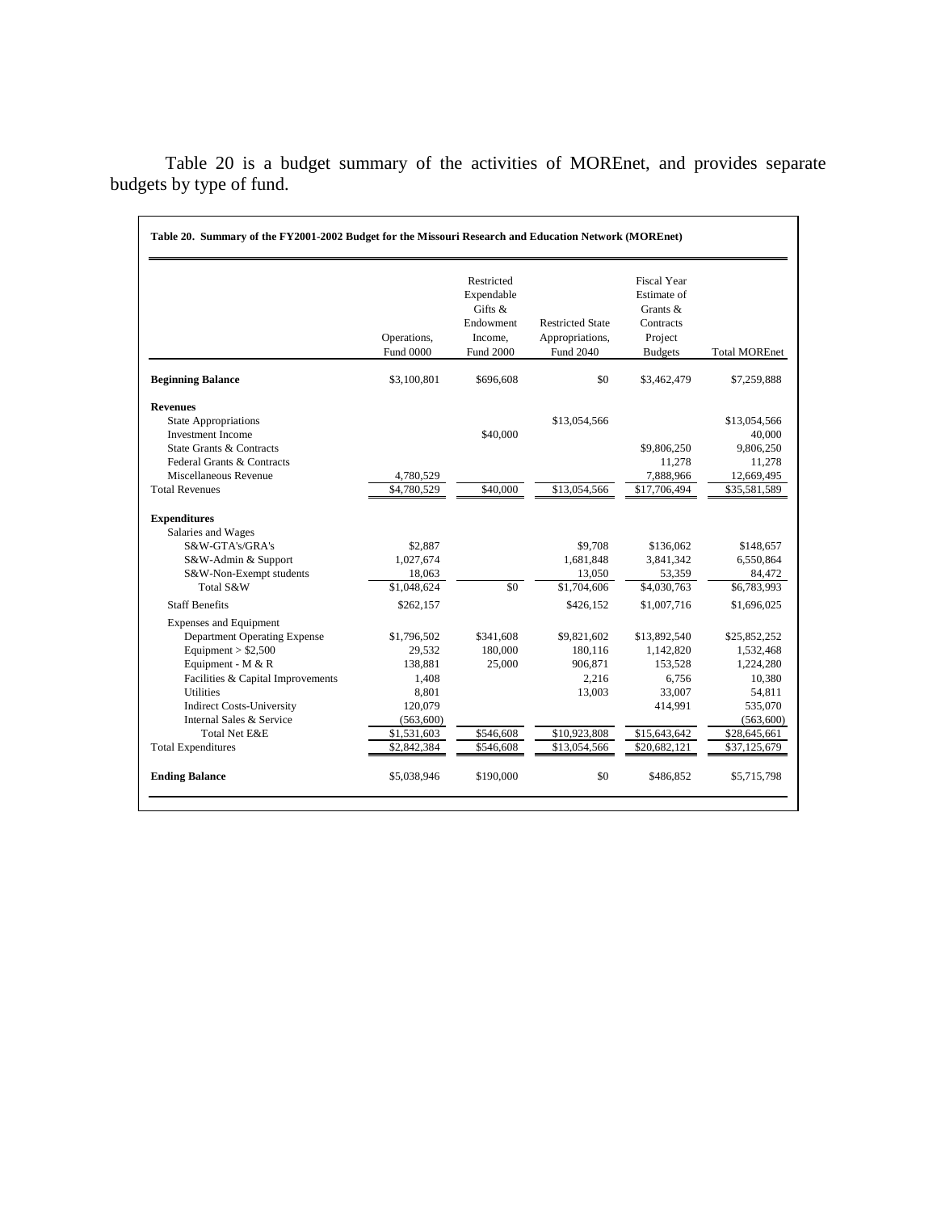Table 20 is a budget summary of the activities of MOREnet, and provides separate budgets by type of fund.

**Table 20. Summary of the FY2001-2002 Budget for the Missouri Research and Education Network (MOREnet)**

| | Operations, Fund 0000 | Restricted Expendable Gifts & Endowment Income, Fund 2000 | Restricted State Appropriations, Fund 2040 | Fiscal Year Estimate of Grants & Contracts Project Budgets | Total MOREnet |
|---|---|---|---|---|---|
| **Beginning Balance** | $3,100,801 | $696,608 | $0 | $3,462,479 | $7,259,888 |
| **Revenues** | | | | | |
| State Appropriations | | | $13,054,566 | | $13,054,566 |
| Investment Income | | $40,000 | | | 40,000 |
| State Grants & Contracts | | | | $9,806,250 | 9,806,250 |
| Federal Grants & Contracts | | | | 11,278 | 11,278 |
| Miscellaneous Revenue | 4,780,529 | | | 7,888,966 | 12,669,495 |
| Total Revenues | $4,780,529 | $40,000 | $13,054,566 | $17,706,494 | $35,581,589 |
| **Expenditures** | | | | | |
| Salaries and Wages | | | | | |
| S&W-GTA's/GRA's | $2,887 | | $9,708 | $136,062 | $148,657 |
| S&W-Admin & Support | 1,027,674 | | 1,681,848 | 3,841,342 | 6,550,864 |
| S&W-Non-Exempt students | 18,063 | | 13,050 | 53,359 | 84,472 |
| Total S&W | $1,048,624 | $0 | $1,704,606 | $4,030,763 | $6,783,993 |
| Staff Benefits | $262,157 | | $426,152 | $1,007,716 | $1,696,025 |
| Expenses and Equipment | | | | | |
| Department Operating Expense | $1,796,502 | $341,608 | $9,821,602 | $13,892,540 | $25,852,252 |
| Equipment > $2,500 | 29,532 | 180,000 | 180,116 | 1,142,820 | 1,532,468 |
| Equipment - M & R | 138,881 | 25,000 | 906,871 | 153,528 | 1,224,280 |
| Facilities & Capital Improvements | 1,408 | | 2,216 | 6,756 | 10,380 |
| Utilities | 8,801 | | 13,003 | 33,007 | 54,811 |
| Indirect Costs-University | 120,079 | | | 414,991 | 535,070 |
| Internal Sales & Service | (563,600) | | | | (563,600) |
| Total Net E&E | $1,531,603 | $546,608 | $10,923,808 | $15,643,642 | $28,645,661 |
| Total Expenditures | $2,842,384 | $546,608 | $13,054,566 | $20,682,121 | $37,125,679 |
| **Ending Balance** | $5,038,946 | $190,000 | $0 | $486,852 | $5,715,798 |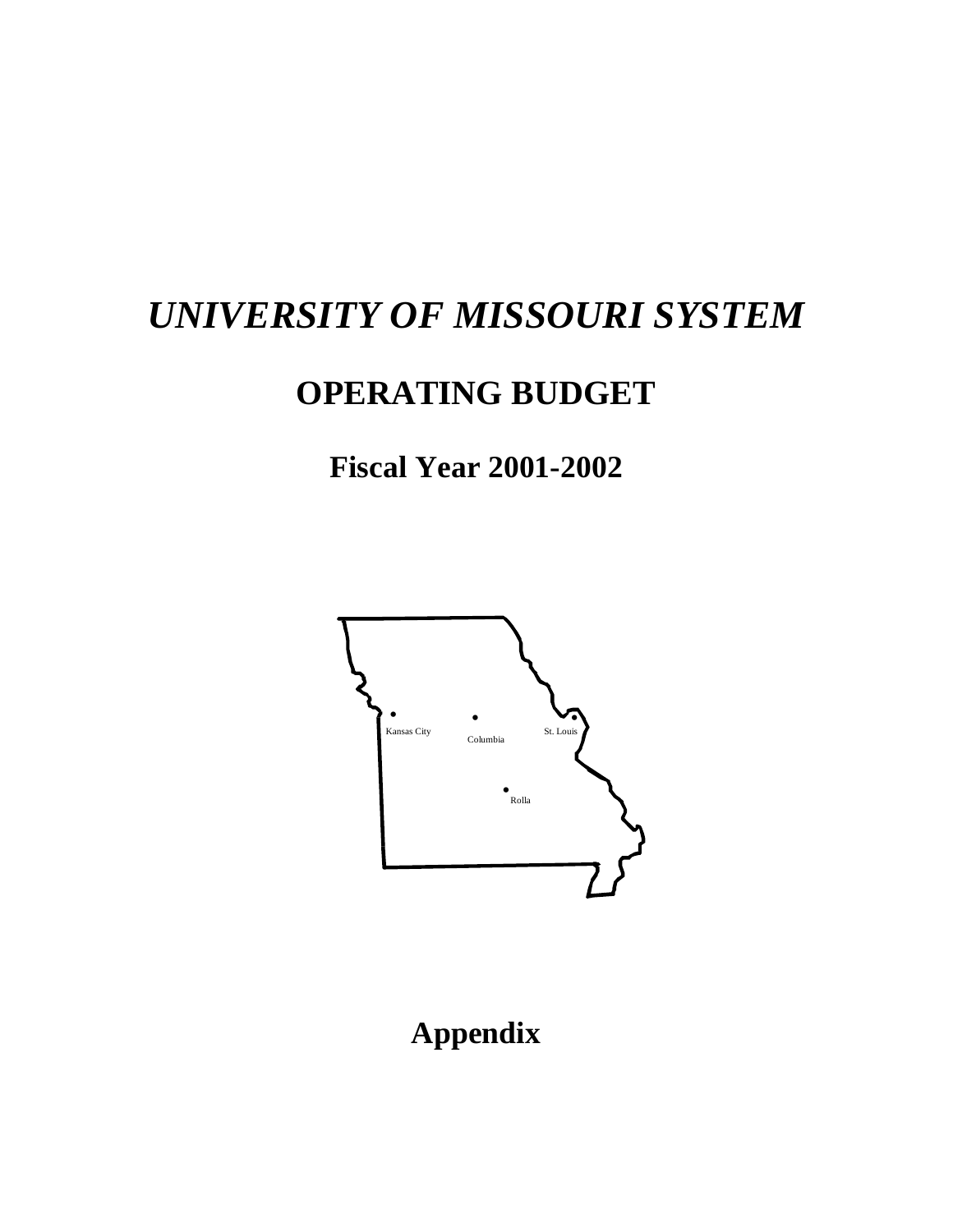# *UNIVERSITY OF MISSOURI SYSTEM*

## OPERATING BUDGET

### Fiscal Year 2001-2002

Kansas City

Columbia

St. Louis

Rolla

## Appendix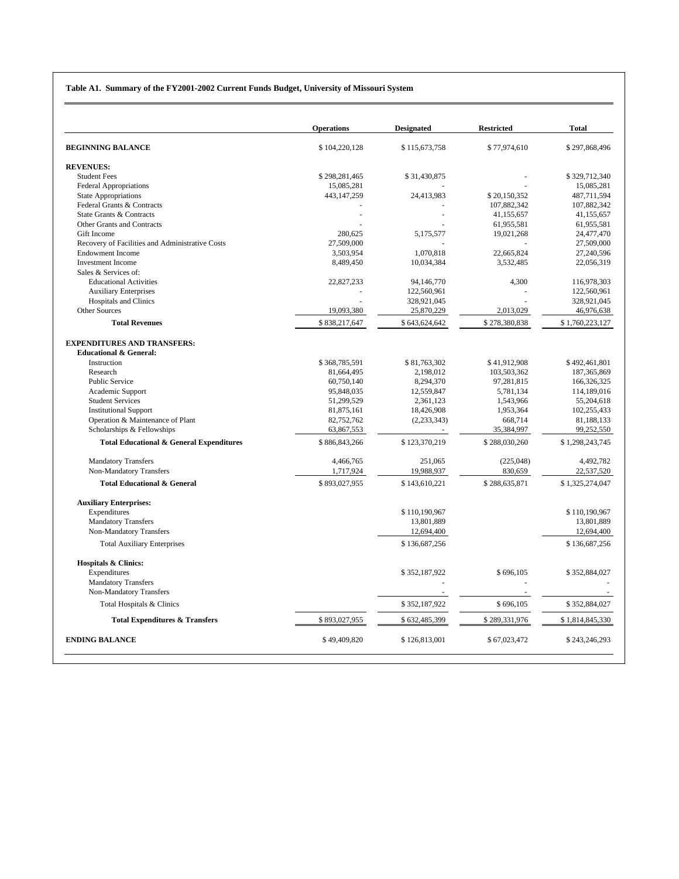**Table A1. Summary of the FY2001-2002 Current Funds Budget, University of Missouri System**

| | Operations | Designated | Restricted | Total |
|---|---|---|---|---|
| **BEGINNING BALANCE** | $ 104,220,128 | $ 115,673,758 | $ 77,974,610 | $ 297,868,496 |
| **REVENUES:** | | | | |
| Student Fees | $ 298,281,465 | $ 31,430,875 | - | $ 329,712,340 |
| Federal Appropriations | 15,085,281 | - | - | 15,085,281 |
| State Appropriations | 443,147,259 | 24,413,983 | $ 20,150,352 | 487,711,594 |
| Federal Grants & Contracts | - | - | 107,882,342 | 107,882,342 |
| State Grants & Contracts | - | - | 41,155,657 | 41,155,657 |
| Other Grants and Contracts | - | - | 61,955,581 | 61,955,581 |
| Gift Income | 280,625 | 5,175,577 | 19,021,268 | 24,477,470 |
| Recovery of Facilities and Administrative Costs | 27,509,000 | - | - | 27,509,000 |
| Endowment Income | 3,503,954 | 1,070,818 | 22,665,824 | 27,240,596 |
| Investment Income | 8,489,450 | 10,034,384 | 3,532,485 | 22,056,319 |
| Sales & Services of: | | | | |
| Educational Activities | 22,827,233 | 94,146,770 | 4,300 | 116,978,303 |
| Auxiliary Enterprises | - | 122,560,961 | - | 122,560,961 |
| Hospitals and Clinics | - | 328,921,045 | - | 328,921,045 |
| Other Sources | 19,093,380 | 25,870,229 | 2,013,029 | 46,976,638 |
| **Total Revenues** | $ 838,217,647 | $ 643,624,642 | $ 278,380,838 | $ 1,760,223,127 |
| **EXPENDITURES AND TRANSFERS:** | | | | |
| **Educational & General:** | | | | |
| Instruction | $ 368,785,591 | $ 81,763,302 | $ 41,912,908 | $ 492,461,801 |
| Research | 81,664,495 | 2,198,012 | 103,503,362 | 187,365,869 |
| Public Service | 60,750,140 | 8,294,370 | 97,281,815 | 166,326,325 |
| Academic Support | 95,848,035 | 12,559,847 | 5,781,134 | 114,189,016 |
| Student Services | 51,299,529 | 2,361,123 | 1,543,966 | 55,204,618 |
| Institutional Support | 81,875,161 | 18,426,908 | 1,953,364 | 102,255,433 |
| Operation & Maintenance of Plant | 82,752,762 | (2,233,343) | 668,714 | 81,188,133 |
| Scholarships & Fellowships | 63,867,553 | - | 35,384,997 | 99,252,550 |
| **Total Educational & General Expenditures** | $ 886,843,266 | $ 123,370,219 | $ 288,030,260 | $ 1,298,243,745 |
| Mandatory Transfers | 4,466,765 | 251,065 | (225,048) | 4,492,782 |
| Non-Mandatory Transfers | 1,717,924 | 19,988,937 | 830,659 | 22,537,520 |
| **Total Educational & General** | $ 893,027,955 | $ 143,610,221 | $ 288,635,871 | $ 1,325,274,047 |
| **Auxiliary Enterprises:** | | | | |
| Expenditures | | $ 110,190,967 | | $ 110,190,967 |
| Mandatory Transfers | | 13,801,889 | | 13,801,889 |
| Non-Mandatory Transfers | | 12,694,400 | | 12,694,400 |
| Total Auxiliary Enterprises | | $ 136,687,256 | | $ 136,687,256 |
| **Hospitals & Clinics:** | | | | |
| Expenditures | | $ 352,187,922 | $ 696,105 | $ 352,884,027 |
| Mandatory Transfers | | - | - | - |
| Non-Mandatory Transfers | | - | - | - |
| Total Hospitals & Clinics | | $ 352,187,922 | $ 696,105 | $ 352,884,027 |
| **Total Expenditures & Transfers** | $ 893,027,955 | $ 632,485,399 | $ 289,331,976 | $ 1,814,845,330 |
| **ENDING BALANCE** | $ 49,409,820 | $ 126,813,001 | $ 67,023,472 | $ 243,246,293 |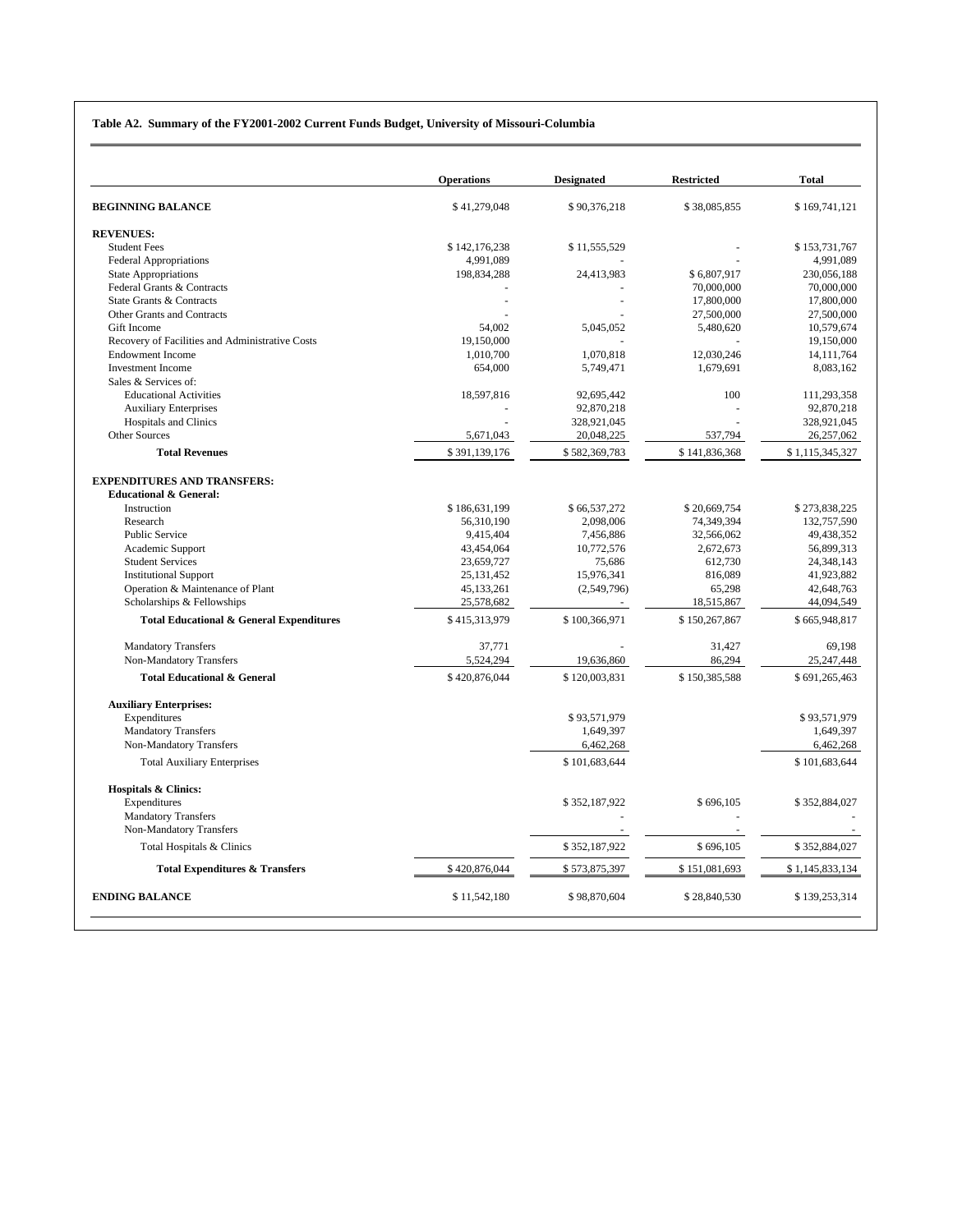**Table A2. Summary of the FY2001-2002 Current Funds Budget, University of Missouri-Columbia**

| | Operations | Designated | Restricted | Total |
|---|---|---|---|---|
| **BEGINNING BALANCE** | $ 41,279,048 | $ 90,376,218 | $ 38,085,855 | $ 169,741,121 |
| **REVENUES:** | | | | |
| Student Fees | $ 142,176,238 | $ 11,555,529 | - | $ 153,731,767 |
| Federal Appropriations | 4,991,089 | - | - | 4,991,089 |
| State Appropriations | 198,834,288 | 24,413,983 | $ 6,807,917 | 230,056,188 |
| Federal Grants & Contracts | - | - | 70,000,000 | 70,000,000 |
| State Grants & Contracts | - | - | 17,800,000 | 17,800,000 |
| Other Grants and Contracts | - | - | 27,500,000 | 27,500,000 |
| Gift Income | 54,002 | 5,045,052 | 5,480,620 | 10,579,674 |
| Recovery of Facilities and Administrative Costs | 19,150,000 | - | - | 19,150,000 |
| Endowment Income | 1,010,700 | 1,070,818 | 12,030,246 | 14,111,764 |
| Investment Income | 654,000 | 5,749,471 | 1,679,691 | 8,083,162 |
| Sales & Services of: | | | | |
| Educational Activities | 18,597,816 | 92,695,442 | 100 | 111,293,358 |
| Auxiliary Enterprises | - | 92,870,218 | - | 92,870,218 |
| Hospitals and Clinics | - | 328,921,045 | - | 328,921,045 |
| Other Sources | 5,671,043 | 20,048,225 | 537,794 | 26,257,062 |
| **Total Revenues** | $ 391,139,176 | $ 582,369,783 | $ 141,836,368 | $ 1,115,345,327 |
| **EXPENDITURES AND TRANSFERS:** | | | | |
| **Educational & General:** | | | | |
| Instruction | $ 186,631,199 | $ 66,537,272 | $ 20,669,754 | $ 273,838,225 |
| Research | 56,310,190 | 2,098,006 | 74,349,394 | 132,757,590 |
| Public Service | 9,415,404 | 7,456,886 | 32,566,062 | 49,438,352 |
| Academic Support | 43,454,064 | 10,772,576 | 2,672,673 | 56,899,313 |
| Student Services | 23,659,727 | 75,686 | 612,730 | 24,348,143 |
| Institutional Support | 25,131,452 | 15,976,341 | 816,089 | 41,923,882 |
| Operation & Maintenance of Plant | 45,133,261 | (2,549,796) | 65,298 | 42,648,763 |
| Scholarships & Fellowships | 25,578,682 | - | 18,515,867 | 44,094,549 |
| **Total Educational & General Expenditures** | $ 415,313,979 | $ 100,366,971 | $ 150,267,867 | $ 665,948,817 |
| Mandatory Transfers | 37,771 | - | 31,427 | 69,198 |
| Non-Mandatory Transfers | 5,524,294 | 19,636,860 | 86,294 | 25,247,448 |
| **Total Educational & General** | $ 420,876,044 | $ 120,003,831 | $ 150,385,588 | $ 691,265,463 |
| **Auxiliary Enterprises:** | | | | |
| Expenditures | | $ 93,571,979 | | $ 93,571,979 |
| Mandatory Transfers | | 1,649,397 | | 1,649,397 |
| Non-Mandatory Transfers | | 6,462,268 | | 6,462,268 |
| Total Auxiliary Enterprises | | $ 101,683,644 | | $ 101,683,644 |
| **Hospitals & Clinics:** | | | | |
| Expenditures | | $ 352,187,922 | $ 696,105 | $ 352,884,027 |
| Mandatory Transfers | | - | - | - |
| Non-Mandatory Transfers | | - | - | - |
| Total Hospitals & Clinics | | $ 352,187,922 | $ 696,105 | $ 352,884,027 |
| **Total Expenditures & Transfers** | $ 420,876,044 | $ 573,875,397 | $ 151,081,693 | $ 1,145,833,134 |
| **ENDING BALANCE** | $ 11,542,180 | $ 98,870,604 | $ 28,840,530 | $ 139,253,314 |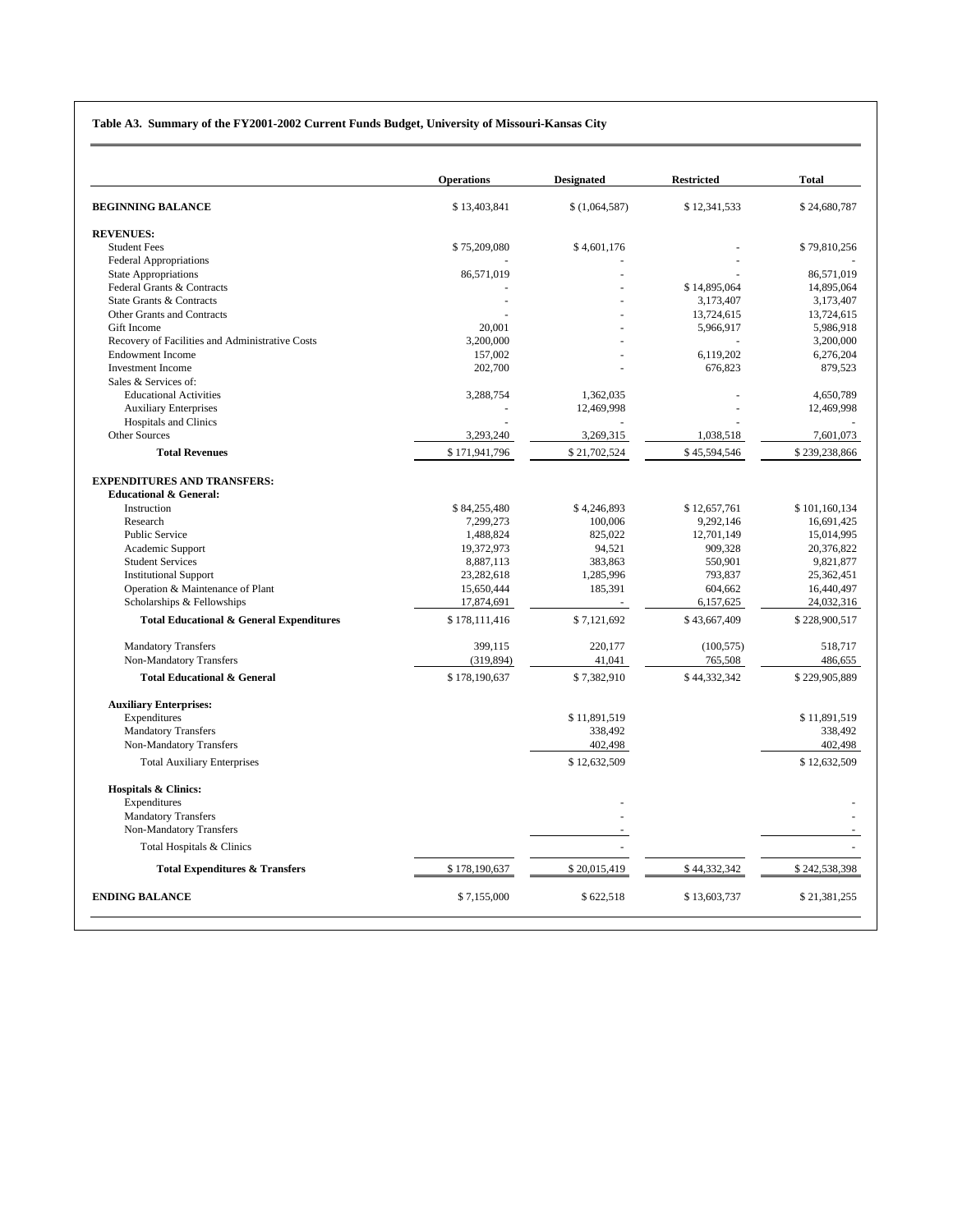**Table A3. Summary of the FY2001-2002 Current Funds Budget, University of Missouri-Kansas City**

| | Operations | Designated | Restricted | Total |
|---|---|---|---|---|
| **BEGINNING BALANCE** | $ 13,403,841 | $ (1,064,587) | $ 12,341,533 | $ 24,680,787 |
| **REVENUES:** | | | | |
| Student Fees | $ 75,209,080 | $ 4,601,176 | - | $ 79,810,256 |
| Federal Appropriations | - | - | - | - |
| State Appropriations | 86,571,019 | - | - | 86,571,019 |
| Federal Grants & Contracts | - | - | $ 14,895,064 | 14,895,064 |
| State Grants & Contracts | - | - | 3,173,407 | 3,173,407 |
| Other Grants and Contracts | - | - | 13,724,615 | 13,724,615 |
| Gift Income | 20,001 | - | 5,966,917 | 5,986,918 |
| Recovery of Facilities and Administrative Costs | 3,200,000 | - | - | 3,200,000 |
| Endowment Income | 157,002 | - | 6,119,202 | 6,276,204 |
| Investment Income | 202,700 | - | 676,823 | 879,523 |
| Sales & Services of: | | | | |
| Educational Activities | 3,288,754 | 1,362,035 | - | 4,650,789 |
| Auxiliary Enterprises | - | 12,469,998 | - | 12,469,998 |
| Hospitals and Clinics | - | - | - | - |
| Other Sources | 3,293,240 | 3,269,315 | 1,038,518 | 7,601,073 |
| **Total Revenues** | $ 171,941,796 | $ 21,702,524 | $ 45,594,546 | $ 239,238,866 |
| **EXPENDITURES AND TRANSFERS:** | | | | |
| **Educational & General:** | | | | |
| Instruction | $ 84,255,480 | $ 4,246,893 | $ 12,657,761 | $ 101,160,134 |
| Research | 7,299,273 | 100,006 | 9,292,146 | 16,691,425 |
| Public Service | 1,488,824 | 825,022 | 12,701,149 | 15,014,995 |
| Academic Support | 19,372,973 | 94,521 | 909,328 | 20,376,822 |
| Student Services | 8,887,113 | 383,863 | 550,901 | 9,821,877 |
| Institutional Support | 23,282,618 | 1,285,996 | 793,837 | 25,362,451 |
| Operation & Maintenance of Plant | 15,650,444 | 185,391 | 604,662 | 16,440,497 |
| Scholarships & Fellowships | 17,874,691 | - | 6,157,625 | 24,032,316 |
| **Total Educational & General Expenditures** | $ 178,111,416 | $ 7,121,692 | $ 43,667,409 | $ 228,900,517 |
| Mandatory Transfers | 399,115 | 220,177 | (100,575) | 518,717 |
| Non-Mandatory Transfers | (319,894) | 41,041 | 765,508 | 486,655 |
| **Total Educational & General** | $ 178,190,637 | $ 7,382,910 | $ 44,332,342 | $ 229,905,889 |
| **Auxiliary Enterprises:** | | | | |
| Expenditures | | $ 11,891,519 | | $ 11,891,519 |
| Mandatory Transfers | | 338,492 | | 338,492 |
| Non-Mandatory Transfers | | 402,498 | | 402,498 |
| Total Auxiliary Enterprises | | $ 12,632,509 | | $ 12,632,509 |
| **Hospitals & Clinics:** | | | | |
| Expenditures | | - | | - |
| Mandatory Transfers | | - | | - |
| Non-Mandatory Transfers | | - | | - |
| Total Hospitals & Clinics | | - | | - |
| **Total Expenditures & Transfers** | $ 178,190,637 | $ 20,015,419 | $ 44,332,342 | $ 242,538,398 |
| **ENDING BALANCE** | $ 7,155,000 | $ 622,518 | $ 13,603,737 | $ 21,381,255 |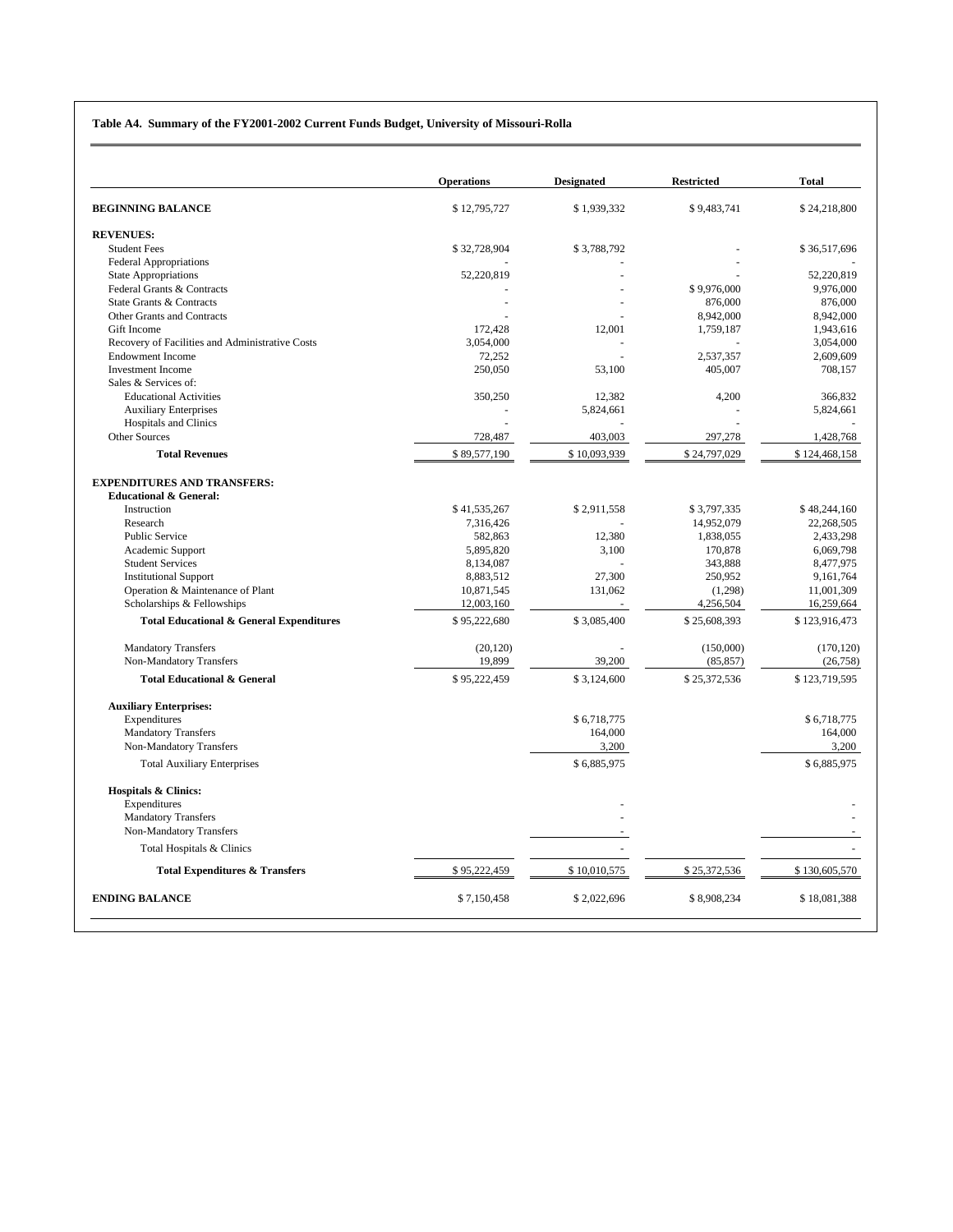**Table A4. Summary of the FY2001-2002 Current Funds Budget, University of Missouri-Rolla**

| | Operations | Designated | Restricted | Total |
|---|---|---|---|---|
| **BEGINNING BALANCE** | $ 12,795,727 | $ 1,939,332 | $ 9,483,741 | $ 24,218,800 |
| **REVENUES:** | | | | |
| Student Fees | $ 32,728,904 | $ 3,788,792 | - | $ 36,517,696 |
| Federal Appropriations | - | - | - | - |
| State Appropriations | 52,220,819 | - | - | 52,220,819 |
| Federal Grants & Contracts | - | - | $ 9,976,000 | 9,976,000 |
| State Grants & Contracts | - | - | 876,000 | 876,000 |
| Other Grants and Contracts | - | - | 8,942,000 | 8,942,000 |
| Gift Income | 172,428 | 12,001 | 1,759,187 | 1,943,616 |
| Recovery of Facilities and Administrative Costs | 3,054,000 | - | - | 3,054,000 |
| Endowment Income | 72,252 | - | 2,537,357 | 2,609,609 |
| Investment Income | 250,050 | 53,100 | 405,007 | 708,157 |
| Sales & Services of: | | | | |
| Educational Activities | 350,250 | 12,382 | 4,200 | 366,832 |
| Auxiliary Enterprises | - | 5,824,661 | - | 5,824,661 |
| Hospitals and Clinics | - | - | - | - |
| Other Sources | 728,487 | 403,003 | 297,278 | 1,428,768 |
| **Total Revenues** | $ 89,577,190 | $ 10,093,939 | $ 24,797,029 | $ 124,468,158 |
| **EXPENDITURES AND TRANSFERS:** | | | | |
| **Educational & General:** | | | | |
| Instruction | $ 41,535,267 | $ 2,911,558 | $ 3,797,335 | $ 48,244,160 |
| Research | 7,316,426 | - | 14,952,079 | 22,268,505 |
| Public Service | 582,863 | 12,380 | 1,838,055 | 2,433,298 |
| Academic Support | 5,895,820 | 3,100 | 170,878 | 6,069,798 |
| Student Services | 8,134,087 | - | 343,888 | 8,477,975 |
| Institutional Support | 8,883,512 | 27,300 | 250,952 | 9,161,764 |
| Operation & Maintenance of Plant | 10,871,545 | 131,062 | (1,298) | 11,001,309 |
| Scholarships & Fellowships | 12,003,160 | - | 4,256,504 | 16,259,664 |
| **Total Educational & General Expenditures** | $ 95,222,680 | $ 3,085,400 | $ 25,608,393 | $ 123,916,473 |
| Mandatory Transfers | (20,120) | - | (150,000) | (170,120) |
| Non-Mandatory Transfers | 19,899 | 39,200 | (85,857) | (26,758) |
| **Total Educational & General** | $ 95,222,459 | $ 3,124,600 | $ 25,372,536 | $ 123,719,595 |
| **Auxiliary Enterprises:** | | | | |
| Expenditures | | $ 6,718,775 | | $ 6,718,775 |
| Mandatory Transfers | | 164,000 | | 164,000 |
| Non-Mandatory Transfers | | 3,200 | | 3,200 |
| Total Auxiliary Enterprises | | $ 6,885,975 | | $ 6,885,975 |
| **Hospitals & Clinics:** | | | | |
| Expenditures | | - | | - |
| Mandatory Transfers | | - | | - |
| Non-Mandatory Transfers | | - | | - |
| Total Hospitals & Clinics | | - | | - |
| **Total Expenditures & Transfers** | $ 95,222,459 | $ 10,010,575 | $ 25,372,536 | $ 130,605,570 |
| **ENDING BALANCE** | $ 7,150,458 | $ 2,022,696 | $ 8,908,234 | $ 18,081,388 |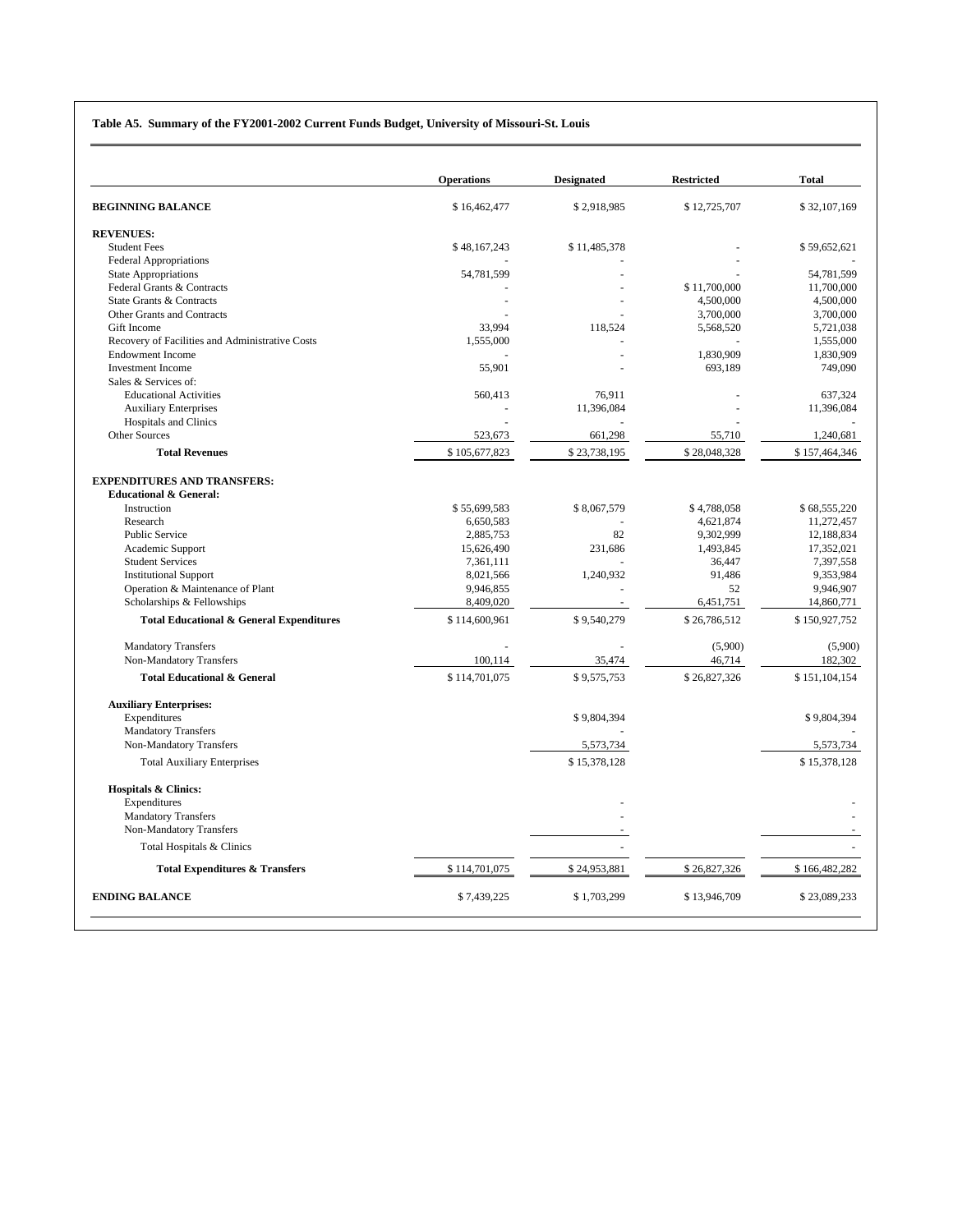**Table A5. Summary of the FY2001-2002 Current Funds Budget, University of Missouri-St. Louis**

| | Operations | Designated | Restricted | Total |
|---|---|---|---|---|
| **BEGINNING BALANCE** | $ 16,462,477 | $ 2,918,985 | $ 12,725,707 | $ 32,107,169 |
| **REVENUES:** | | | | |
| Student Fees | $ 48,167,243 | $ 11,485,378 | - | $ 59,652,621 |
| Federal Appropriations | - | - | - | - |
| State Appropriations | 54,781,599 | - | - | 54,781,599 |
| Federal Grants & Contracts | - | - | $ 11,700,000 | 11,700,000 |
| State Grants & Contracts | - | - | 4,500,000 | 4,500,000 |
| Other Grants and Contracts | - | - | 3,700,000 | 3,700,000 |
| Gift Income | 33,994 | 118,524 | 5,568,520 | 5,721,038 |
| Recovery of Facilities and Administrative Costs | 1,555,000 | - | - | 1,555,000 |
| Endowment Income | - | - | 1,830,909 | 1,830,909 |
| Investment Income | 55,901 | - | 693,189 | 749,090 |
| Sales & Services of: | | | | |
| Educational Activities | 560,413 | 76,911 | - | 637,324 |
| Auxiliary Enterprises | - | 11,396,084 | - | 11,396,084 |
| Hospitals and Clinics | - | - | - | - |
| Other Sources | 523,673 | 661,298 | 55,710 | 1,240,681 |
| **Total Revenues** | $ 105,677,823 | $ 23,738,195 | $ 28,048,328 | $ 157,464,346 |
| **EXPENDITURES AND TRANSFERS:** | | | | |
| **Educational & General:** | | | | |
| Instruction | $ 55,699,583 | $ 8,067,579 | $ 4,788,058 | $ 68,555,220 |
| Research | 6,650,583 | - | 4,621,874 | 11,272,457 |
| Public Service | 2,885,753 | 82 | 9,302,999 | 12,188,834 |
| Academic Support | 15,626,490 | 231,686 | 1,493,845 | 17,352,021 |
| Student Services | 7,361,111 | - | 36,447 | 7,397,558 |
| Institutional Support | 8,021,566 | 1,240,932 | 91,486 | 9,353,984 |
| Operation & Maintenance of Plant | 9,946,855 | - | 52 | 9,946,907 |
| Scholarships & Fellowships | 8,409,020 | - | 6,451,751 | 14,860,771 |
| **Total Educational & General Expenditures** | $ 114,600,961 | $ 9,540,279 | $ 26,786,512 | $ 150,927,752 |
| Mandatory Transfers | - | - | (5,900) | (5,900) |
| Non-Mandatory Transfers | 100,114 | 35,474 | 46,714 | 182,302 |
| **Total Educational & General** | $ 114,701,075 | $ 9,575,753 | $ 26,827,326 | $ 151,104,154 |
| **Auxiliary Enterprises:** | | | | |
| Expenditures | | $ 9,804,394 | | $ 9,804,394 |
| Mandatory Transfers | | - | | - |
| Non-Mandatory Transfers | | 5,573,734 | | 5,573,734 |
| Total Auxiliary Enterprises | | $ 15,378,128 | | $ 15,378,128 |
| **Hospitals & Clinics:** | | | | |
| Expenditures | | - | | - |
| Mandatory Transfers | | - | | - |
| Non-Mandatory Transfers | | - | | - |
| Total Hospitals & Clinics | | - | | - |
| **Total Expenditures & Transfers** | $ 114,701,075 | $ 24,953,881 | $ 26,827,326 | $ 166,482,282 |
| **ENDING BALANCE** | $ 7,439,225 | $ 1,703,299 | $ 13,946,709 | $ 23,089,233 |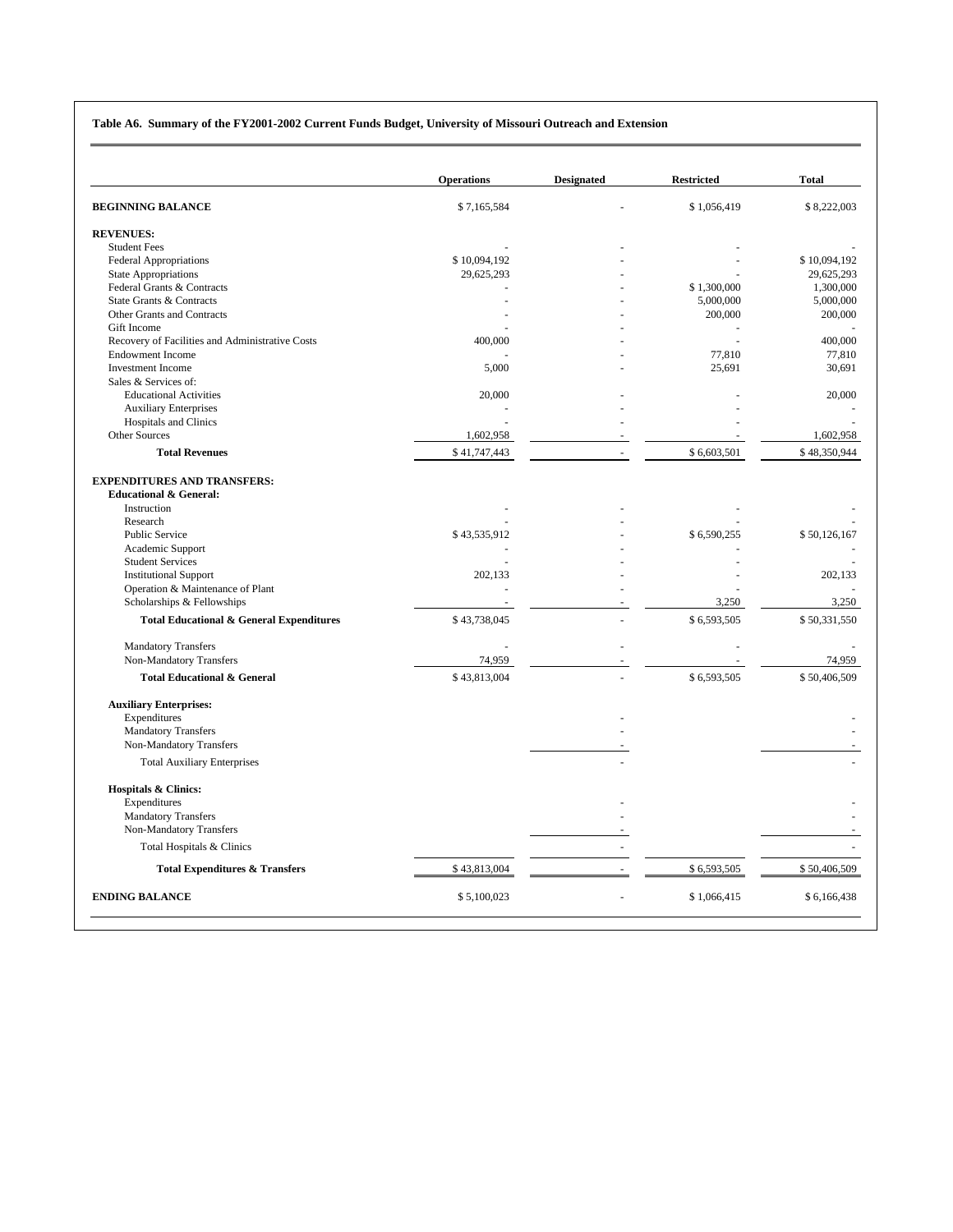**Table A6. Summary of the FY2001-2002 Current Funds Budget, University of Missouri Outreach and Extension**

| | Operations | Designated | Restricted | Total |
|---|---|---|---|---|
| **BEGINNING BALANCE** | $ 7,165,584 | - | $ 1,056,419 | $ 8,222,003 |
| **REVENUES:** | | | | |
| Student Fees | - | - | - | - |
| Federal Appropriations | $ 10,094,192 | - | - | $ 10,094,192 |
| State Appropriations | 29,625,293 | - | - | 29,625,293 |
| Federal Grants & Contracts | - | - | $ 1,300,000 | 1,300,000 |
| State Grants & Contracts | - | - | 5,000,000 | 5,000,000 |
| Other Grants and Contracts | - | - | 200,000 | 200,000 |
| Gift Income | - | - | - | - |
| Recovery of Facilities and Administrative Costs | 400,000 | - | - | 400,000 |
| Endowment Income | - | - | 77,810 | 77,810 |
| Investment Income | 5,000 | - | 25,691 | 30,691 |
| Sales & Services of: | | | | |
| Educational Activities | 20,000 | - | - | 20,000 |
| Auxiliary Enterprises | - | - | - | - |
| Hospitals and Clinics | - | - | - | - |
| Other Sources | 1,602,958 | - | - | 1,602,958 |
| **Total Revenues** | $ 41,747,443 | - | $ 6,603,501 | $ 48,350,944 |
| **EXPENDITURES AND TRANSFERS:** | | | | |
| **Educational & General:** | | | | |
| Instruction | - | - | - | - |
| Research | - | - | - | - |
| Public Service | $ 43,535,912 | - | $ 6,590,255 | $ 50,126,167 |
| Academic Support | - | - | - | - |
| Student Services | - | - | - | - |
| Institutional Support | 202,133 | - | - | 202,133 |
| Operation & Maintenance of Plant | - | - | - | - |
| Scholarships & Fellowships | - | - | 3,250 | 3,250 |
| **Total Educational & General Expenditures** | $ 43,738,045 | - | $ 6,593,505 | $ 50,331,550 |
| Mandatory Transfers | - | - | - | - |
| Non-Mandatory Transfers | 74,959 | - | - | 74,959 |
| **Total Educational & General** | $ 43,813,004 | - | $ 6,593,505 | $ 50,406,509 |
| **Auxiliary Enterprises:** | | | | |
| Expenditures | | - | | - |
| Mandatory Transfers | | - | | - |
| Non-Mandatory Transfers | | - | | - |
| Total Auxiliary Enterprises | | - | | - |
| **Hospitals & Clinics:** | | | | |
| Expenditures | | - | | - |
| Mandatory Transfers | | - | | - |
| Non-Mandatory Transfers | | - | | - |
| Total Hospitals & Clinics | | - | | - |
| **Total Expenditures & Transfers** | $ 43,813,004 | - | $ 6,593,505 | $ 50,406,509 |
| **ENDING BALANCE** | $ 5,100,023 | - | $ 1,066,415 | $ 6,166,438 |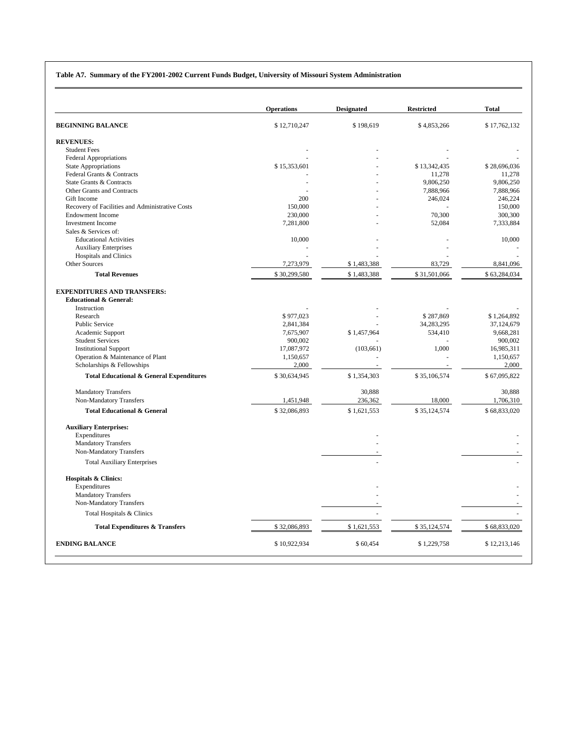**Table A7. Summary of the FY2001-2002 Current Funds Budget, University of Missouri System Administration**

| | Operations | Designated | Restricted | Total |
|---|---|---|---|---|
| **BEGINNING BALANCE** | $ 12,710,247 | $ 198,619 | $ 4,853,266 | $ 17,762,132 |
| **REVENUES:** | | | | |
| Student Fees | - | - | - | - |
| Federal Appropriations | - | - | - | - |
| State Appropriations | $ 15,353,601 | - | $ 13,342,435 | $ 28,696,036 |
| Federal Grants & Contracts | - | - | 11,278 | 11,278 |
| State Grants & Contracts | - | - | 9,806,250 | 9,806,250 |
| Other Grants and Contracts | - | - | 7,888,966 | 7,888,966 |
| Gift Income | 200 | - | 246,024 | 246,224 |
| Recovery of Facilities and Administrative Costs | 150,000 | - | - | 150,000 |
| Endowment Income | 230,000 | - | 70,300 | 300,300 |
| Investment Income | 7,281,800 | - | 52,084 | 7,333,884 |
| Sales & Services of: | | | | |
| Educational Activities | 10,000 | - | - | 10,000 |
| Auxiliary Enterprises | - | - | - | - |
| Hospitals and Clinics | - | - | - | - |
| Other Sources | 7,273,979 | $ 1,483,388 | 83,729 | 8,841,096 |
| **Total Revenues** | $ 30,299,580 | $ 1,483,388 | $ 31,501,066 | $ 63,284,034 |
| **EXPENDITURES AND TRANSFERS:** | | | | |
| **Educational & General:** | | | | |
| Instruction | - | - | - | - |
| Research | $ 977,023 | - | $ 287,869 | $ 1,264,892 |
| Public Service | 2,841,384 | - | 34,283,295 | 37,124,679 |
| Academic Support | 7,675,907 | $ 1,457,964 | 534,410 | 9,668,281 |
| Student Services | 900,002 | - | - | 900,002 |
| Institutional Support | 17,087,972 | (103,661) | 1,000 | 16,985,311 |
| Operation & Maintenance of Plant | 1,150,657 | - | - | 1,150,657 |
| Scholarships & Fellowships | 2,000 | - | - | 2,000 |
| **Total Educational & General Expenditures** | $ 30,634,945 | $ 1,354,303 | $ 35,106,574 | $ 67,095,822 |
| Mandatory Transfers | | 30,888 | | 30,888 |
| Non-Mandatory Transfers | 1,451,948 | 236,362 | 18,000 | 1,706,310 |
| **Total Educational & General** | $ 32,086,893 | $ 1,621,553 | $ 35,124,574 | $ 68,833,020 |
| **Auxiliary Enterprises:** | | | | |
| Expenditures | | - | | - |
| Mandatory Transfers | | - | | - |
| Non-Mandatory Transfers | | - | | - |
| Total Auxiliary Enterprises | | - | | - |
| **Hospitals & Clinics:** | | | | |
| Expenditures | | - | | - |
| Mandatory Transfers | | - | | - |
| Non-Mandatory Transfers | | - | | - |
| Total Hospitals & Clinics | | - | | - |
| **Total Expenditures & Transfers** | $ 32,086,893 | $ 1,621,553 | $ 35,124,574 | $ 68,833,020 |
| **ENDING BALANCE** | $ 10,922,934 | $ 60,454 | $ 1,229,758 | $ 12,213,146 |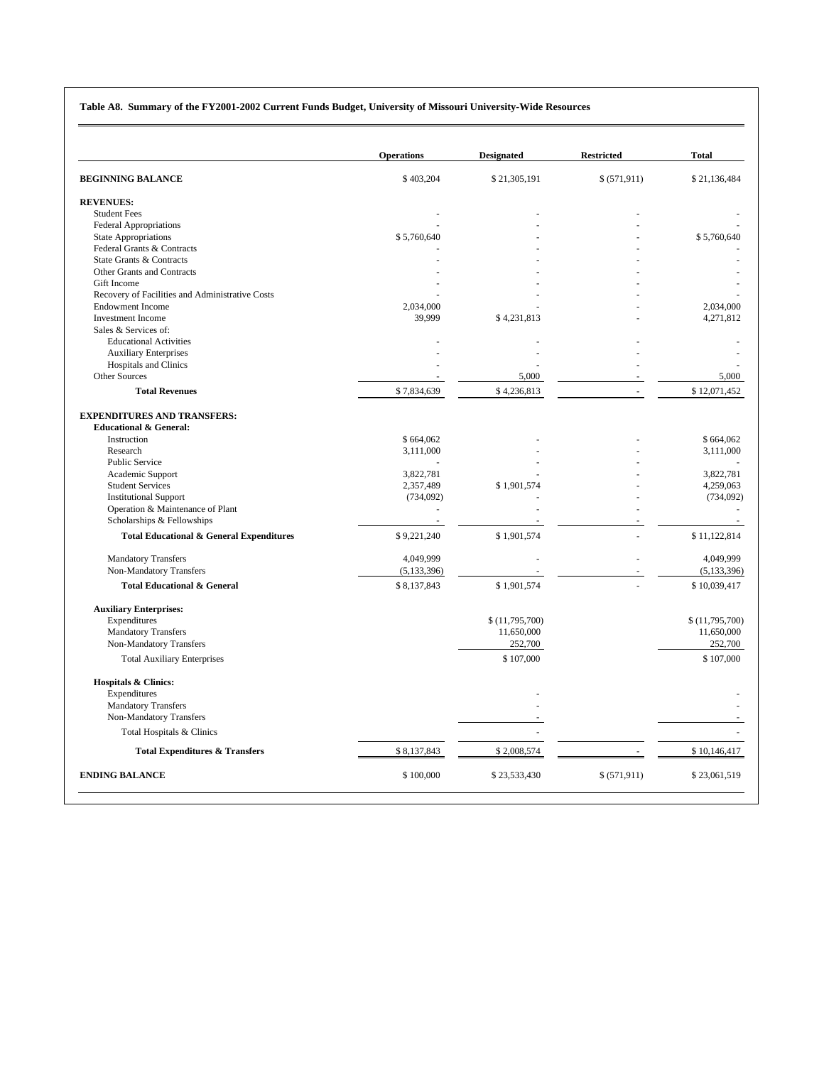**Table A8. Summary of the FY2001-2002 Current Funds Budget, University of Missouri University-Wide Resources**

| | Operations | Designated | Restricted | Total |
|---|---|---|---|---|
| **BEGINNING BALANCE** | $ 403,204 | $ 21,305,191 | $ (571,911) | $ 21,136,484 |
| **REVENUES:** | | | | |
| Student Fees | - | - | - | - |
| Federal Appropriations | - | - | - | - |
| State Appropriations | $ 5,760,640 | - | - | $ 5,760,640 |
| Federal Grants & Contracts | - | - | - | - |
| State Grants & Contracts | - | - | - | - |
| Other Grants and Contracts | - | - | - | - |
| Gift Income | - | - | - | - |
| Recovery of Facilities and Administrative Costs | - | - | - | - |
| Endowment Income | 2,034,000 | - | - | 2,034,000 |
| Investment Income | 39,999 | $ 4,231,813 | - | 4,271,812 |
| Sales & Services of: | | | | |
| Educational Activities | - | - | - | - |
| Auxiliary Enterprises | - | - | - | - |
| Hospitals and Clinics | - | - | - | - |
| Other Sources | - | 5,000 | - | 5,000 |
| **Total Revenues** | $ 7,834,639 | $ 4,236,813 | - | $ 12,071,452 |
| **EXPENDITURES AND TRANSFERS:** | | | | |
| **Educational & General:** | | | | |
| Instruction | $ 664,062 | - | - | $ 664,062 |
| Research | 3,111,000 | - | - | 3,111,000 |
| Public Service | - | - | - | - |
| Academic Support | 3,822,781 | - | - | 3,822,781 |
| Student Services | 2,357,489 | $ 1,901,574 | - | 4,259,063 |
| Institutional Support | (734,092) | - | - | (734,092) |
| Operation & Maintenance of Plant | - | - | - | - |
| Scholarships & Fellowships | - | - | - | - |
| **Total Educational & General Expenditures** | $ 9,221,240 | $ 1,901,574 | - | $ 11,122,814 |
| Mandatory Transfers | 4,049,999 | - | - | 4,049,999 |
| Non-Mandatory Transfers | (5,133,396) | - | - | (5,133,396) |
| **Total Educational & General** | $ 8,137,843 | $ 1,901,574 | - | $ 10,039,417 |
| **Auxiliary Enterprises:** | | | | |
| Expenditures | | $ (11,795,700) | | $ (11,795,700) |
| Mandatory Transfers | | 11,650,000 | | 11,650,000 |
| Non-Mandatory Transfers | | 252,700 | | 252,700 |
| Total Auxiliary Enterprises | | $ 107,000 | | $ 107,000 |
| **Hospitals & Clinics:** | | | | |
| Expenditures | | - | | - |
| Mandatory Transfers | | - | | - |
| Non-Mandatory Transfers | | - | | - |
| Total Hospitals & Clinics | | - | | - |
| **Total Expenditures & Transfers** | $ 8,137,843 | $ 2,008,574 | - | $ 10,146,417 |
| **ENDING BALANCE** | $ 100,000 | $ 23,533,430 | $ (571,911) | $ 23,061,519 |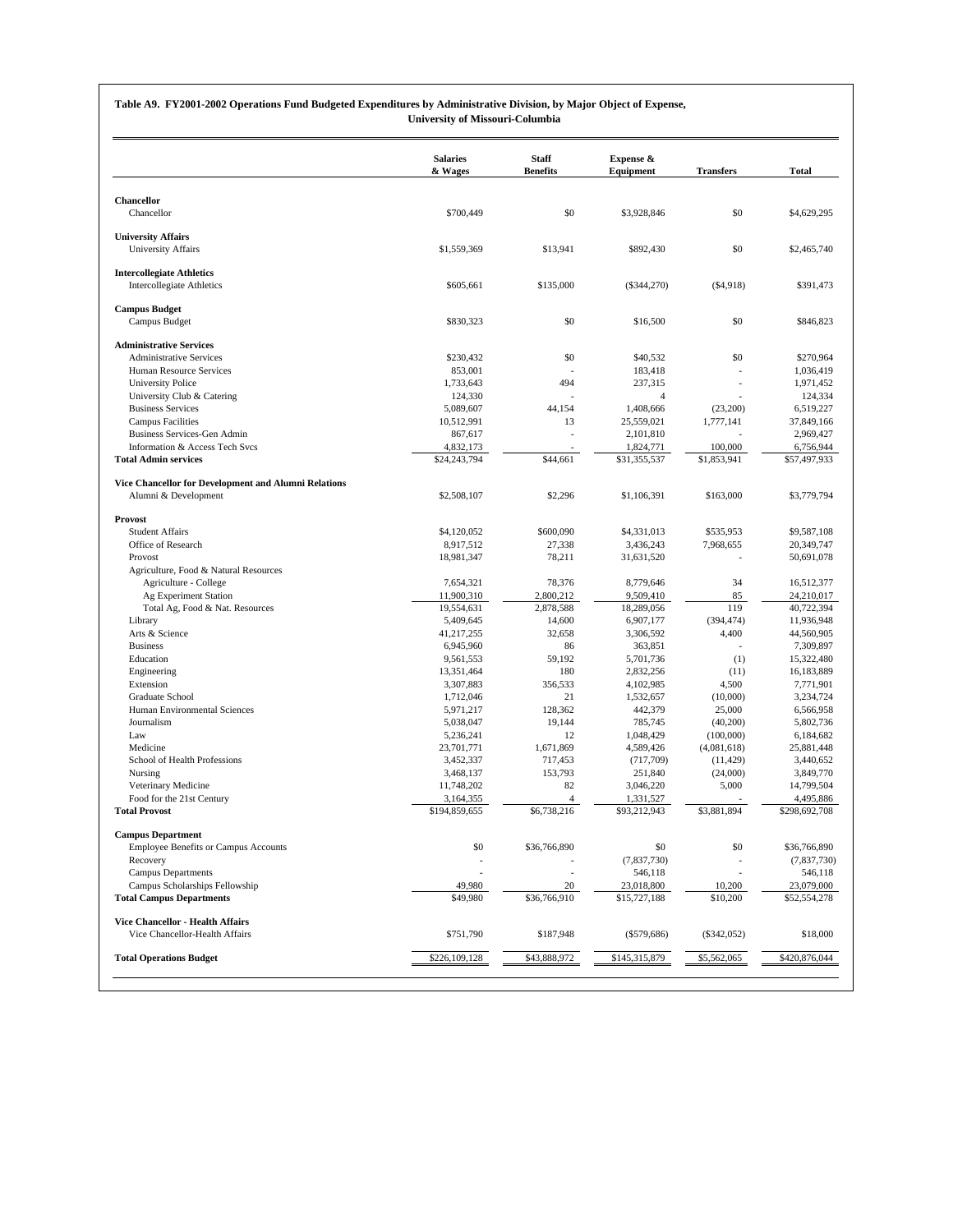**Table A9. FY2001-2002 Operations Fund Budgeted Expenditures by Administrative Division, by Major Object of Expense, University of Missouri-Columbia**

| | Salaries & Wages | Staff Benefits | Expense & Equipment | Transfers | Total |
|---|---|---|---|---|---|
| **Chancellor** | | | | | |
| Chancellor | $700,449 | $0 | $3,928,846 | $0 | $4,629,295 |
| **University Affairs** | | | | | |
| University Affairs | $1,559,369 | $13,941 | $892,430 | $0 | $2,465,740 |
| **Intercollegiate Athletics** | | | | | |
| Intercollegiate Athletics | $605,661 | $135,000 | ($344,270) | ($4,918) | $391,473 |
| **Campus Budget** | | | | | |
| Campus Budget | $830,323 | $0 | $16,500 | $0 | $846,823 |
| **Administrative Services** | | | | | |
| Administrative Services | $230,432 | $0 | $40,532 | $0 | $270,964 |
| Human Resource Services | 853,001 | - | 183,418 | - | 1,036,419 |
| University Police | 1,733,643 | 494 | 237,315 | - | 1,971,452 |
| University Club & Catering | 124,330 | - | 4 | - | 124,334 |
| Business Services | 5,089,607 | 44,154 | 1,408,666 | (23,200) | 6,519,227 |
| Campus Facilities | 10,512,991 | 13 | 25,559,021 | 1,777,141 | 37,849,166 |
| Business Services-Gen Admin | 867,617 | - | 2,101,810 | - | 2,969,427 |
| Information & Access Tech Svcs | 4,832,173 | - | 1,824,771 | 100,000 | 6,756,944 |
| **Total Admin services** | $24,243,794 | $44,661 | $31,355,537 | $1,853,941 | $57,497,933 |
| **Vice Chancellor for Development and Alumni Relations** | | | | | |
| Alumni & Development | $2,508,107 | $2,296 | $1,106,391 | $163,000 | $3,779,794 |
| **Provost** | | | | | |
| Student Affairs | $4,120,052 | $600,090 | $4,331,013 | $535,953 | $9,587,108 |
| Office of Research | 8,917,512 | 27,338 | 3,436,243 | 7,968,655 | 20,349,747 |
| Provost | 18,981,347 | 78,211 | 31,631,520 | - | 50,691,078 |
| Agriculture, Food & Natural Resources | | | | | |
| Agriculture - College | 7,654,321 | 78,376 | 8,779,646 | 34 | 16,512,377 |
| Ag Experiment Station | 11,900,310 | 2,800,212 | 9,509,410 | 85 | 24,210,017 |
| Total Ag, Food & Nat. Resources | 19,554,631 | 2,878,588 | 18,289,056 | 119 | 40,722,394 |
| Library | 5,409,645 | 14,600 | 6,907,177 | (394,474) | 11,936,948 |
| Arts & Science | 41,217,255 | 32,658 | 3,306,592 | 4,400 | 44,560,905 |
| Business | 6,945,960 | 86 | 363,851 | - | 7,309,897 |
| Education | 9,561,553 | 59,192 | 5,701,736 | (1) | 15,322,480 |
| Engineering | 13,351,464 | 180 | 2,832,256 | (11) | 16,183,889 |
| Extension | 3,307,883 | 356,533 | 4,102,985 | 4,500 | 7,771,901 |
| Graduate School | 1,712,046 | 21 | 1,532,657 | (10,000) | 3,234,724 |
| Human Environmental Sciences | 5,971,217 | 128,362 | 442,379 | 25,000 | 6,566,958 |
| Journalism | 5,038,047 | 19,144 | 785,745 | (40,200) | 5,802,736 |
| Law | 5,236,241 | 12 | 1,048,429 | (100,000) | 6,184,682 |
| Medicine | 23,701,771 | 1,671,869 | 4,589,426 | (4,081,618) | 25,881,448 |
| School of Health Professions | 3,452,337 | 717,453 | (717,709) | (11,429) | 3,440,652 |
| Nursing | 3,468,137 | 153,793 | 251,840 | (24,000) | 3,849,770 |
| Veterinary Medicine | 11,748,202 | 82 | 3,046,220 | 5,000 | 14,799,504 |
| Food for the 21st Century | 3,164,355 | 4 | 1,331,527 | - | 4,495,886 |
| **Total Provost** | $194,859,655 | $6,738,216 | $93,212,943 | $3,881,894 | $298,692,708 |
| **Campus Department** | | | | | |
| Employee Benefits or Campus Accounts | $0 | $36,766,890 | $0 | $0 | $36,766,890 |
| Recovery | - | - | (7,837,730) | - | (7,837,730) |
| Campus Departments | - | - | 546,118 | - | 546,118 |
| Campus Scholarships Fellowship | 49,980 | 20 | 23,018,800 | 10,200 | 23,079,000 |
| **Total Campus Departments** | $49,980 | $36,766,910 | $15,727,188 | $10,200 | $52,554,278 |
| **Vice Chancellor - Health Affairs** | | | | | |
| Vice Chancellor-Health Affairs | $751,790 | $187,948 | ($579,686) | ($342,052) | $18,000 |
| **Total Operations Budget** | $226,109,128 | $43,888,972 | $145,315,879 | $5,562,065 | $420,876,044 |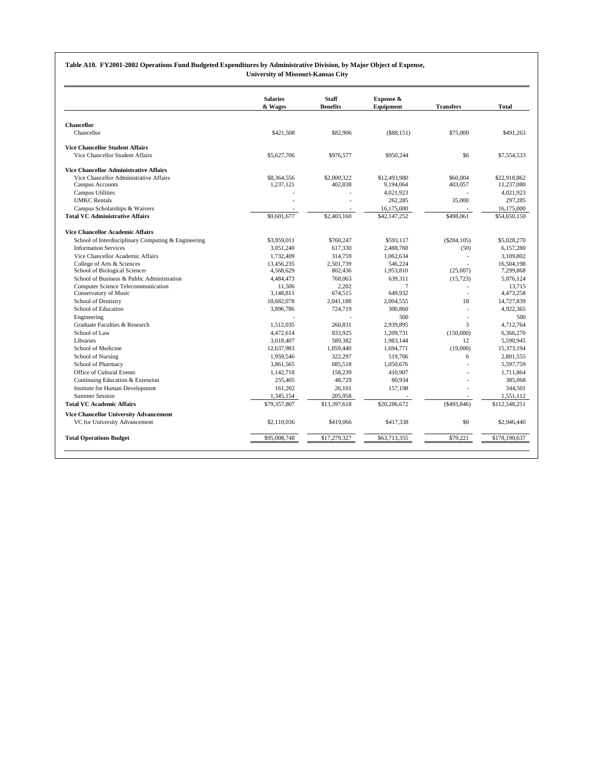**Table A10. FY2001-2002 Operations Fund Budgeted Expenditures by Administrative Division, by Major Object of Expense, University of Missouri-Kansas City**

| | Salaries & Wages | Staff Benefits | Expense & Equipment | Transfers | Total |
|---|---|---|---|---|---|
| **Chancellor** | | | | | |
| Chancellor | $421,508 | $82,906 | ($88,151) | $75,000 | $491,263 |
| **Vice Chancellor Student Affairs** | | | | | |
| Vice Chancellor Student Affairs | $5,627,706 | $976,577 | $950,244 | $6 | $7,554,533 |
| **Vice Chancellor Administrative Affairs** | | | | | |
| Vice Chancellor Administrative Affairs | $8,364,556 | $2,000,322 | $12,493,980 | $60,004 | $22,918,862 |
| Campus Accounts | 1,237,121 | 402,838 | 9,194,064 | 403,057 | 11,237,080 |
| Campus Utilities | - | - | 4,021,923 | - | 4,021,923 |
| UMKC Rentals | - | - | 262,285 | 35,000 | 297,285 |
| Campus Scholarships & Waivers | - | - | 16,175,000 | - | 16,175,000 |
| **Total VC Administrative Affairs** | $9,601,677 | $2,403,160 | $42,147,252 | $498,061 | $54,650,150 |
| **Vice Chancellor Academic Affairs** | | | | | |
| School of Interdisciplinary Computing & Engineering | $3,959,011 | $760,247 | $593,117 | ($284,105) | $5,028,270 |
| Information Services | 3,051,240 | 617,330 | 2,488,760 | (50) | 6,157,280 |
| Vice Chancellor Academic Affairs | 1,732,409 | 314,759 | 1,062,634 | - | 3,109,802 |
| College of Arts & Sciences | 13,456,235 | 2,501,739 | 546,224 | - | 16,504,198 |
| School of Biological Sciences | 4,568,629 | 802,436 | 1,953,810 | (25,007) | 7,299,868 |
| School of Business & Public Administration | 4,484,473 | 768,063 | 639,311 | (15,723) | 5,876,124 |
| Computer Science Telecommunication | 11,506 | 2,202 | 7 | - | 13,715 |
| Conservatory of Music | 3,148,811 | 674,515 | 649,932 | - | 4,473,258 |
| School of Dentistry | 10,682,078 | 2,041,188 | 2,004,555 | 18 | 14,727,839 |
| School of Education | 3,896,786 | 724,719 | 300,860 | - | 4,922,365 |
| Engineering | - | - | 500 | - | 500 |
| Graduate Faculties & Research | 1,512,035 | 260,831 | 2,939,895 | 3 | 4,712,764 |
| School of Law | 4,472,614 | 833,925 | 1,209,731 | (150,000) | 6,366,270 |
| Libraries | 3,018,407 | 589,382 | 1,983,144 | 12 | 5,590,945 |
| School of Medicine | 12,637,983 | 1,059,440 | 1,694,771 | (19,000) | 15,373,194 |
| School of Nursing | 1,959,546 | 322,297 | 519,706 | 6 | 2,801,555 |
| School of Pharmacy | 3,861,565 | 685,518 | 1,050,676 | - | 5,597,759 |
| Office of Cultural Events | 1,142,718 | 158,239 | 410,907 | - | 1,711,864 |
| Continuing Education & Extension | 255,405 | 48,729 | 80,934 | - | 385,068 |
| Institute for Human Development | 161,202 | 26,101 | 157,198 | - | 344,501 |
| Summer Session | 1,345,154 | 205,958 | - | - | 1,551,112 |
| **Total VC Academic Affairs** | $79,357,807 | $13,397,618 | $20,286,672 | ($493,846) | $112,548,251 |
| **Vice Chancellor University Advancement** | | | | | |
| VC for University Advancement | $2,110,036 | $419,066 | $417,338 | $0 | $2,946,440 |
| **Total Operations Budget** | $95,008,748 | $17,279,327 | $63,713,355 | $79,221 | $178,190,637 |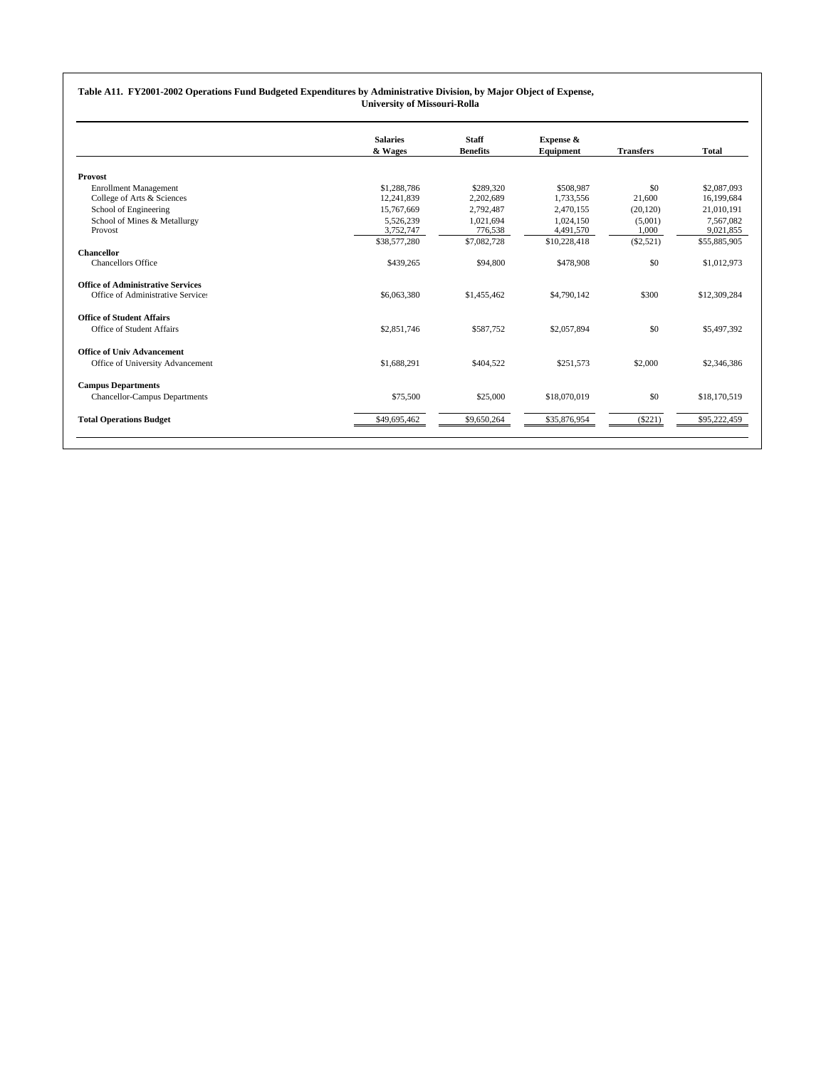**Table A11. FY2001-2002 Operations Fund Budgeted Expenditures by Administrative Division, by Major Object of Expense, University of Missouri-Rolla**

| | Salaries & Wages | Staff Benefits | Expense & Equipment | Transfers | Total |
|---|---|---|---|---|---|
| **Provost** | | | | | |
| Enrollment Management | $1,288,786 | $289,320 | $508,987 | $0 | $2,087,093 |
| College of Arts & Sciences | 12,241,839 | 2,202,689 | 1,733,556 | 21,600 | 16,199,684 |
| School of Engineering | 15,767,669 | 2,792,487 | 2,470,155 | (20,120) | 21,010,191 |
| School of Mines & Metallurgy | 5,526,239 | 1,021,694 | 1,024,150 | (5,001) | 7,567,082 |
| Provost | 3,752,747 | 776,538 | 4,491,570 | 1,000 | 9,021,855 |
| | $38,577,280 | $7,082,728 | $10,228,418 | ($2,521) | $55,885,905 |
| **Chancellor** | | | | | |
| Chancellors Office | $439,265 | $94,800 | $478,908 | $0 | $1,012,973 |
| **Office of Administrative Services** | | | | | |
| Office of Administrative Services | $6,063,380 | $1,455,462 | $4,790,142 | $300 | $12,309,284 |
| **Office of Student Affairs** | | | | | |
| Office of Student Affairs | $2,851,746 | $587,752 | $2,057,894 | $0 | $5,497,392 |
| **Office of Univ Advancement** | | | | | |
| Office of University Advancement | $1,688,291 | $404,522 | $251,573 | $2,000 | $2,346,386 |
| **Campus Departments** | | | | | |
| Chancellor-Campus Departments | $75,500 | $25,000 | $18,070,019 | $0 | $18,170,519 |
| **Total Operations Budget** | $49,695,462 | $9,650,264 | $35,876,954 | ($221) | $95,222,459 |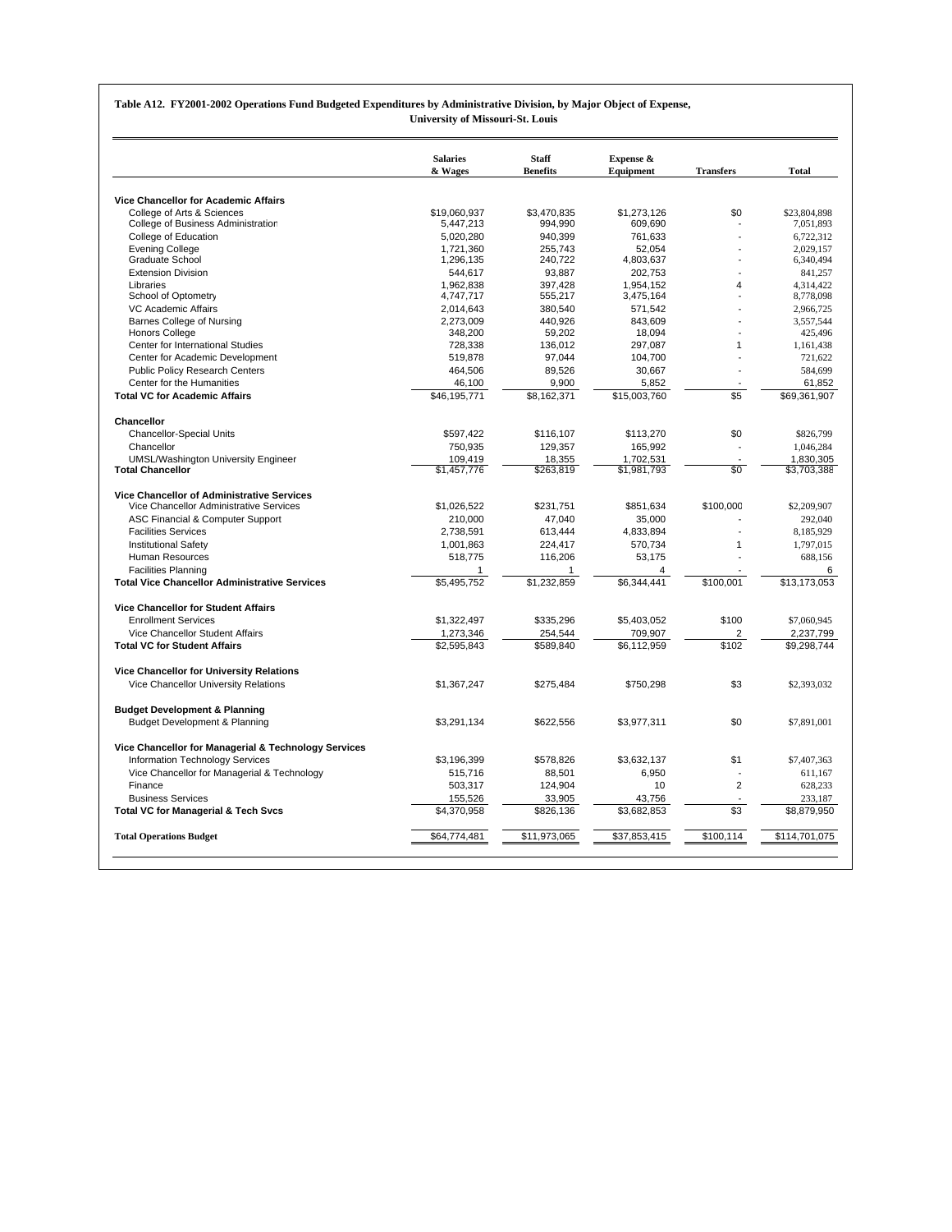**Table A12. FY2001-2002 Operations Fund Budgeted Expenditures by Administrative Division, by Major Object of Expense, University of Missouri-St. Louis**

| | Salaries & Wages | Staff Benefits | Expense & Equipment | Transfers | Total |
|---|---|---|---|---|---|
| **Vice Chancellor for Academic Affairs** | | | | | |
| College of Arts & Sciences | $19,060,937 | $3,470,835 | $1,273,126 | $0 | $23,804,898 |
| College of Business Administration | 5,447,213 | 994,990 | 609,690 | - | 7,051,893 |
| College of Education | 5,020,280 | 940,399 | 761,633 | - | 6,722,312 |
| Evening College | 1,721,360 | 255,743 | 52,054 | - | 2,029,157 |
| Graduate School | 1,296,135 | 240,722 | 4,803,637 | - | 6,340,494 |
| Extension Division | 544,617 | 93,887 | 202,753 | - | 841,257 |
| Libraries | 1,962,838 | 397,428 | 1,954,152 | 4 | 4,314,422 |
| School of Optometry | 4,747,717 | 555,217 | 3,475,164 | - | 8,778,098 |
| VC Academic Affairs | 2,014,643 | 380,540 | 571,542 | - | 2,966,725 |
| Barnes College of Nursing | 2,273,009 | 440,926 | 843,609 | - | 3,557,544 |
| Honors College | 348,200 | 59,202 | 18,094 | - | 425,496 |
| Center for International Studies | 728,338 | 136,012 | 297,087 | 1 | 1,161,438 |
| Center for Academic Development | 519,878 | 97,044 | 104,700 | - | 721,622 |
| Public Policy Research Centers | 464,506 | 89,526 | 30,667 | - | 584,699 |
| Center for the Humanities | 46,100 | 9,900 | 5,852 | - | 61,852 |
| **Total VC for Academic Affairs** | $46,195,771 | $8,162,371 | $15,003,760 | $5 | $69,361,907 |
| **Chancellor** | | | | | |
| Chancellor-Special Units | $597,422 | $116,107 | $113,270 | $0 | $826,799 |
| Chancellor | 750,935 | 129,357 | 165,992 | - | 1,046,284 |
| UMSL/Washington University Engineer | 109,419 | 18,355 | 1,702,531 | - | 1,830,305 |
| **Total Chancellor** | $1,457,776 | $263,819 | $1,981,793 | $0 | $3,703,388 |
| **Vice Chancellor of Administrative Services** | | | | | |
| Vice Chancellor Administrative Services | $1,026,522 | $231,751 | $851,634 | $100,000 | $2,209,907 |
| ASC Financial & Computer Support | 210,000 | 47,040 | 35,000 | - | 292,040 |
| Facilities Services | 2,738,591 | 613,444 | 4,833,894 | - | 8,185,929 |
| Institutional Safety | 1,001,863 | 224,417 | 570,734 | 1 | 1,797,015 |
| Human Resources | 518,775 | 116,206 | 53,175 | - | 688,156 |
| Facilities Planning | 1 | 1 | 4 | - | 6 |
| **Total Vice Chancellor Administrative Services** | $5,495,752 | $1,232,859 | $6,344,441 | $100,001 | $13,173,053 |
| **Vice Chancellor for Student Affairs** | | | | | |
| Enrollment Services | $1,322,497 | $335,296 | $5,403,052 | $100 | $7,060,945 |
| Vice Chancellor Student Affairs | 1,273,346 | 254,544 | 709,907 | 2 | 2,237,799 |
| **Total VC for Student Affairs** | $2,595,843 | $589,840 | $6,112,959 | $102 | $9,298,744 |
| **Vice Chancellor for University Relations** | | | | | |
| Vice Chancellor University Relations | $1,367,247 | $275,484 | $750,298 | $3 | $2,393,032 |
| **Budget Development & Planning** | | | | | |
| Budget Development & Planning | $3,291,134 | $622,556 | $3,977,311 | $0 | $7,891,001 |
| **Vice Chancellor for Managerial & Technology Services** | | | | | |
| Information Technology Services | $3,196,399 | $578,826 | $3,632,137 | $1 | $7,407,363 |
| Vice Chancellor for Managerial & Technology | 515,716 | 88,501 | 6,950 | - | 611,167 |
| Finance | 503,317 | 124,904 | 10 | 2 | 628,233 |
| Business Services | 155,526 | 33,905 | 43,756 | - | 233,187 |
| **Total VC for Managerial & Tech Svcs** | $4,370,958 | $826,136 | $3,682,853 | $3 | $8,879,950 |
| **Total Operations Budget** | $64,774,481 | $11,973,065 | $37,853,415 | $100,114 | $114,701,075 |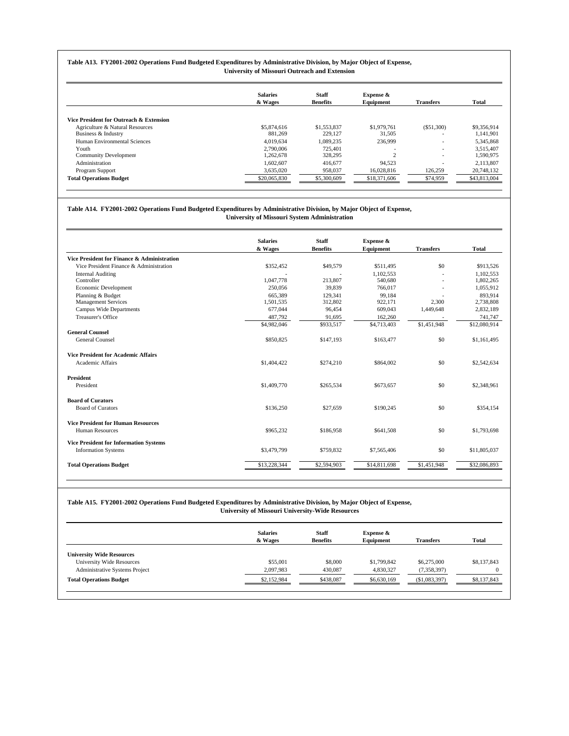**Table A13. FY2001-2002 Operations Fund Budgeted Expenditures by Administrative Division, by Major Object of Expense, University of Missouri Outreach and Extension**

| | Salaries & Wages | Staff Benefits | Expense & Equipment | Transfers | Total |
|---|---|---|---|---|---|
| **Vice President for Outreach & Extension** | | | | | |
| Agriculture & Natural Resources | $5,874,616 | $1,553,837 | $1,979,761 | ($51,300) | $9,356,914 |
| Business & Industry | 881,269 | 229,127 | 31,505 | - | 1,141,901 |
| Human Environmental Sciences | 4,019,634 | 1,089,235 | 236,999 | - | 5,345,868 |
| Youth | 2,790,006 | 725,401 | - | - | 3,515,407 |
| Community Development | 1,262,678 | 328,295 | 2 | - | 1,590,975 |
| Administration | 1,602,607 | 416,677 | 94,523 | - | 2,113,807 |
| Program Support | 3,635,020 | 958,037 | 16,028,816 | 126,259 | 20,748,132 |
| **Total Operations Budget** | $20,065,830 | $5,300,609 | $18,371,606 | $74,959 | $43,813,004 |

**Table A14. FY2001-2002 Operations Fund Budgeted Expenditures by Administrative Division, by Major Object of Expense, University of Missouri System Administration**

| | Salaries & Wages | Staff Benefits | Expense & Equipment | Transfers | Total |
|---|---|---|---|---|---|
| **Vice President for Finance & Administration** | | | | | |
| Vice President Finance & Administration | $352,452 | $49,579 | $511,495 | $0 | $913,526 |
| Internal Auditing | - | - | 1,102,553 | - | 1,102,553 |
| Controller | 1,047,778 | 213,807 | 540,680 | - | 1,802,265 |
| Economic Development | 250,056 | 39,839 | 766,017 | - | 1,055,912 |
| Planning & Budget | 665,389 | 129,341 | 99,184 | - | 893,914 |
| Management Services | 1,501,535 | 312,802 | 922,171 | 2,300 | 2,738,808 |
| Campus Wide Departments | 677,044 | 96,454 | 609,043 | 1,449,648 | 2,832,189 |
| Treasurer's Office | 487,792 | 91,695 | 162,260 | - | 741,747 |
| | $4,982,046 | $933,517 | $4,713,403 | $1,451,948 | $12,080,914 |
| **General Counsel** | | | | | |
| General Counsel | $850,825 | $147,193 | $163,477 | $0 | $1,161,495 |
| **Vice President for Academic Affairs** | | | | | |
| Academic Affairs | $1,404,422 | $274,210 | $864,002 | $0 | $2,542,634 |
| **President** | | | | | |
| President | $1,409,770 | $265,534 | $673,657 | $0 | $2,348,961 |
| **Board of Curators** | | | | | |
| Board of Curators | $136,250 | $27,659 | $190,245 | $0 | $354,154 |
| **Vice President for Human Resources** | | | | | |
| Human Resources | $965,232 | $186,958 | $641,508 | $0 | $1,793,698 |
| **Vice President for Information Systems** | | | | | |
| Information Systems | $3,479,799 | $759,832 | $7,565,406 | $0 | $11,805,037 |
| **Total Operations Budget** | $13,228,344 | $2,594,903 | $14,811,698 | $1,451,948 | $32,086,893 |

**Table A15. FY2001-2002 Operations Fund Budgeted Expenditures by Administrative Division, by Major Object of Expense, University of Missouri University-Wide Resources**

| | Salaries & Wages | Staff Benefits | Expense & Equipment | Transfers | Total |
|---|---|---|---|---|---|
| **University Wide Resources** | | | | | |
| University Wide Resources | $55,001 | $8,000 | $1,799,842 | $6,275,000 | $8,137,843 |
| Administrative Systems Project | 2,097,983 | 430,087 | 4,830,327 | (7,358,397) | 0 |
| **Total Operations Budget** | $2,152,984 | $438,087 | $6,630,169 | ($1,083,397) | $8,137,843 |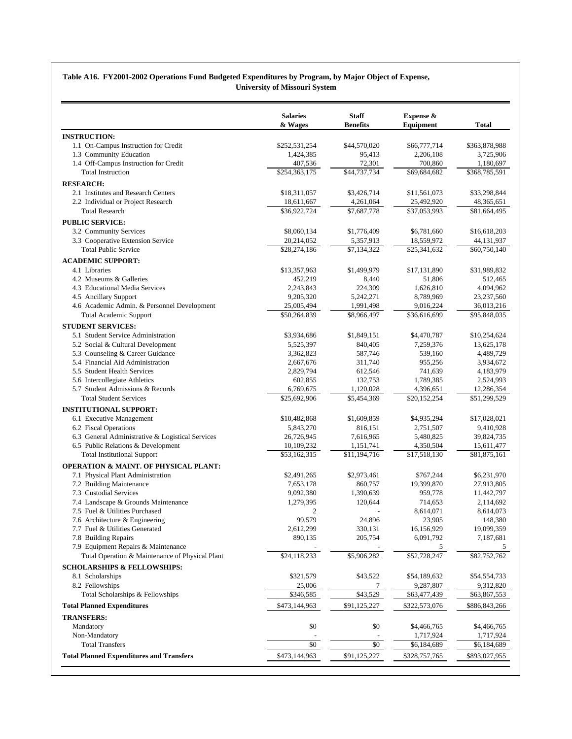**Table A16. FY2001-2002 Operations Fund Budgeted Expenditures by Program, by Major Object of Expense, University of Missouri System**

| | Salaries & Wages | Staff Benefits | Expense & Equipment | Total |
|---|---|---|---|---|
| **INSTRUCTION:** | | | | |
| 1.1 On-Campus Instruction for Credit | $252,531,254 | $44,570,020 | $66,777,714 | $363,878,988 |
| 1.3 Community Education | 1,424,385 | 95,413 | 2,206,108 | 3,725,906 |
| 1.4 Off-Campus Instruction for Credit | 407,536 | 72,301 | 700,860 | 1,180,697 |
| Total Instruction | $254,363,175 | $44,737,734 | $69,684,682 | $368,785,591 |
| **RESEARCH:** | | | | |
| 2.1 Institutes and Research Centers | $18,311,057 | $3,426,714 | $11,561,073 | $33,298,844 |
| 2.2 Individual or Project Research | 18,611,667 | 4,261,064 | 25,492,920 | 48,365,651 |
| Total Research | $36,922,724 | $7,687,778 | $37,053,993 | $81,664,495 |
| **PUBLIC SERVICE:** | | | | |
| 3.2 Community Services | $8,060,134 | $1,776,409 | $6,781,660 | $16,618,203 |
| 3.3 Cooperative Extension Service | 20,214,052 | 5,357,913 | 18,559,972 | 44,131,937 |
| Total Public Service | $28,274,186 | $7,134,322 | $25,341,632 | $60,750,140 |
| **ACADEMIC SUPPORT:** | | | | |
| 4.1 Libraries | $13,357,963 | $1,499,979 | $17,131,890 | $31,989,832 |
| 4.2 Museums & Galleries | 452,219 | 8,440 | 51,806 | 512,465 |
| 4.3 Educational Media Services | 2,243,843 | 224,309 | 1,626,810 | 4,094,962 |
| 4.5 Ancillary Support | 9,205,320 | 5,242,271 | 8,789,969 | 23,237,560 |
| 4.6 Academic Admin. & Personnel Development | 25,005,494 | 1,991,498 | 9,016,224 | 36,013,216 |
| Total Academic Support | $50,264,839 | $8,966,497 | $36,616,699 | $95,848,035 |
| **STUDENT SERVICES:** | | | | |
| 5.1 Student Service Administration | $3,934,686 | $1,849,151 | $4,470,787 | $10,254,624 |
| 5.2 Social & Cultural Development | 5,525,397 | 840,405 | 7,259,376 | 13,625,178 |
| 5.3 Counseling & Career Guidance | 3,362,823 | 587,746 | 539,160 | 4,489,729 |
| 5.4 Financial Aid Administration | 2,667,676 | 311,740 | 955,256 | 3,934,672 |
| 5.5 Student Health Services | 2,829,794 | 612,546 | 741,639 | 4,183,979 |
| 5.6 Intercollegiate Athletics | 602,855 | 132,753 | 1,789,385 | 2,524,993 |
| 5.7 Student Admissions & Records | 6,769,675 | 1,120,028 | 4,396,651 | 12,286,354 |
| Total Student Services | $25,692,906 | $5,454,369 | $20,152,254 | $51,299,529 |
| **INSTITUTIONAL SUPPORT:** | | | | |
| 6.1 Executive Management | $10,482,868 | $1,609,859 | $4,935,294 | $17,028,021 |
| 6.2 Fiscal Operations | 5,843,270 | 816,151 | 2,751,507 | 9,410,928 |
| 6.3 General Administrative & Logistical Services | 26,726,945 | 7,616,965 | 5,480,825 | 39,824,735 |
| 6.5 Public Relations & Development | 10,109,232 | 1,151,741 | 4,350,504 | 15,611,477 |
| Total Institutional Support | $53,162,315 | $11,194,716 | $17,518,130 | $81,875,161 |
| **OPERATION & MAINT. OF PHYSICAL PLANT:** | | | | |
| 7.1 Physical Plant Administration | $2,491,265 | $2,973,461 | $767,244 | $6,231,970 |
| 7.2 Building Maintenance | 7,653,178 | 860,757 | 19,399,870 | 27,913,805 |
| 7.3 Custodial Services | 9,092,380 | 1,390,639 | 959,778 | 11,442,797 |
| 7.4 Landscape & Grounds Maintenance | 1,279,395 | 120,644 | 714,653 | 2,114,692 |
| 7.5 Fuel & Utilities Purchased | 2 | - | 8,614,071 | 8,614,073 |
| 7.6 Architecture & Engineering | 99,579 | 24,896 | 23,905 | 148,380 |
| 7.7 Fuel & Utilities Generated | 2,612,299 | 330,131 | 16,156,929 | 19,099,359 |
| 7.8 Building Repairs | 890,135 | 205,754 | 6,091,792 | 7,187,681 |
| 7.9 Equipment Repairs & Maintenance | - | - | 5 | 5 |
| Total Operation & Maintenance of Physical Plant | $24,118,233 | $5,906,282 | $52,728,247 | $82,752,762 |
| **SCHOLARSHIPS & FELLOWSHIPS:** | | | | |
| 8.1 Scholarships | $321,579 | $43,522 | $54,189,632 | $54,554,733 |
| 8.2 Fellowships | 25,006 | 7 | 9,287,807 | 9,312,820 |
| Total Scholarships & Fellowships | $346,585 | $43,529 | $63,477,439 | $63,867,553 |
| **Total Planned Expenditures** | $473,144,963 | $91,125,227 | $322,573,076 | $886,843,266 |
| **TRANSFERS:** | | | | |
| Mandatory | $0 | $0 | $4,466,765 | $4,466,765 |
| Non-Mandatory | - | - | 1,717,924 | 1,717,924 |
| Total Transfers | $0 | $0 | $6,184,689 | $6,184,689 |
| **Total Planned Expenditures and Transfers** | $473,144,963 | $91,125,227 | $328,757,765 | $893,027,955 |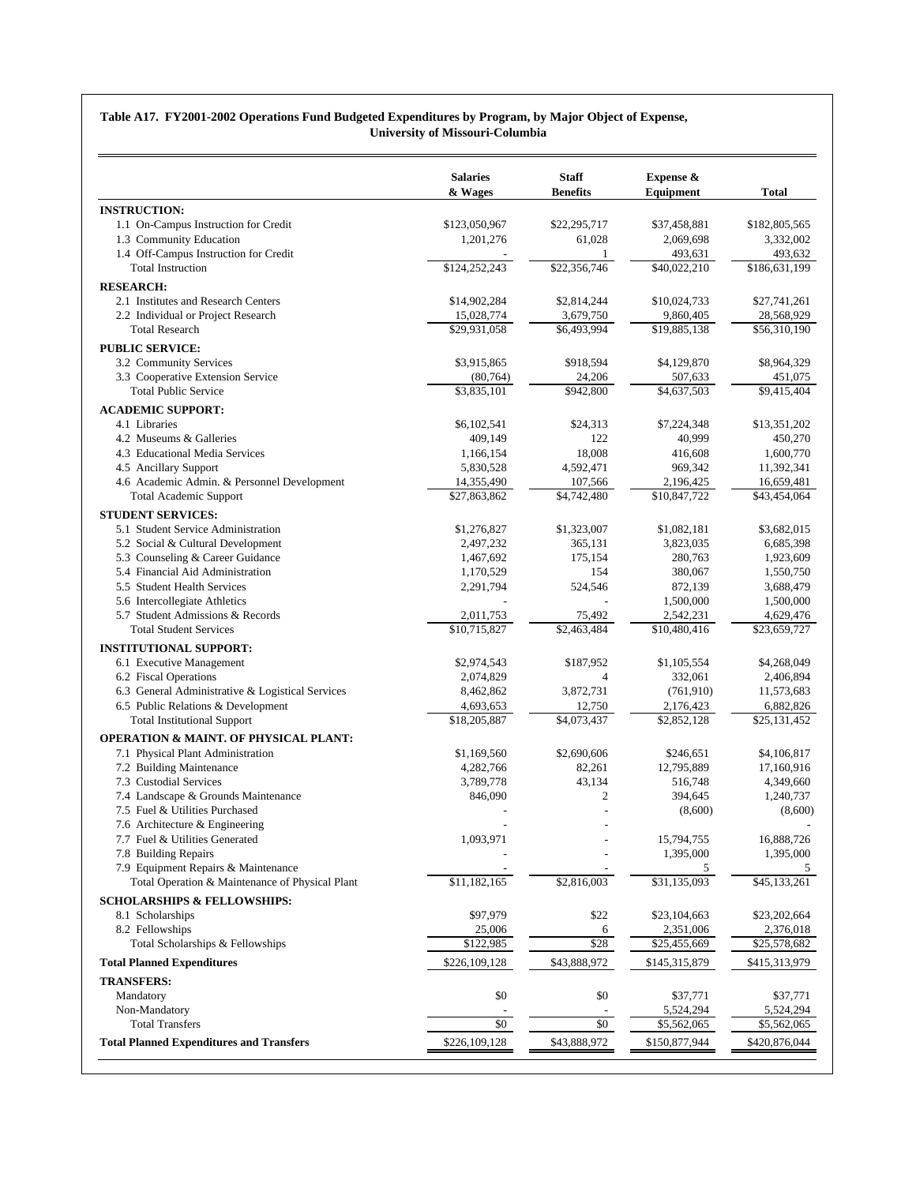**Table A17. FY2001-2002 Operations Fund Budgeted Expenditures by Program, by Major Object of Expense, University of Missouri-Columbia**

| | Salaries & Wages | Staff Benefits | Expense & Equipment | Total |
|---|---|---|---|---|
| **INSTRUCTION:** | | | | |
| 1.1 On-Campus Instruction for Credit | $123,050,967 | $22,295,717 | $37,458,881 | $182,805,565 |
| 1.3 Community Education | 1,201,276 | 61,028 | 2,069,698 | 3,332,002 |
| 1.4 Off-Campus Instruction for Credit | - | 1 | 493,631 | 493,632 |
| Total Instruction | $124,252,243 | $22,356,746 | $40,022,210 | $186,631,199 |
| **RESEARCH:** | | | | |
| 2.1 Institutes and Research Centers | $14,902,284 | $2,814,244 | $10,024,733 | $27,741,261 |
| 2.2 Individual or Project Research | 15,028,774 | 3,679,750 | 9,860,405 | 28,568,929 |
| Total Research | $29,931,058 | $6,493,994 | $19,885,138 | $56,310,190 |
| **PUBLIC SERVICE:** | | | | |
| 3.2 Community Services | $3,915,865 | $918,594 | $4,129,870 | $8,964,329 |
| 3.3 Cooperative Extension Service | (80,764) | 24,206 | 507,633 | 451,075 |
| Total Public Service | $3,835,101 | $942,800 | $4,637,503 | $9,415,404 |
| **ACADEMIC SUPPORT:** | | | | |
| 4.1 Libraries | $6,102,541 | $24,313 | $7,224,348 | $13,351,202 |
| 4.2 Museums & Galleries | 409,149 | 122 | 40,999 | 450,270 |
| 4.3 Educational Media Services | 1,166,154 | 18,008 | 416,608 | 1,600,770 |
| 4.5 Ancillary Support | 5,830,528 | 4,592,471 | 969,342 | 11,392,341 |
| 4.6 Academic Admin. & Personnel Development | 14,355,490 | 107,566 | 2,196,425 | 16,659,481 |
| Total Academic Support | $27,863,862 | $4,742,480 | $10,847,722 | $43,454,064 |
| **STUDENT SERVICES:** | | | | |
| 5.1 Student Service Administration | $1,276,827 | $1,323,007 | $1,082,181 | $3,682,015 |
| 5.2 Social & Cultural Development | 2,497,232 | 365,131 | 3,823,035 | 6,685,398 |
| 5.3 Counseling & Career Guidance | 1,467,692 | 175,154 | 280,763 | 1,923,609 |
| 5.4 Financial Aid Administration | 1,170,529 | 154 | 380,067 | 1,550,750 |
| 5.5 Student Health Services | 2,291,794 | 524,546 | 872,139 | 3,688,479 |
| 5.6 Intercollegiate Athletics | - | - | 1,500,000 | 1,500,000 |
| 5.7 Student Admissions & Records | 2,011,753 | 75,492 | 2,542,231 | 4,629,476 |
| Total Student Services | $10,715,827 | $2,463,484 | $10,480,416 | $23,659,727 |
| **INSTITUTIONAL SUPPORT:** | | | | |
| 6.1 Executive Management | $2,974,543 | $187,952 | $1,105,554 | $4,268,049 |
| 6.2 Fiscal Operations | 2,074,829 | 4 | 332,061 | 2,406,894 |
| 6.3 General Administrative & Logistical Services | 8,462,862 | 3,872,731 | (761,910) | 11,573,683 |
| 6.5 Public Relations & Development | 4,693,653 | 12,750 | 2,176,423 | 6,882,826 |
| Total Institutional Support | $18,205,887 | $4,073,437 | $2,852,128 | $25,131,452 |
| **OPERATION & MAINT. OF PHYSICAL PLANT:** | | | | |
| 7.1 Physical Plant Administration | $1,169,560 | $2,690,606 | $246,651 | $4,106,817 |
| 7.2 Building Maintenance | 4,282,766 | 82,261 | 12,795,889 | 17,160,916 |
| 7.3 Custodial Services | 3,789,778 | 43,134 | 516,748 | 4,349,660 |
| 7.4 Landscape & Grounds Maintenance | 846,090 | 2 | 394,645 | 1,240,737 |
| 7.5 Fuel & Utilities Purchased | - | - | (8,600) | (8,600) |
| 7.6 Architecture & Engineering | - | - | | - |
| 7.7 Fuel & Utilities Generated | 1,093,971 | - | 15,794,755 | 16,888,726 |
| 7.8 Building Repairs | - | - | 1,395,000 | 1,395,000 |
| 7.9 Equipment Repairs & Maintenance | - | - | 5 | 5 |
| Total Operation & Maintenance of Physical Plant | $11,182,165 | $2,816,003 | $31,135,093 | $45,133,261 |
| **SCHOLARSHIPS & FELLOWSHIPS:** | | | | |
| 8.1 Scholarships | $97,979 | $22 | $23,104,663 | $23,202,664 |
| 8.2 Fellowships | 25,006 | 6 | 2,351,006 | 2,376,018 |
| Total Scholarships & Fellowships | $122,985 | $28 | $25,455,669 | $25,578,682 |
| **Total Planned Expenditures** | $226,109,128 | $43,888,972 | $145,315,879 | $415,313,979 |
| **TRANSFERS:** | | | | |
| Mandatory | $0 | $0 | $37,771 | $37,771 |
| Non-Mandatory | - | - | 5,524,294 | 5,524,294 |
| Total Transfers | $0 | $0 | $5,562,065 | $5,562,065 |
| **Total Planned Expenditures and Transfers** | $226,109,128 | $43,888,972 | $150,877,944 | $420,876,044 |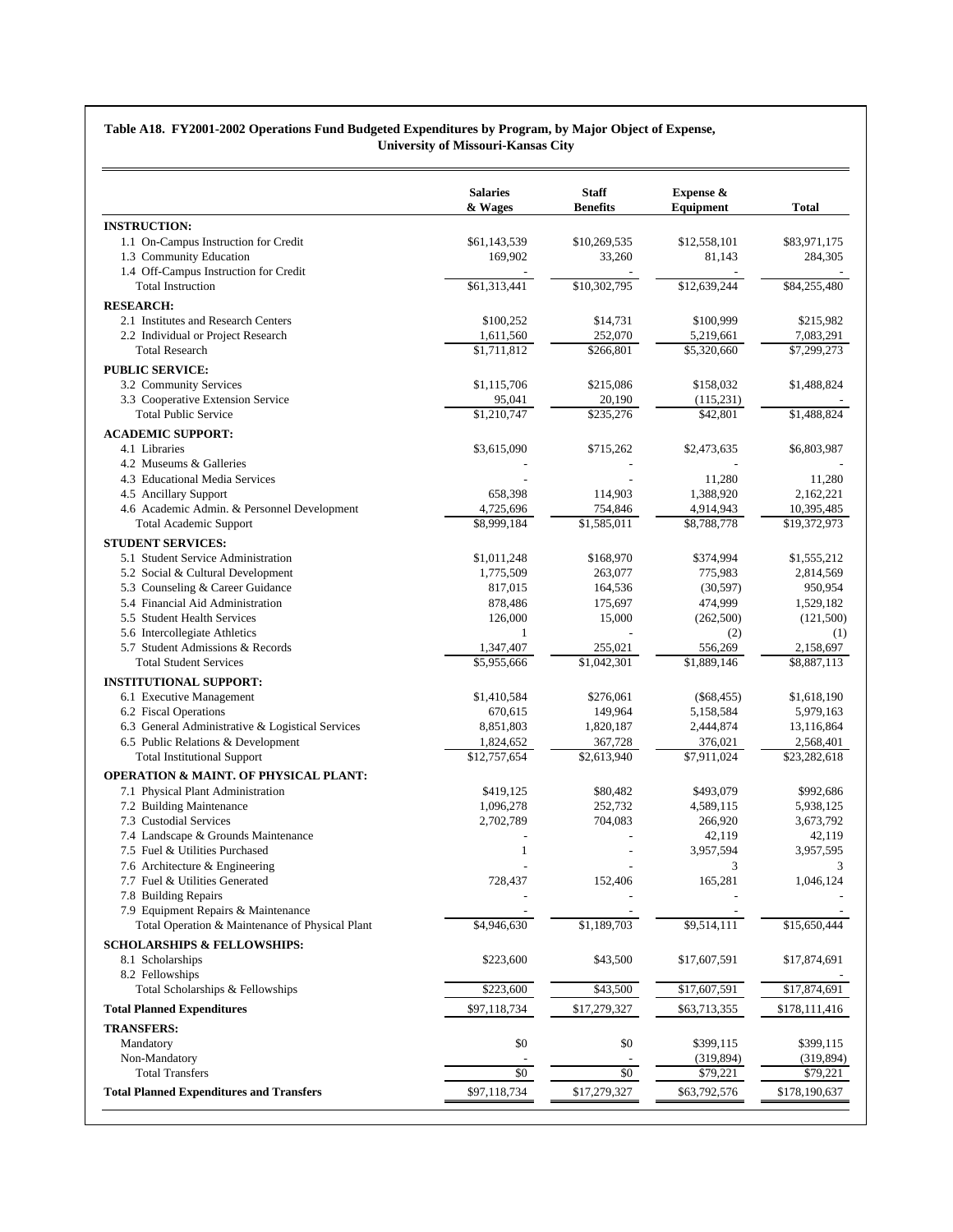**Table A18. FY2001-2002 Operations Fund Budgeted Expenditures by Program, by Major Object of Expense, University of Missouri-Kansas City**

| | Salaries & Wages | Staff Benefits | Expense & Equipment | Total |
|---|---|---|---|---|
| **INSTRUCTION:** | | | | |
| 1.1 On-Campus Instruction for Credit | $61,143,539 | $10,269,535 | $12,558,101 | $83,971,175 |
| 1.3 Community Education | 169,902 | 33,260 | 81,143 | 284,305 |
| 1.4 Off-Campus Instruction for Credit | - | - | - | - |
| Total Instruction | $61,313,441 | $10,302,795 | $12,639,244 | $84,255,480 |
| **RESEARCH:** | | | | |
| 2.1 Institutes and Research Centers | $100,252 | $14,731 | $100,999 | $215,982 |
| 2.2 Individual or Project Research | 1,611,560 | 252,070 | 5,219,661 | 7,083,291 |
| Total Research | $1,711,812 | $266,801 | $5,320,660 | $7,299,273 |
| **PUBLIC SERVICE:** | | | | |
| 3.2 Community Services | $1,115,706 | $215,086 | $158,032 | $1,488,824 |
| 3.3 Cooperative Extension Service | 95,041 | 20,190 | (115,231) | - |
| Total Public Service | $1,210,747 | $235,276 | $42,801 | $1,488,824 |
| **ACADEMIC SUPPORT:** | | | | |
| 4.1 Libraries | $3,615,090 | $715,262 | $2,473,635 | $6,803,987 |
| 4.2 Museums & Galleries | - | - | - | - |
| 4.3 Educational Media Services | - | - | 11,280 | 11,280 |
| 4.5 Ancillary Support | 658,398 | 114,903 | 1,388,920 | 2,162,221 |
| 4.6 Academic Admin. & Personnel Development | 4,725,696 | 754,846 | 4,914,943 | 10,395,485 |
| Total Academic Support | $8,999,184 | $1,585,011 | $8,788,778 | $19,372,973 |
| **STUDENT SERVICES:** | | | | |
| 5.1 Student Service Administration | $1,011,248 | $168,970 | $374,994 | $1,555,212 |
| 5.2 Social & Cultural Development | 1,775,509 | 263,077 | 775,983 | 2,814,569 |
| 5.3 Counseling & Career Guidance | 817,015 | 164,536 | (30,597) | 950,954 |
| 5.4 Financial Aid Administration | 878,486 | 175,697 | 474,999 | 1,529,182 |
| 5.5 Student Health Services | 126,000 | 15,000 | (262,500) | (121,500) |
| 5.6 Intercollegiate Athletics | 1 | - | (2) | (1) |
| 5.7 Student Admissions & Records | 1,347,407 | 255,021 | 556,269 | 2,158,697 |
| Total Student Services | $5,955,666 | $1,042,301 | $1,889,146 | $8,887,113 |
| **INSTITUTIONAL SUPPORT:** | | | | |
| 6.1 Executive Management | $1,410,584 | $276,061 | ($68,455) | $1,618,190 |
| 6.2 Fiscal Operations | 670,615 | 149,964 | 5,158,584 | 5,979,163 |
| 6.3 General Administrative & Logistical Services | 8,851,803 | 1,820,187 | 2,444,874 | 13,116,864 |
| 6.5 Public Relations & Development | 1,824,652 | 367,728 | 376,021 | 2,568,401 |
| Total Institutional Support | $12,757,654 | $2,613,940 | $7,911,024 | $23,282,618 |
| **OPERATION & MAINT. OF PHYSICAL PLANT:** | | | | |
| 7.1 Physical Plant Administration | $419,125 | $80,482 | $493,079 | $992,686 |
| 7.2 Building Maintenance | 1,096,278 | 252,732 | 4,589,115 | 5,938,125 |
| 7.3 Custodial Services | 2,702,789 | 704,083 | 266,920 | 3,673,792 |
| 7.4 Landscape & Grounds Maintenance | - | - | 42,119 | 42,119 |
| 7.5 Fuel & Utilities Purchased | 1 | - | 3,957,594 | 3,957,595 |
| 7.6 Architecture & Engineering | - | - | 3 | 3 |
| 7.7 Fuel & Utilities Generated | 728,437 | 152,406 | 165,281 | 1,046,124 |
| 7.8 Building Repairs | - | - | - | - |
| 7.9 Equipment Repairs & Maintenance | - | - | - | - |
| Total Operation & Maintenance of Physical Plant | $4,946,630 | $1,189,703 | $9,514,111 | $15,650,444 |
| **SCHOLARSHIPS & FELLOWSHIPS:** | | | | |
| 8.1 Scholarships | $223,600 | $43,500 | $17,607,591 | $17,874,691 |
| 8.2 Fellowships | | | | - |
| Total Scholarships & Fellowships | $223,600 | $43,500 | $17,607,591 | $17,874,691 |
| **Total Planned Expenditures** | $97,118,734 | $17,279,327 | $63,713,355 | $178,111,416 |
| **TRANSFERS:** | | | | |
| Mandatory | $0 | $0 | $399,115 | $399,115 |
| Non-Mandatory | - | - | (319,894) | (319,894) |
| Total Transfers | $0 | $0 | $79,221 | $79,221 |
| **Total Planned Expenditures and Transfers** | $97,118,734 | $17,279,327 | $63,792,576 | $178,190,637 |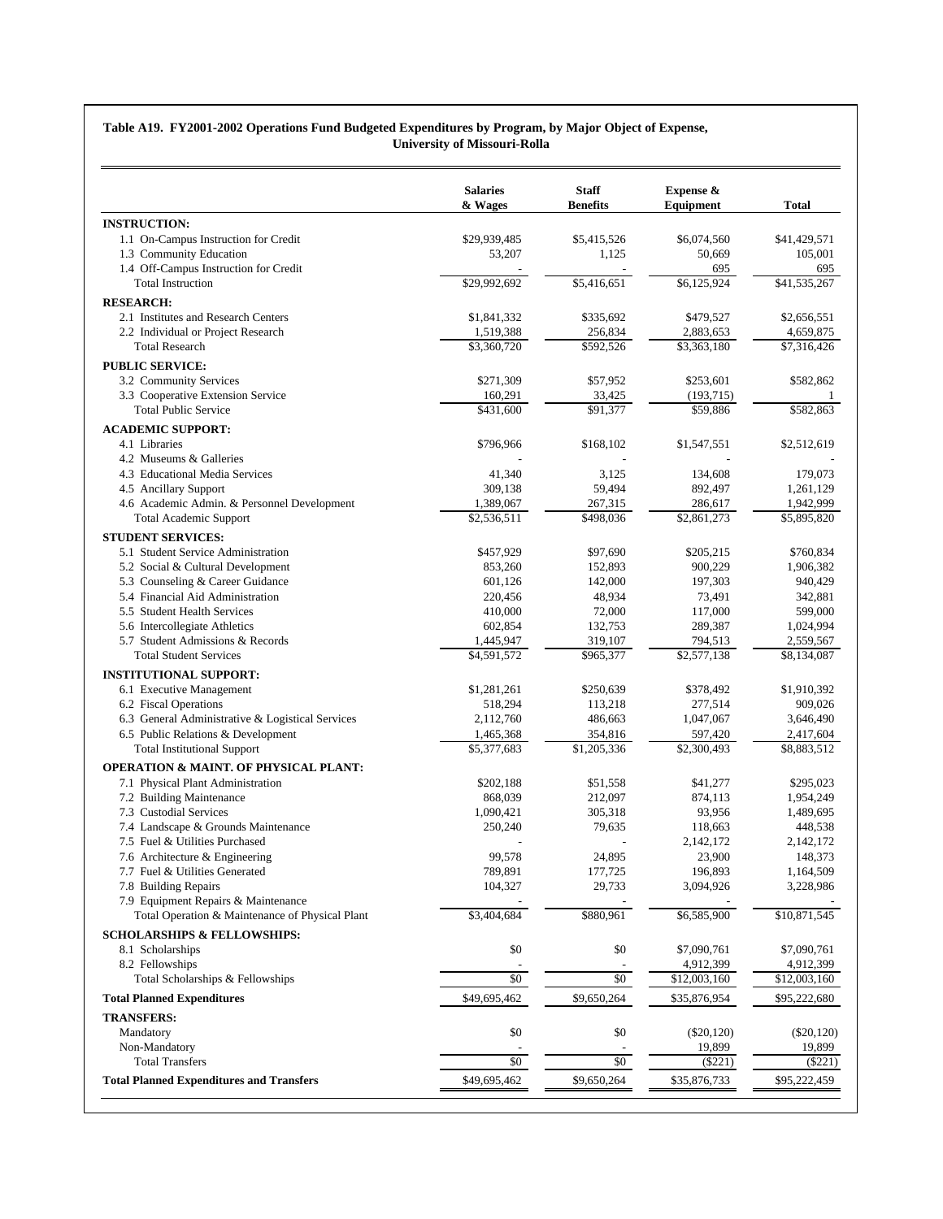**Table A19. FY2001-2002 Operations Fund Budgeted Expenditures by Program, by Major Object of Expense, University of Missouri-Rolla**

| | Salaries & Wages | Staff Benefits | Expense & Equipment | Total |
|---|---|---|---|---|
| **INSTRUCTION:** | | | | |
| 1.1 On-Campus Instruction for Credit | $29,939,485 | $5,415,526 | $6,074,560 | $41,429,571 |
| 1.3 Community Education | 53,207 | 1,125 | 50,669 | 105,001 |
| 1.4 Off-Campus Instruction for Credit | - | - | 695 | 695 |
| Total Instruction | $29,992,692 | $5,416,651 | $6,125,924 | $41,535,267 |
| **RESEARCH:** | | | | |
| 2.1 Institutes and Research Centers | $1,841,332 | $335,692 | $479,527 | $2,656,551 |
| 2.2 Individual or Project Research | 1,519,388 | 256,834 | 2,883,653 | 4,659,875 |
| Total Research | $3,360,720 | $592,526 | $3,363,180 | $7,316,426 |
| **PUBLIC SERVICE:** | | | | |
| 3.2 Community Services | $271,309 | $57,952 | $253,601 | $582,862 |
| 3.3 Cooperative Extension Service | 160,291 | 33,425 | (193,715) | 1 |
| Total Public Service | $431,600 | $91,377 | $59,886 | $582,863 |
| **ACADEMIC SUPPORT:** | | | | |
| 4.1 Libraries | $796,966 | $168,102 | $1,547,551 | $2,512,619 |
| 4.2 Museums & Galleries | - | - | - | - |
| 4.3 Educational Media Services | 41,340 | 3,125 | 134,608 | 179,073 |
| 4.5 Ancillary Support | 309,138 | 59,494 | 892,497 | 1,261,129 |
| 4.6 Academic Admin. & Personnel Development | 1,389,067 | 267,315 | 286,617 | 1,942,999 |
| Total Academic Support | $2,536,511 | $498,036 | $2,861,273 | $5,895,820 |
| **STUDENT SERVICES:** | | | | |
| 5.1 Student Service Administration | $457,929 | $97,690 | $205,215 | $760,834 |
| 5.2 Social & Cultural Development | 853,260 | 152,893 | 900,229 | 1,906,382 |
| 5.3 Counseling & Career Guidance | 601,126 | 142,000 | 197,303 | 940,429 |
| 5.4 Financial Aid Administration | 220,456 | 48,934 | 73,491 | 342,881 |
| 5.5 Student Health Services | 410,000 | 72,000 | 117,000 | 599,000 |
| 5.6 Intercollegiate Athletics | 602,854 | 132,753 | 289,387 | 1,024,994 |
| 5.7 Student Admissions & Records | 1,445,947 | 319,107 | 794,513 | 2,559,567 |
| Total Student Services | $4,591,572 | $965,377 | $2,577,138 | $8,134,087 |
| **INSTITUTIONAL SUPPORT:** | | | | |
| 6.1 Executive Management | $1,281,261 | $250,639 | $378,492 | $1,910,392 |
| 6.2 Fiscal Operations | 518,294 | 113,218 | 277,514 | 909,026 |
| 6.3 General Administrative & Logistical Services | 2,112,760 | 486,663 | 1,047,067 | 3,646,490 |
| 6.5 Public Relations & Development | 1,465,368 | 354,816 | 597,420 | 2,417,604 |
| Total Institutional Support | $5,377,683 | $1,205,336 | $2,300,493 | $8,883,512 |
| **OPERATION & MAINT. OF PHYSICAL PLANT:** | | | | |
| 7.1 Physical Plant Administration | $202,188 | $51,558 | $41,277 | $295,023 |
| 7.2 Building Maintenance | 868,039 | 212,097 | 874,113 | 1,954,249 |
| 7.3 Custodial Services | 1,090,421 | 305,318 | 93,956 | 1,489,695 |
| 7.4 Landscape & Grounds Maintenance | 250,240 | 79,635 | 118,663 | 448,538 |
| 7.5 Fuel & Utilities Purchased | - | - | 2,142,172 | 2,142,172 |
| 7.6 Architecture & Engineering | 99,578 | 24,895 | 23,900 | 148,373 |
| 7.7 Fuel & Utilities Generated | 789,891 | 177,725 | 196,893 | 1,164,509 |
| 7.8 Building Repairs | 104,327 | 29,733 | 3,094,926 | 3,228,986 |
| 7.9 Equipment Repairs & Maintenance | - | - | - | - |
| Total Operation & Maintenance of Physical Plant | $3,404,684 | $880,961 | $6,585,900 | $10,871,545 |
| **SCHOLARSHIPS & FELLOWSHIPS:** | | | | |
| 8.1 Scholarships | $0 | $0 | $7,090,761 | $7,090,761 |
| 8.2 Fellowships | - | - | 4,912,399 | 4,912,399 |
| Total Scholarships & Fellowships | $0 | $0 | $12,003,160 | $12,003,160 |
| **Total Planned Expenditures** | $49,695,462 | $9,650,264 | $35,876,954 | $95,222,680 |
| **TRANSFERS:** | | | | |
| Mandatory | $0 | $0 | ($20,120) | ($20,120) |
| Non-Mandatory | - | - | 19,899 | 19,899 |
| Total Transfers | $0 | $0 | ($221) | ($221) |
| **Total Planned Expenditures and Transfers** | $49,695,462 | $9,650,264 | $35,876,733 | $95,222,459 |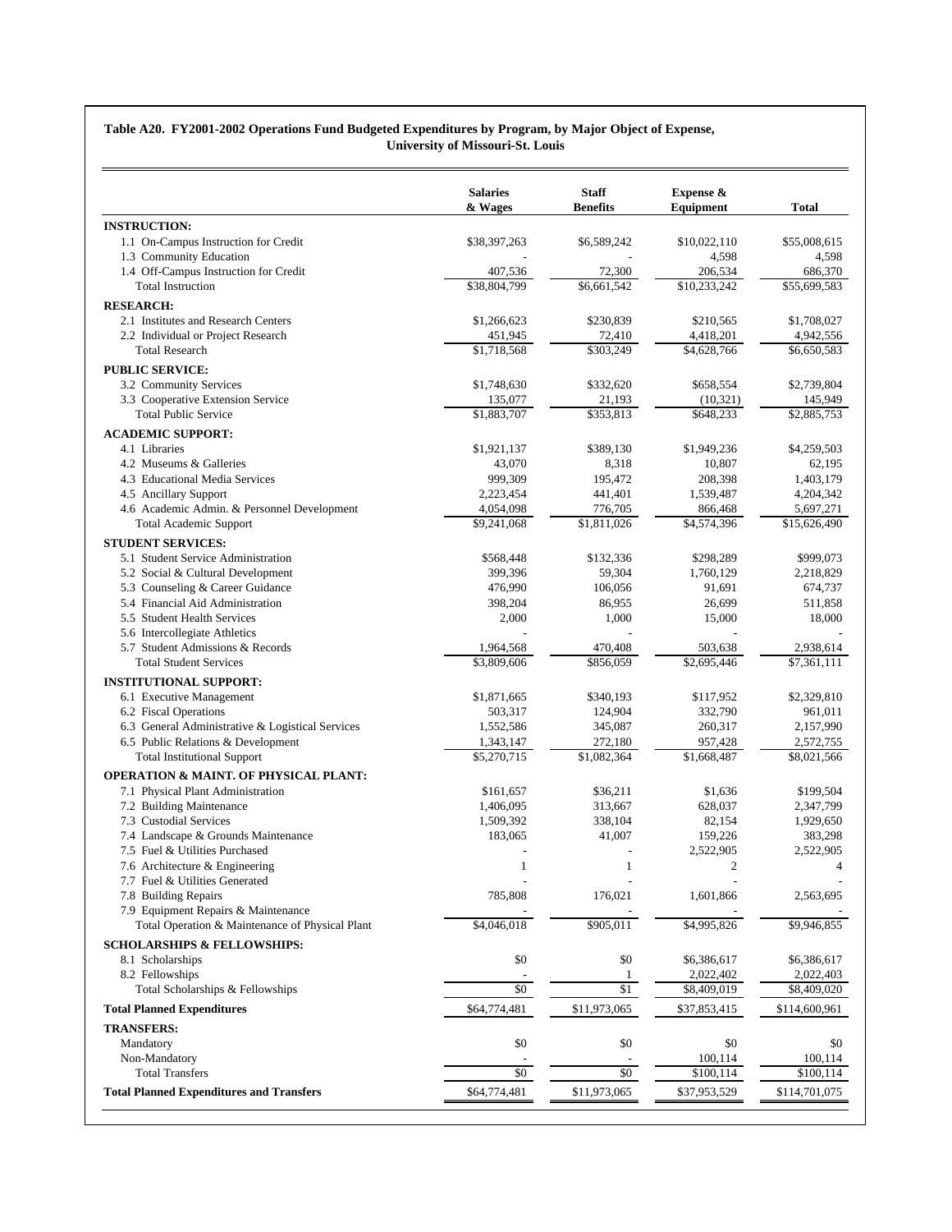**Table A20. FY2001-2002 Operations Fund Budgeted Expenditures by Program, by Major Object of Expense, University of Missouri-St. Louis**

| | Salaries & Wages | Staff Benefits | Expense & Equipment | Total |
|---|---|---|---|---|
| **INSTRUCTION:** | | | | |
| 1.1 On-Campus Instruction for Credit | $38,397,263 | $6,589,242 | $10,022,110 | $55,008,615 |
| 1.3 Community Education | - | - | 4,598 | 4,598 |
| 1.4 Off-Campus Instruction for Credit | 407,536 | 72,300 | 206,534 | 686,370 |
| Total Instruction | $38,804,799 | $6,661,542 | $10,233,242 | $55,699,583 |
| **RESEARCH:** | | | | |
| 2.1 Institutes and Research Centers | $1,266,623 | $230,839 | $210,565 | $1,708,027 |
| 2.2 Individual or Project Research | 451,945 | 72,410 | 4,418,201 | 4,942,556 |
| Total Research | $1,718,568 | $303,249 | $4,628,766 | $6,650,583 |
| **PUBLIC SERVICE:** | | | | |
| 3.2 Community Services | $1,748,630 | $332,620 | $658,554 | $2,739,804 |
| 3.3 Cooperative Extension Service | 135,077 | 21,193 | (10,321) | 145,949 |
| Total Public Service | $1,883,707 | $353,813 | $648,233 | $2,885,753 |
| **ACADEMIC SUPPORT:** | | | | |
| 4.1 Libraries | $1,921,137 | $389,130 | $1,949,236 | $4,259,503 |
| 4.2 Museums & Galleries | 43,070 | 8,318 | 10,807 | 62,195 |
| 4.3 Educational Media Services | 999,309 | 195,472 | 208,398 | 1,403,179 |
| 4.5 Ancillary Support | 2,223,454 | 441,401 | 1,539,487 | 4,204,342 |
| 4.6 Academic Admin. & Personnel Development | 4,054,098 | 776,705 | 866,468 | 5,697,271 |
| Total Academic Support | $9,241,068 | $1,811,026 | $4,574,396 | $15,626,490 |
| **STUDENT SERVICES:** | | | | |
| 5.1 Student Service Administration | $568,448 | $132,336 | $298,289 | $999,073 |
| 5.2 Social & Cultural Development | 399,396 | 59,304 | 1,760,129 | 2,218,829 |
| 5.3 Counseling & Career Guidance | 476,990 | 106,056 | 91,691 | 674,737 |
| 5.4 Financial Aid Administration | 398,204 | 86,955 | 26,699 | 511,858 |
| 5.5 Student Health Services | 2,000 | 1,000 | 15,000 | 18,000 |
| 5.6 Intercollegiate Athletics | - | - | - | - |
| 5.7 Student Admissions & Records | 1,964,568 | 470,408 | 503,638 | 2,938,614 |
| Total Student Services | $3,809,606 | $856,059 | $2,695,446 | $7,361,111 |
| **INSTITUTIONAL SUPPORT:** | | | | |
| 6.1 Executive Management | $1,871,665 | $340,193 | $117,952 | $2,329,810 |
| 6.2 Fiscal Operations | 503,317 | 124,904 | 332,790 | 961,011 |
| 6.3 General Administrative & Logistical Services | 1,552,586 | 345,087 | 260,317 | 2,157,990 |
| 6.5 Public Relations & Development | 1,343,147 | 272,180 | 957,428 | 2,572,755 |
| Total Institutional Support | $5,270,715 | $1,082,364 | $1,668,487 | $8,021,566 |
| **OPERATION & MAINT. OF PHYSICAL PLANT:** | | | | |
| 7.1 Physical Plant Administration | $161,657 | $36,211 | $1,636 | $199,504 |
| 7.2 Building Maintenance | 1,406,095 | 313,667 | 628,037 | 2,347,799 |
| 7.3 Custodial Services | 1,509,392 | 338,104 | 82,154 | 1,929,650 |
| 7.4 Landscape & Grounds Maintenance | 183,065 | 41,007 | 159,226 | 383,298 |
| 7.5 Fuel & Utilities Purchased | - | - | 2,522,905 | 2,522,905 |
| 7.6 Architecture & Engineering | 1 | 1 | 2 | 4 |
| 7.7 Fuel & Utilities Generated | - | - | - | - |
| 7.8 Building Repairs | 785,808 | 176,021 | 1,601,866 | 2,563,695 |
| 7.9 Equipment Repairs & Maintenance | - | - | - | - |
| Total Operation & Maintenance of Physical Plant | $4,046,018 | $905,011 | $4,995,826 | $9,946,855 |
| **SCHOLARSHIPS & FELLOWSHIPS:** | | | | |
| 8.1 Scholarships | $0 | $0 | $6,386,617 | $6,386,617 |
| 8.2 Fellowships | - | 1 | 2,022,402 | 2,022,403 |
| Total Scholarships & Fellowships | $0 | $1 | $8,409,019 | $8,409,020 |
| **Total Planned Expenditures** | $64,774,481 | $11,973,065 | $37,853,415 | $114,600,961 |
| **TRANSFERS:** | | | | |
| Mandatory | $0 | $0 | $0 | $0 |
| Non-Mandatory | - | - | 100,114 | 100,114 |
| Total Transfers | $0 | $0 | $100,114 | $100,114 |
| **Total Planned Expenditures and Transfers** | $64,774,481 | $11,973,065 | $37,953,529 | $114,701,075 |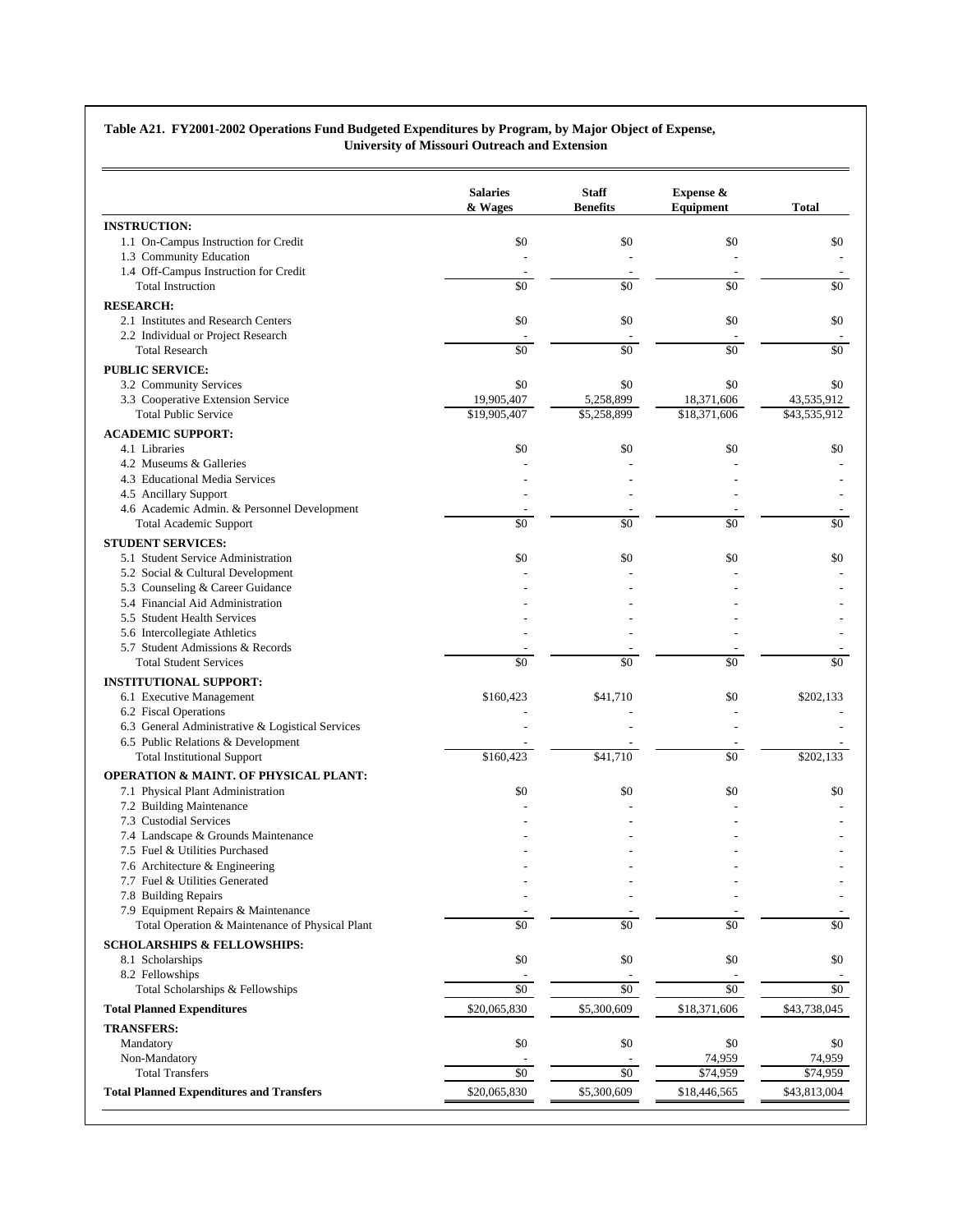**Table A21. FY2001-2002 Operations Fund Budgeted Expenditures by Program, by Major Object of Expense, University of Missouri Outreach and Extension**

| | Salaries & Wages | Staff Benefits | Expense & Equipment | Total |
|---|---|---|---|---|
| **INSTRUCTION:** | | | | |
| 1.1 On-Campus Instruction for Credit | $0 | $0 | $0 | $0 |
| 1.3 Community Education | - | - | - | - |
| 1.4 Off-Campus Instruction for Credit | - | - | - | - |
| Total Instruction | $0 | $0 | $0 | $0 |
| **RESEARCH:** | | | | |
| 2.1 Institutes and Research Centers | $0 | $0 | $0 | $0 |
| 2.2 Individual or Project Research | - | - | - | - |
| Total Research | $0 | $0 | $0 | $0 |
| **PUBLIC SERVICE:** | | | | |
| 3.2 Community Services | $0 | $0 | $0 | $0 |
| 3.3 Cooperative Extension Service | 19,905,407 | 5,258,899 | 18,371,606 | 43,535,912 |
| Total Public Service | $19,905,407 | $5,258,899 | $18,371,606 | $43,535,912 |
| **ACADEMIC SUPPORT:** | | | | |
| 4.1 Libraries | $0 | $0 | $0 | $0 |
| 4.2 Museums & Galleries | - | - | - | - |
| 4.3 Educational Media Services | - | - | - | - |
| 4.5 Ancillary Support | - | - | - | - |
| 4.6 Academic Admin. & Personnel Development | - | - | - | - |
| Total Academic Support | $0 | $0 | $0 | $0 |
| **STUDENT SERVICES:** | | | | |
| 5.1 Student Service Administration | $0 | $0 | $0 | $0 |
| 5.2 Social & Cultural Development | - | - | - | - |
| 5.3 Counseling & Career Guidance | - | - | - | - |
| 5.4 Financial Aid Administration | - | - | - | - |
| 5.5 Student Health Services | - | - | - | - |
| 5.6 Intercollegiate Athletics | - | - | - | - |
| 5.7 Student Admissions & Records | - | - | - | - |
| Total Student Services | $0 | $0 | $0 | $0 |
| **INSTITUTIONAL SUPPORT:** | | | | |
| 6.1 Executive Management | $160,423 | $41,710 | $0 | $202,133 |
| 6.2 Fiscal Operations | - | - | - | - |
| 6.3 General Administrative & Logistical Services | - | - | - | - |
| 6.5 Public Relations & Development | - | - | - | - |
| Total Institutional Support | $160,423 | $41,710 | $0 | $202,133 |
| **OPERATION & MAINT. OF PHYSICAL PLANT:** | | | | |
| 7.1 Physical Plant Administration | $0 | $0 | $0 | $0 |
| 7.2 Building Maintenance | - | - | - | - |
| 7.3 Custodial Services | - | - | - | - |
| 7.4 Landscape & Grounds Maintenance | - | - | - | - |
| 7.5 Fuel & Utilities Purchased | - | - | - | - |
| 7.6 Architecture & Engineering | - | - | - | - |
| 7.7 Fuel & Utilities Generated | - | - | - | - |
| 7.8 Building Repairs | - | - | - | - |
| 7.9 Equipment Repairs & Maintenance | - | - | - | - |
| Total Operation & Maintenance of Physical Plant | $0 | $0 | $0 | $0 |
| **SCHOLARSHIPS & FELLOWSHIPS:** | | | | |
| 8.1 Scholarships | $0 | $0 | $0 | $0 |
| 8.2 Fellowships | - | - | - | - |
| Total Scholarships & Fellowships | $0 | $0 | $0 | $0 |
| **Total Planned Expenditures** | $20,065,830 | $5,300,609 | $18,371,606 | $43,738,045 |
| **TRANSFERS:** | | | | |
| Mandatory | $0 | $0 | $0 | $0 |
| Non-Mandatory | - | - | 74,959 | 74,959 |
| Total Transfers | $0 | $0 | $74,959 | $74,959 |
| **Total Planned Expenditures and Transfers** | $20,065,830 | $5,300,609 | $18,446,565 | $43,813,004 |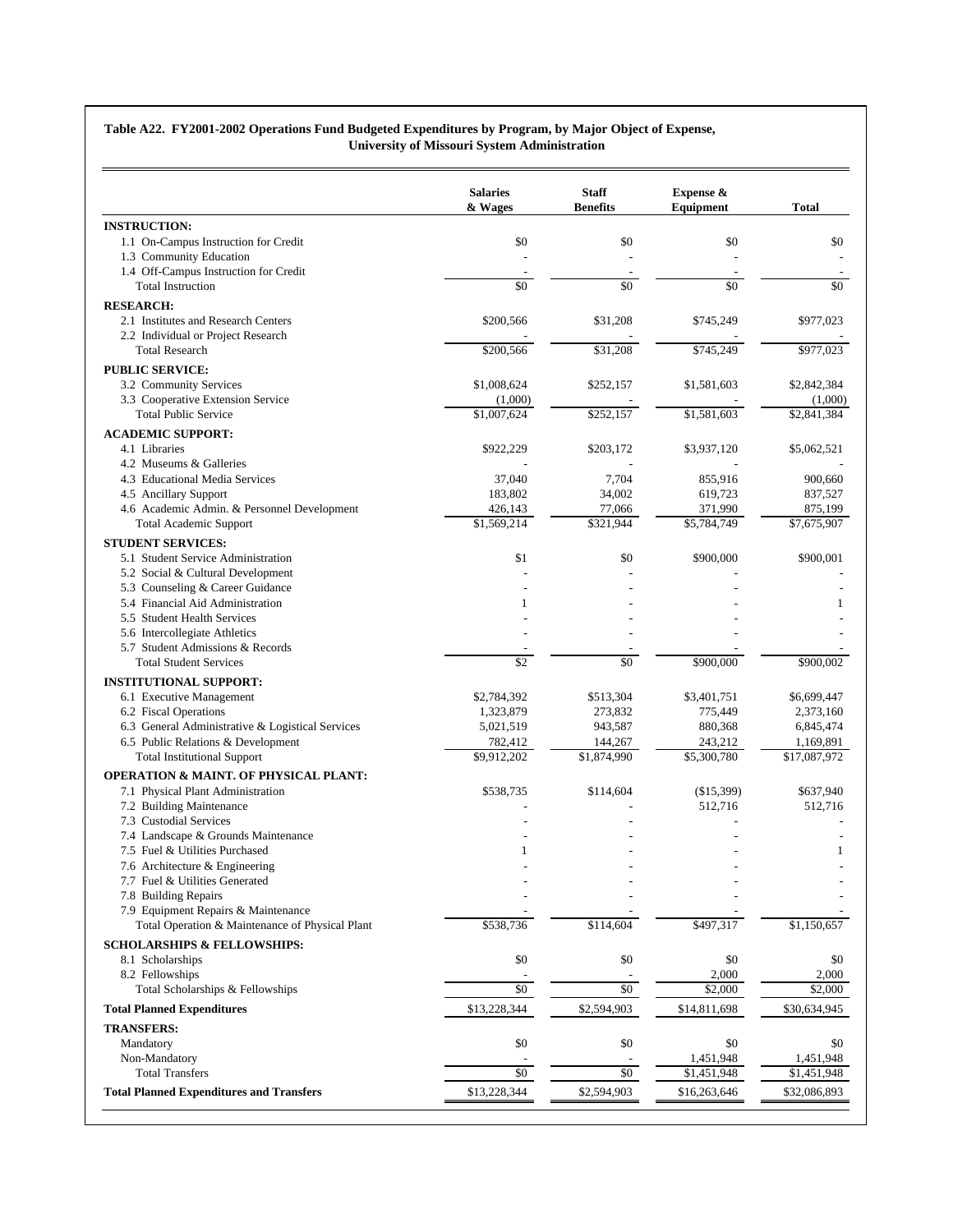**Table A22. FY2001-2002 Operations Fund Budgeted Expenditures by Program, by Major Object of Expense, University of Missouri System Administration**

| | Salaries & Wages | Staff Benefits | Expense & Equipment | Total |
|---|---|---|---|---|
| **INSTRUCTION:** | | | | |
| 1.1 On-Campus Instruction for Credit | $0 | $0 | $0 | $0 |
| 1.3 Community Education | - | - | - | - |
| 1.4 Off-Campus Instruction for Credit | - | - | - | - |
| Total Instruction | $0 | $0 | $0 | $0 |
| **RESEARCH:** | | | | |
| 2.1 Institutes and Research Centers | $200,566 | $31,208 | $745,249 | $977,023 |
| 2.2 Individual or Project Research | - | - | - | - |
| Total Research | $200,566 | $31,208 | $745,249 | $977,023 |
| **PUBLIC SERVICE:** | | | | |
| 3.2 Community Services | $1,008,624 | $252,157 | $1,581,603 | $2,842,384 |
| 3.3 Cooperative Extension Service | (1,000) | - | - | (1,000) |
| Total Public Service | $1,007,624 | $252,157 | $1,581,603 | $2,841,384 |
| **ACADEMIC SUPPORT:** | | | | |
| 4.1 Libraries | $922,229 | $203,172 | $3,937,120 | $5,062,521 |
| 4.2 Museums & Galleries | - | - | - | - |
| 4.3 Educational Media Services | 37,040 | 7,704 | 855,916 | 900,660 |
| 4.5 Ancillary Support | 183,802 | 34,002 | 619,723 | 837,527 |
| 4.6 Academic Admin. & Personnel Development | 426,143 | 77,066 | 371,990 | 875,199 |
| Total Academic Support | $1,569,214 | $321,944 | $5,784,749 | $7,675,907 |
| **STUDENT SERVICES:** | | | | |
| 5.1 Student Service Administration | $1 | $0 | $900,000 | $900,001 |
| 5.2 Social & Cultural Development | - | - | - | - |
| 5.3 Counseling & Career Guidance | - | - | - | - |
| 5.4 Financial Aid Administration | 1 | - | - | 1 |
| 5.5 Student Health Services | - | - | - | - |
| 5.6 Intercollegiate Athletics | - | - | - | - |
| 5.7 Student Admissions & Records | - | - | - | - |
| Total Student Services | $2 | $0 | $900,000 | $900,002 |
| **INSTITUTIONAL SUPPORT:** | | | | |
| 6.1 Executive Management | $2,784,392 | $513,304 | $3,401,751 | $6,699,447 |
| 6.2 Fiscal Operations | 1,323,879 | 273,832 | 775,449 | 2,373,160 |
| 6.3 General Administrative & Logistical Services | 5,021,519 | 943,587 | 880,368 | 6,845,474 |
| 6.5 Public Relations & Development | 782,412 | 144,267 | 243,212 | 1,169,891 |
| Total Institutional Support | $9,912,202 | $1,874,990 | $5,300,780 | $17,087,972 |
| **OPERATION & MAINT. OF PHYSICAL PLANT:** | | | | |
| 7.1 Physical Plant Administration | $538,735 | $114,604 | ($15,399) | $637,940 |
| 7.2 Building Maintenance | - | - | 512,716 | 512,716 |
| 7.3 Custodial Services | - | - | - | - |
| 7.4 Landscape & Grounds Maintenance | - | - | - | - |
| 7.5 Fuel & Utilities Purchased | 1 | - | - | 1 |
| 7.6 Architecture & Engineering | - | - | - | - |
| 7.7 Fuel & Utilities Generated | - | - | - | - |
| 7.8 Building Repairs | - | - | - | - |
| 7.9 Equipment Repairs & Maintenance | - | - | - | - |
| Total Operation & Maintenance of Physical Plant | $538,736 | $114,604 | $497,317 | $1,150,657 |
| **SCHOLARSHIPS & FELLOWSHIPS:** | | | | |
| 8.1 Scholarships | $0 | $0 | $0 | $0 |
| 8.2 Fellowships | - | - | 2,000 | 2,000 |
| Total Scholarships & Fellowships | $0 | $0 | $2,000 | $2,000 |
| **Total Planned Expenditures** | $13,228,344 | $2,594,903 | $14,811,698 | $30,634,945 |
| **TRANSFERS:** | | | | |
| Mandatory | $0 | $0 | $0 | $0 |
| Non-Mandatory | - | - | 1,451,948 | 1,451,948 |
| Total Transfers | $0 | $0 | $1,451,948 | $1,451,948 |
| **Total Planned Expenditures and Transfers** | $13,228,344 | $2,594,903 | $16,263,646 | $32,086,893 |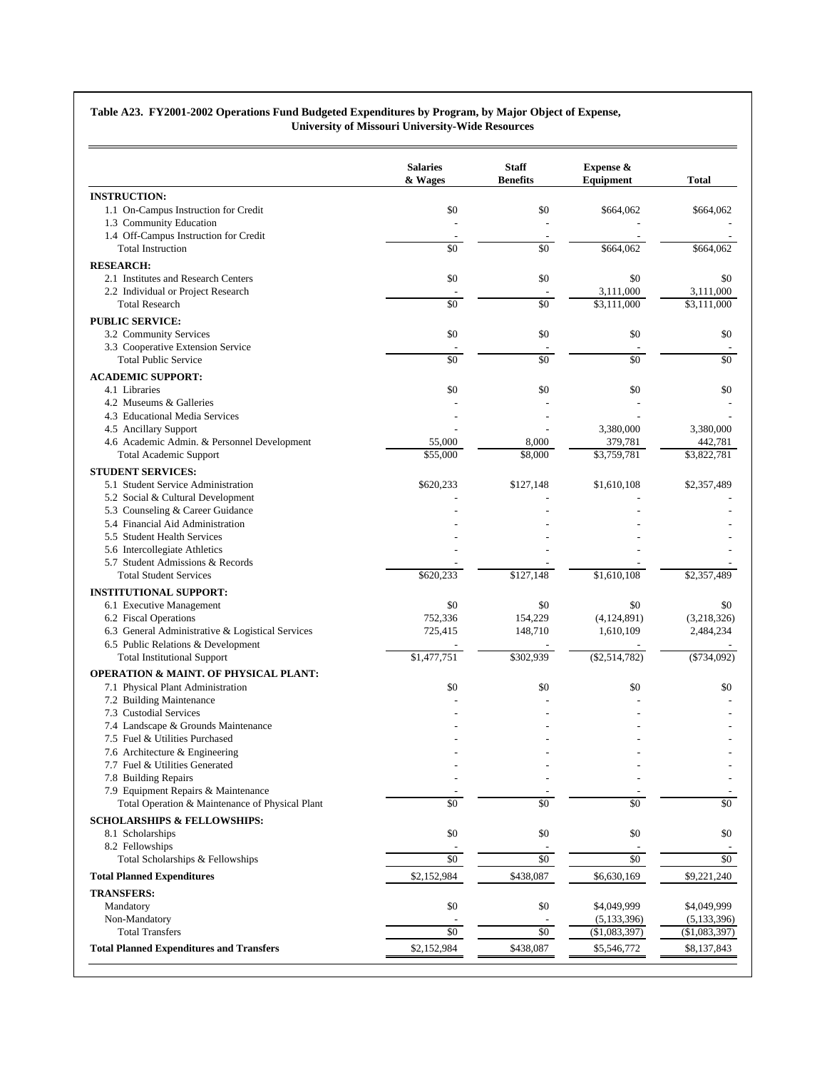**Table A23. FY2001-2002 Operations Fund Budgeted Expenditures by Program, by Major Object of Expense, University of Missouri University-Wide Resources**

| | Salaries & Wages | Staff Benefits | Expense & Equipment | Total |
|---|---|---|---|---|
| **INSTRUCTION:** | | | | |
| 1.1 On-Campus Instruction for Credit | $0 | $0 | $664,062 | $664,062 |
| 1.3 Community Education | - | - | - | - |
| 1.4 Off-Campus Instruction for Credit | - | - | - | - |
| Total Instruction | $0 | $0 | $664,062 | $664,062 |
| **RESEARCH:** | | | | |
| 2.1 Institutes and Research Centers | $0 | $0 | $0 | $0 |
| 2.2 Individual or Project Research | - | - | 3,111,000 | 3,111,000 |
| Total Research | $0 | $0 | $3,111,000 | $3,111,000 |
| **PUBLIC SERVICE:** | | | | |
| 3.2 Community Services | $0 | $0 | $0 | $0 |
| 3.3 Cooperative Extension Service | - | - | - | - |
| Total Public Service | $0 | $0 | $0 | $0 |
| **ACADEMIC SUPPORT:** | | | | |
| 4.1 Libraries | $0 | $0 | $0 | $0 |
| 4.2 Museums & Galleries | - | - | - | - |
| 4.3 Educational Media Services | - | - | - | - |
| 4.5 Ancillary Support | - | - | 3,380,000 | 3,380,000 |
| 4.6 Academic Admin. & Personnel Development | 55,000 | 8,000 | 379,781 | 442,781 |
| Total Academic Support | $55,000 | $8,000 | $3,759,781 | $3,822,781 |
| **STUDENT SERVICES:** | | | | |
| 5.1 Student Service Administration | $620,233 | $127,148 | $1,610,108 | $2,357,489 |
| 5.2 Social & Cultural Development | - | - | - | - |
| 5.3 Counseling & Career Guidance | - | - | - | - |
| 5.4 Financial Aid Administration | - | - | - | - |
| 5.5 Student Health Services | - | - | - | - |
| 5.6 Intercollegiate Athletics | - | - | - | - |
| 5.7 Student Admissions & Records | - | - | - | - |
| Total Student Services | $620,233 | $127,148 | $1,610,108 | $2,357,489 |
| **INSTITUTIONAL SUPPORT:** | | | | |
| 6.1 Executive Management | $0 | $0 | $0 | $0 |
| 6.2 Fiscal Operations | 752,336 | 154,229 | (4,124,891) | (3,218,326) |
| 6.3 General Administrative & Logistical Services | 725,415 | 148,710 | 1,610,109 | 2,484,234 |
| 6.5 Public Relations & Development | - | - | - | - |
| Total Institutional Support | $1,477,751 | $302,939 | ($2,514,782) | ($734,092) |
| **OPERATION & MAINT. OF PHYSICAL PLANT:** | | | | |
| 7.1 Physical Plant Administration | $0 | $0 | $0 | $0 |
| 7.2 Building Maintenance | - | - | - | - |
| 7.3 Custodial Services | - | - | - | - |
| 7.4 Landscape & Grounds Maintenance | - | - | - | - |
| 7.5 Fuel & Utilities Purchased | - | - | - | - |
| 7.6 Architecture & Engineering | - | - | - | - |
| 7.7 Fuel & Utilities Generated | - | - | - | - |
| 7.8 Building Repairs | - | - | - | - |
| 7.9 Equipment Repairs & Maintenance | - | - | - | - |
| Total Operation & Maintenance of Physical Plant | $0 | $0 | $0 | $0 |
| **SCHOLARSHIPS & FELLOWSHIPS:** | | | | |
| 8.1 Scholarships | $0 | $0 | $0 | $0 |
| 8.2 Fellowships | - | - | - | - |
| Total Scholarships & Fellowships | $0 | $0 | $0 | $0 |
| **Total Planned Expenditures** | $2,152,984 | $438,087 | $6,630,169 | $9,221,240 |
| **TRANSFERS:** | | | | |
| Mandatory | $0 | $0 | $4,049,999 | $4,049,999 |
| Non-Mandatory | - | - | (5,133,396) | (5,133,396) |
| Total Transfers | $0 | $0 | ($1,083,397) | ($1,083,397) |
| **Total Planned Expenditures and Transfers** | $2,152,984 | $438,087 | $5,546,772 | $8,137,843 |